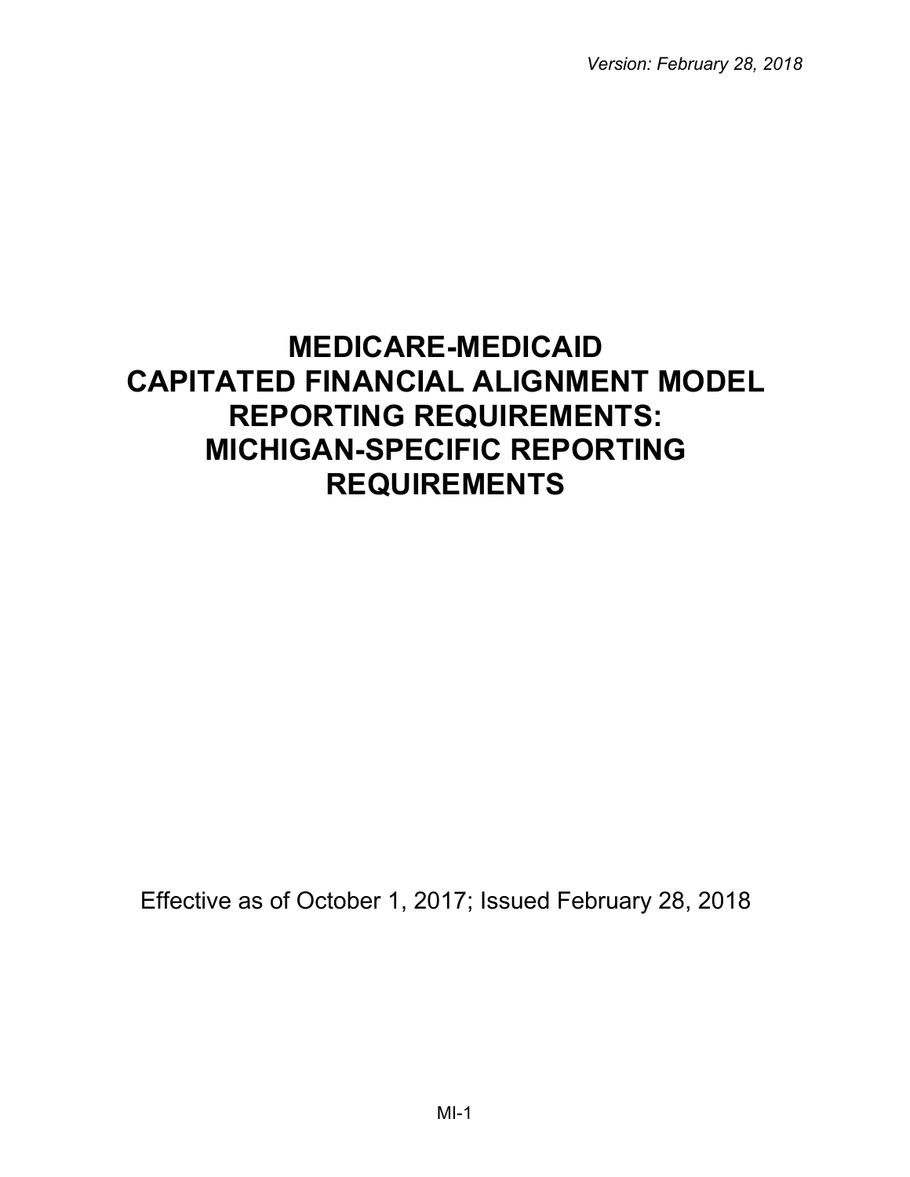*Version: February 28, 2018*

# MEDICARE-MEDICAID CAPITATED FINANCIAL ALIGNMENT MODEL REPORTING REQUIREMENTS: MICHIGAN-SPECIFIC REPORTING REQUIREMENTS

Effective as of October 1, 2017; Issued February 28, 2018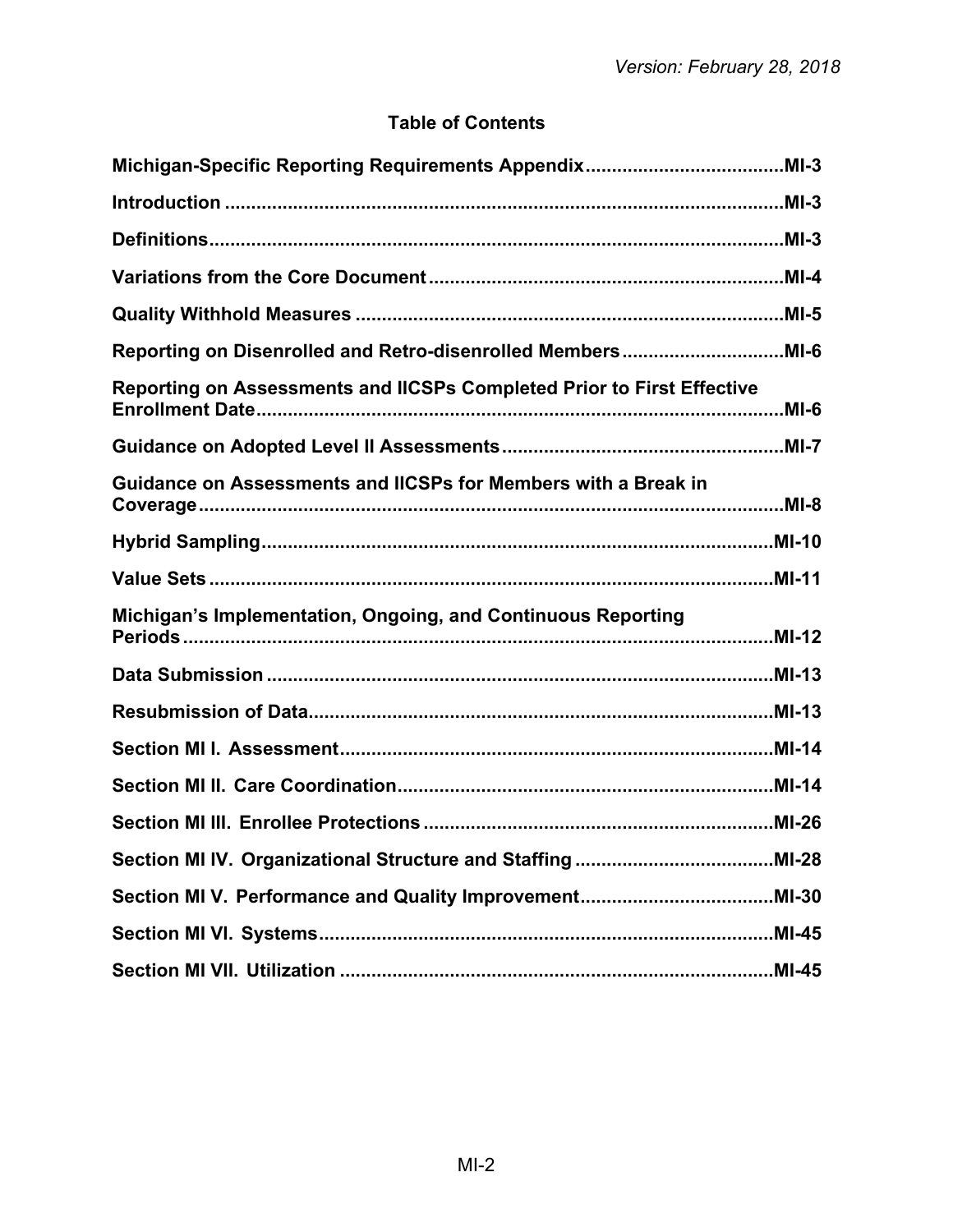Version: February 28, 2018

# Table of Contents

**Michigan-Specific Reporting Requirements Appendix** ..... MI-3

**Introduction** ..... MI-3

**Definitions** ..... MI-3

**Variations from the Core Document** ..... MI-4

**Quality Withhold Measures** ..... MI-5

**Reporting on Disenrolled and Retro-disenrolled Members** ..... MI-6

**Reporting on Assessments and IICSPs Completed Prior to First Effective Enrollment Date** ..... MI-6

**Guidance on Adopted Level II Assessments** ..... MI-7

**Guidance on Assessments and IICSPs for Members with a Break in Coverage** ..... MI-8

**Hybrid Sampling** ..... MI-10

**Value Sets** ..... MI-11

**Michigan's Implementation, Ongoing, and Continuous Reporting Periods** ..... MI-12

**Data Submission** ..... MI-13

**Resubmission of Data** ..... MI-13

**Section MI I. Assessment** ..... MI-14

**Section MI II. Care Coordination** ..... MI-14

**Section MI III. Enrollee Protections** ..... MI-26

**Section MI IV. Organizational Structure and Staffing** ..... MI-28

**Section MI V. Performance and Quality Improvement** ..... MI-30

**Section MI VI. Systems** ..... MI-45

**Section MI VII. Utilization** ..... MI-45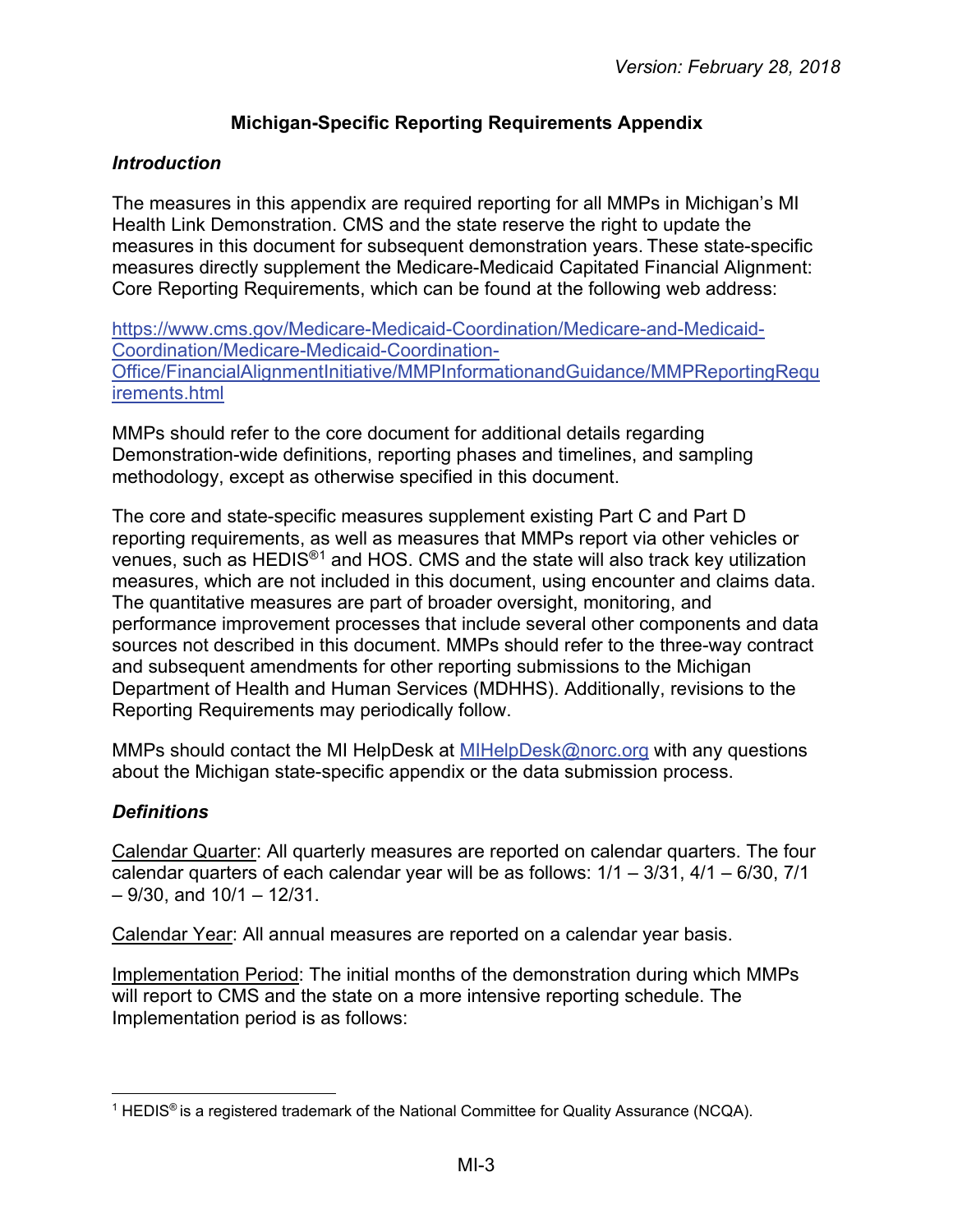Version: February 28, 2018

# Michigan-Specific Reporting Requirements Appendix

## *Introduction*

The measures in this appendix are required reporting for all MMPs in Michigan's MI Health Link Demonstration. CMS and the state reserve the right to update the measures in this document for subsequent demonstration years. These state-specific measures directly supplement the Medicare-Medicaid Capitated Financial Alignment: Core Reporting Requirements, which can be found at the following web address:

https://www.cms.gov/Medicare-Medicaid-Coordination/Medicare-and-Medicaid-Coordination/Medicare-Medicaid-Coordination-Office/FinancialAlignmentInitiative/MMPInformationandGuidance/MMPReportingRequirements.html

MMPs should refer to the core document for additional details regarding Demonstration-wide definitions, reporting phases and timelines, and sampling methodology, except as otherwise specified in this document.

The core and state-specific measures supplement existing Part C and Part D reporting requirements, as well as measures that MMPs report via other vehicles or venues, such as HEDIS®[1] and HOS. CMS and the state will also track key utilization measures, which are not included in this document, using encounter and claims data. The quantitative measures are part of broader oversight, monitoring, and performance improvement processes that include several other components and data sources not described in this document. MMPs should refer to the three-way contract and subsequent amendments for other reporting submissions to the Michigan Department of Health and Human Services (MDHHS). Additionally, revisions to the Reporting Requirements may periodically follow.

MMPs should contact the MI HelpDesk at MIHelpDesk@norc.org with any questions about the Michigan state-specific appendix or the data submission process.

## *Definitions*

Calendar Quarter: All quarterly measures are reported on calendar quarters. The four calendar quarters of each calendar year will be as follows: 1/1 – 3/31, 4/1 – 6/30, 7/1 – 9/30, and 10/1 – 12/31.

Calendar Year: All annual measures are reported on a calendar year basis.

Implementation Period: The initial months of the demonstration during which MMPs will report to CMS and the state on a more intensive reporting schedule. The Implementation period is as follows:

[1] HEDIS® is a registered trademark of the National Committee for Quality Assurance (NCQA).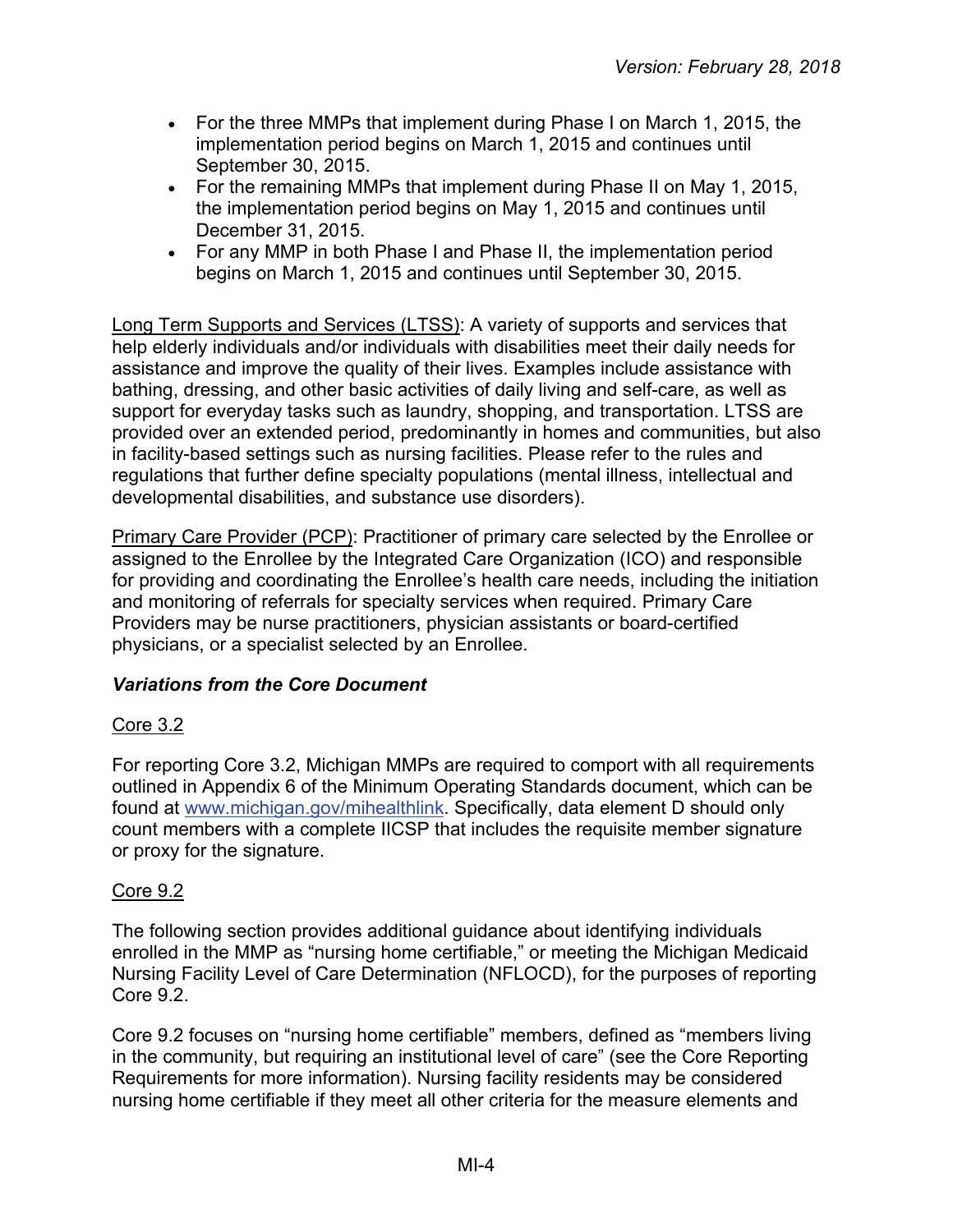- For the three MMPs that implement during Phase I on March 1, 2015, the implementation period begins on March 1, 2015 and continues until September 30, 2015.
- For the remaining MMPs that implement during Phase II on May 1, 2015, the implementation period begins on May 1, 2015 and continues until December 31, 2015.
- For any MMP in both Phase I and Phase II, the implementation period begins on March 1, 2015 and continues until September 30, 2015.

Long Term Supports and Services (LTSS): A variety of supports and services that help elderly individuals and/or individuals with disabilities meet their daily needs for assistance and improve the quality of their lives. Examples include assistance with bathing, dressing, and other basic activities of daily living and self-care, as well as support for everyday tasks such as laundry, shopping, and transportation. LTSS are provided over an extended period, predominantly in homes and communities, but also in facility-based settings such as nursing facilities. Please refer to the rules and regulations that further define specialty populations (mental illness, intellectual and developmental disabilities, and substance use disorders).

Primary Care Provider (PCP): Practitioner of primary care selected by the Enrollee or assigned to the Enrollee by the Integrated Care Organization (ICO) and responsible for providing and coordinating the Enrollee's health care needs, including the initiation and monitoring of referrals for specialty services when required. Primary Care Providers may be nurse practitioners, physician assistants or board-certified physicians, or a specialist selected by an Enrollee.

### *Variations from the Core Document*

Core 3.2

For reporting Core 3.2, Michigan MMPs are required to comport with all requirements outlined in Appendix 6 of the Minimum Operating Standards document, which can be found at www.michigan.gov/mihealthlink. Specifically, data element D should only count members with a complete IICSP that includes the requisite member signature or proxy for the signature.

Core 9.2

The following section provides additional guidance about identifying individuals enrolled in the MMP as "nursing home certifiable," or meeting the Michigan Medicaid Nursing Facility Level of Care Determination (NFLOCD), for the purposes of reporting Core 9.2.

Core 9.2 focuses on "nursing home certifiable" members, defined as "members living in the community, but requiring an institutional level of care" (see the Core Reporting Requirements for more information). Nursing facility residents may be considered nursing home certifiable if they meet all other criteria for the measure elements and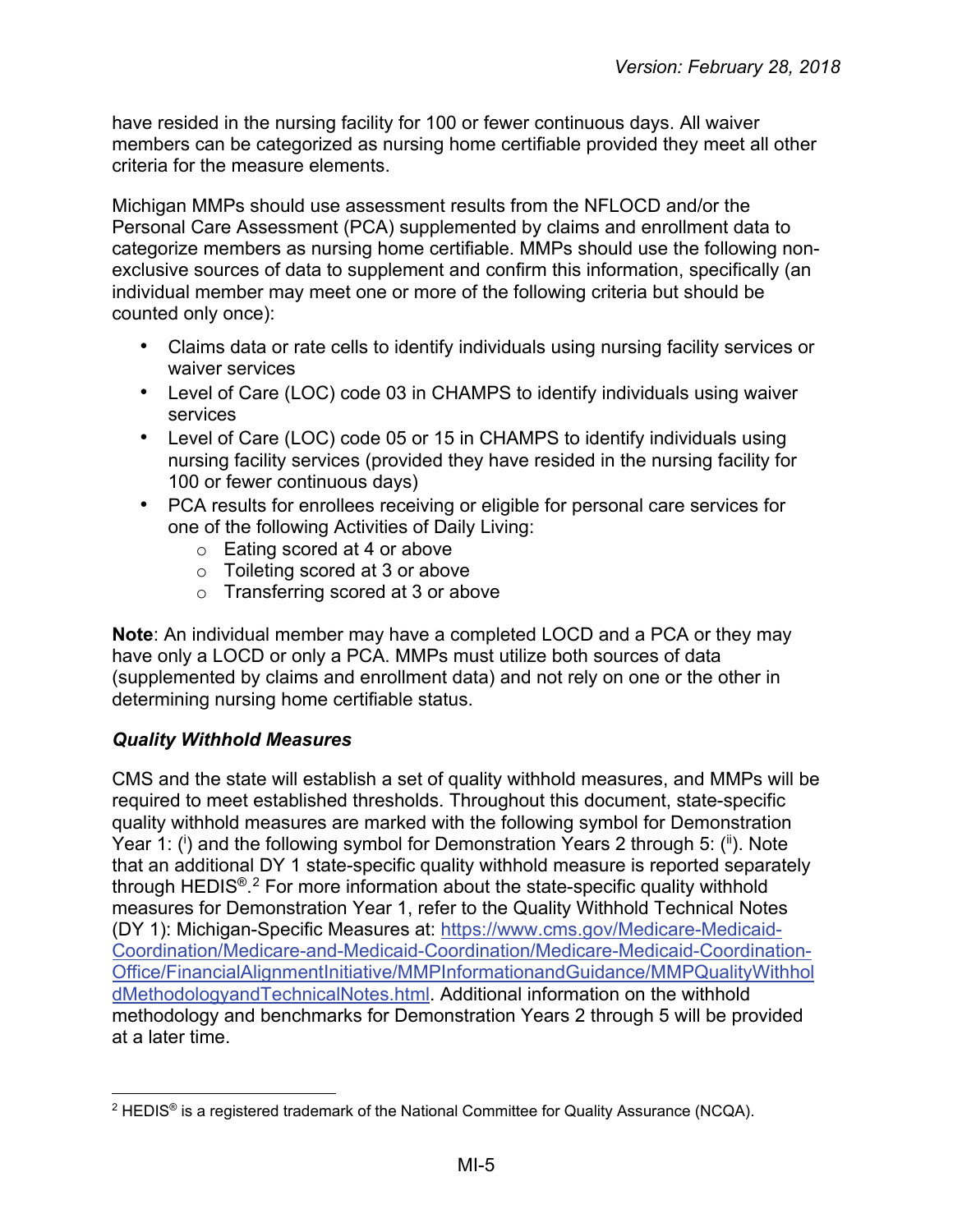have resided in the nursing facility for 100 or fewer continuous days. All waiver members can be categorized as nursing home certifiable provided they meet all other criteria for the measure elements.

Michigan MMPs should use assessment results from the NFLOCD and/or the Personal Care Assessment (PCA) supplemented by claims and enrollment data to categorize members as nursing home certifiable. MMPs should use the following non-exclusive sources of data to supplement and confirm this information, specifically (an individual member may meet one or more of the following criteria but should be counted only once):

- Claims data or rate cells to identify individuals using nursing facility services or waiver services
- Level of Care (LOC) code 03 in CHAMPS to identify individuals using waiver services
- Level of Care (LOC) code 05 or 15 in CHAMPS to identify individuals using nursing facility services (provided they have resided in the nursing facility for 100 or fewer continuous days)
- PCA results for enrollees receiving or eligible for personal care services for one of the following Activities of Daily Living:
  - Eating scored at 4 or above
  - Toileting scored at 3 or above
  - Transferring scored at 3 or above

**Note**: An individual member may have a completed LOCD and a PCA or they may have only a LOCD or only a PCA. MMPs must utilize both sources of data (supplemented by claims and enrollment data) and not rely on one or the other in determining nursing home certifiable status.

### *Quality Withhold Measures*

CMS and the state will establish a set of quality withhold measures, and MMPs will be required to meet established thresholds. Throughout this document, state-specific quality withhold measures are marked with the following symbol for Demonstration Year 1: ([i]) and the following symbol for Demonstration Years 2 through 5: ([ii]). Note that an additional DY 1 state-specific quality withhold measure is reported separately through HEDIS®.[2] For more information about the state-specific quality withhold measures for Demonstration Year 1, refer to the Quality Withhold Technical Notes (DY 1): Michigan-Specific Measures at: https://www.cms.gov/Medicare-Medicaid-Coordination/Medicare-and-Medicaid-Coordination/Medicare-Medicaid-Coordination-Office/FinancialAlignmentInitiative/MMPInformationandGuidance/MMPQualityWithholdMethodologyandTechnicalNotes.html. Additional information on the withhold methodology and benchmarks for Demonstration Years 2 through 5 will be provided at a later time.

[2] HEDIS® is a registered trademark of the National Committee for Quality Assurance (NCQA).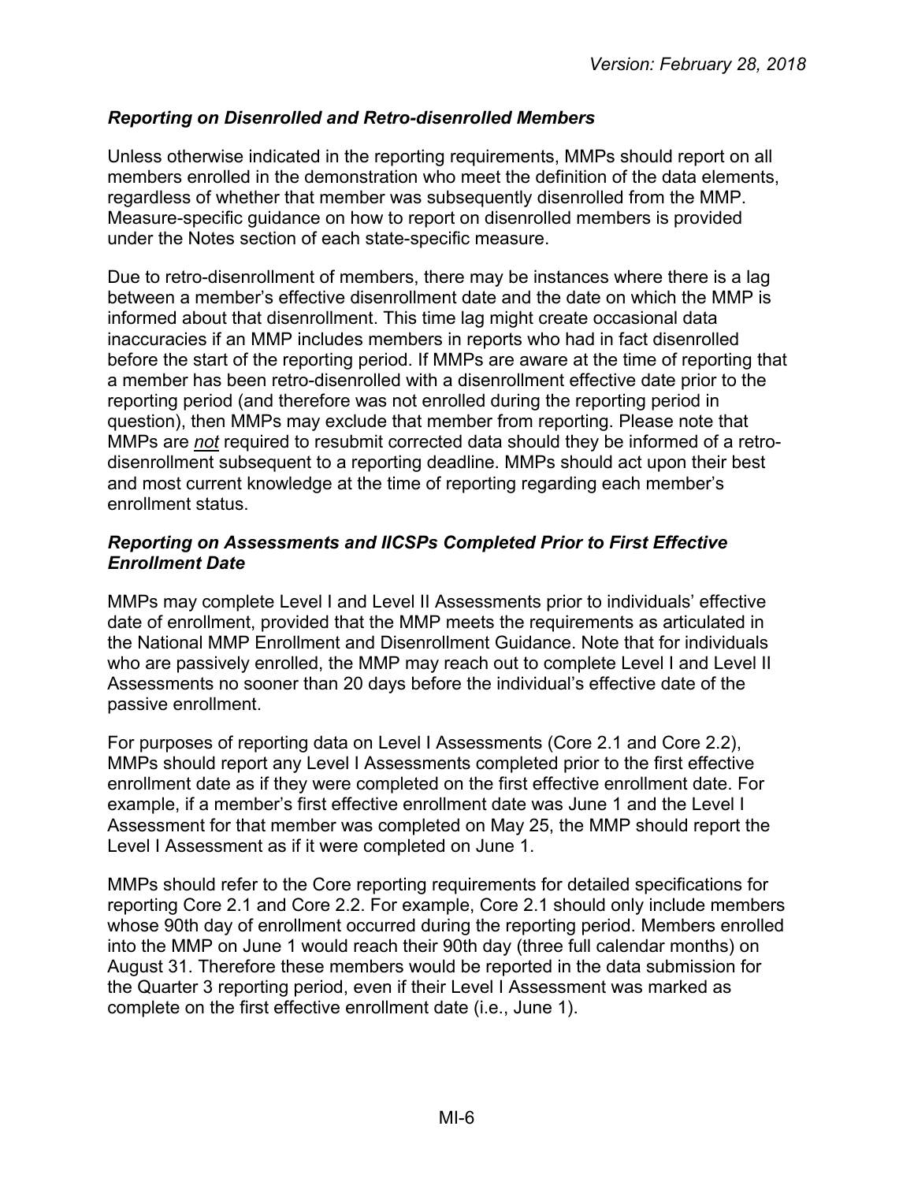### *Reporting on Disenrolled and Retro-disenrolled Members*

Unless otherwise indicated in the reporting requirements, MMPs should report on all members enrolled in the demonstration who meet the definition of the data elements, regardless of whether that member was subsequently disenrolled from the MMP. Measure-specific guidance on how to report on disenrolled members is provided under the Notes section of each state-specific measure.

Due to retro-disenrollment of members, there may be instances where there is a lag between a member's effective disenrollment date and the date on which the MMP is informed about that disenrollment. This time lag might create occasional data inaccuracies if an MMP includes members in reports who had in fact disenrolled before the start of the reporting period. If MMPs are aware at the time of reporting that a member has been retro-disenrolled with a disenrollment effective date prior to the reporting period (and therefore was not enrolled during the reporting period in question), then MMPs may exclude that member from reporting. Please note that MMPs are ***not*** required to resubmit corrected data should they be informed of a retro-disenrollment subsequent to a reporting deadline. MMPs should act upon their best and most current knowledge at the time of reporting regarding each member's enrollment status.

### *Reporting on Assessments and IICSPs Completed Prior to First Effective Enrollment Date*

MMPs may complete Level I and Level II Assessments prior to individuals' effective date of enrollment, provided that the MMP meets the requirements as articulated in the National MMP Enrollment and Disenrollment Guidance. Note that for individuals who are passively enrolled, the MMP may reach out to complete Level I and Level II Assessments no sooner than 20 days before the individual's effective date of the passive enrollment.

For purposes of reporting data on Level I Assessments (Core 2.1 and Core 2.2), MMPs should report any Level I Assessments completed prior to the first effective enrollment date as if they were completed on the first effective enrollment date. For example, if a member's first effective enrollment date was June 1 and the Level I Assessment for that member was completed on May 25, the MMP should report the Level I Assessment as if it were completed on June 1.

MMPs should refer to the Core reporting requirements for detailed specifications for reporting Core 2.1 and Core 2.2. For example, Core 2.1 should only include members whose 90th day of enrollment occurred during the reporting period. Members enrolled into the MMP on June 1 would reach their 90th day (three full calendar months) on August 31. Therefore these members would be reported in the data submission for the Quarter 3 reporting period, even if their Level I Assessment was marked as complete on the first effective enrollment date (i.e., June 1).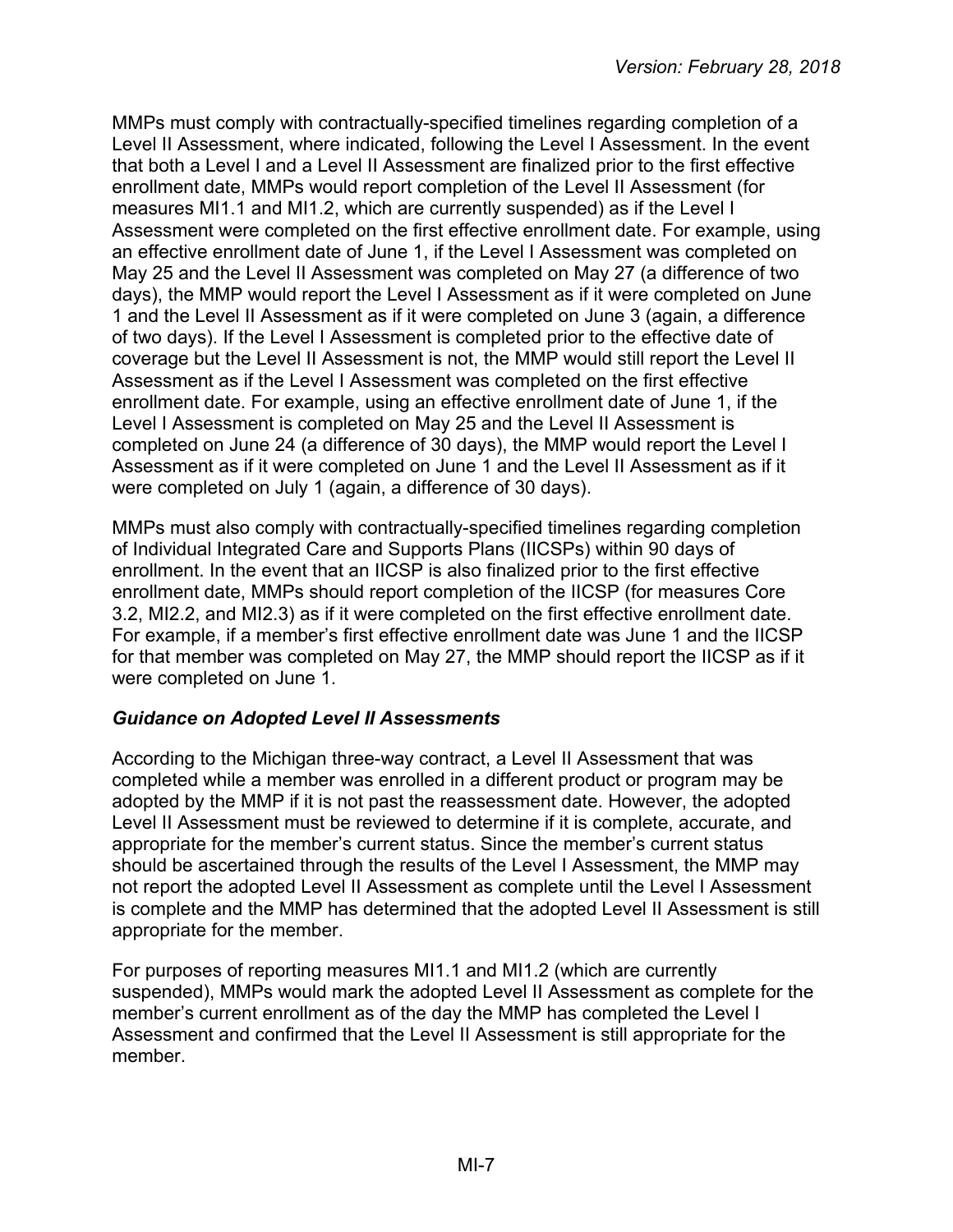MMPs must comply with contractually-specified timelines regarding completion of a Level II Assessment, where indicated, following the Level I Assessment. In the event that both a Level I and a Level II Assessment are finalized prior to the first effective enrollment date, MMPs would report completion of the Level II Assessment (for measures MI1.1 and MI1.2, which are currently suspended) as if the Level I Assessment were completed on the first effective enrollment date. For example, using an effective enrollment date of June 1, if the Level I Assessment was completed on May 25 and the Level II Assessment was completed on May 27 (a difference of two days), the MMP would report the Level I Assessment as if it were completed on June 1 and the Level II Assessment as if it were completed on June 3 (again, a difference of two days). If the Level I Assessment is completed prior to the effective date of coverage but the Level II Assessment is not, the MMP would still report the Level II Assessment as if the Level I Assessment was completed on the first effective enrollment date. For example, using an effective enrollment date of June 1, if the Level I Assessment is completed on May 25 and the Level II Assessment is completed on June 24 (a difference of 30 days), the MMP would report the Level I Assessment as if it were completed on June 1 and the Level II Assessment as if it were completed on July 1 (again, a difference of 30 days).

MMPs must also comply with contractually-specified timelines regarding completion of Individual Integrated Care and Supports Plans (IICSPs) within 90 days of enrollment. In the event that an IICSP is also finalized prior to the first effective enrollment date, MMPs should report completion of the IICSP (for measures Core 3.2, MI2.2, and MI2.3) as if it were completed on the first effective enrollment date. For example, if a member's first effective enrollment date was June 1 and the IICSP for that member was completed on May 27, the MMP should report the IICSP as if it were completed on June 1.

### *Guidance on Adopted Level II Assessments*

According to the Michigan three-way contract, a Level II Assessment that was completed while a member was enrolled in a different product or program may be adopted by the MMP if it is not past the reassessment date. However, the adopted Level II Assessment must be reviewed to determine if it is complete, accurate, and appropriate for the member's current status. Since the member's current status should be ascertained through the results of the Level I Assessment, the MMP may not report the adopted Level II Assessment as complete until the Level I Assessment is complete and the MMP has determined that the adopted Level II Assessment is still appropriate for the member.

For purposes of reporting measures MI1.1 and MI1.2 (which are currently suspended), MMPs would mark the adopted Level II Assessment as complete for the member's current enrollment as of the day the MMP has completed the Level I Assessment and confirmed that the Level II Assessment is still appropriate for the member.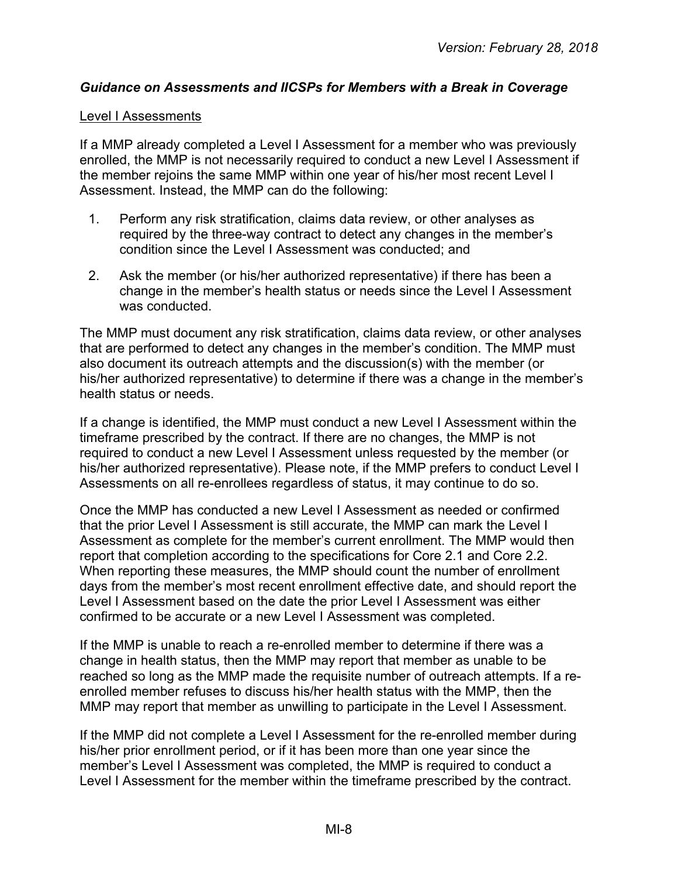### *Guidance on Assessments and IICSPs for Members with a Break in Coverage*

<u>Level I Assessments</u>

If a MMP already completed a Level I Assessment for a member who was previously enrolled, the MMP is not necessarily required to conduct a new Level I Assessment if the member rejoins the same MMP within one year of his/her most recent Level I Assessment. Instead, the MMP can do the following:

1. Perform any risk stratification, claims data review, or other analyses as required by the three-way contract to detect any changes in the member's condition since the Level I Assessment was conducted; and
2. Ask the member (or his/her authorized representative) if there has been a change in the member's health status or needs since the Level I Assessment was conducted.

The MMP must document any risk stratification, claims data review, or other analyses that are performed to detect any changes in the member's condition. The MMP must also document its outreach attempts and the discussion(s) with the member (or his/her authorized representative) to determine if there was a change in the member's health status or needs.

If a change is identified, the MMP must conduct a new Level I Assessment within the timeframe prescribed by the contract. If there are no changes, the MMP is not required to conduct a new Level I Assessment unless requested by the member (or his/her authorized representative). Please note, if the MMP prefers to conduct Level I Assessments on all re-enrollees regardless of status, it may continue to do so.

Once the MMP has conducted a new Level I Assessment as needed or confirmed that the prior Level I Assessment is still accurate, the MMP can mark the Level I Assessment as complete for the member's current enrollment. The MMP would then report that completion according to the specifications for Core 2.1 and Core 2.2. When reporting these measures, the MMP should count the number of enrollment days from the member's most recent enrollment effective date, and should report the Level I Assessment based on the date the prior Level I Assessment was either confirmed to be accurate or a new Level I Assessment was completed.

If the MMP is unable to reach a re-enrolled member to determine if there was a change in health status, then the MMP may report that member as unable to be reached so long as the MMP made the requisite number of outreach attempts. If a re-enrolled member refuses to discuss his/her health status with the MMP, then the MMP may report that member as unwilling to participate in the Level I Assessment.

If the MMP did not complete a Level I Assessment for the re-enrolled member during his/her prior enrollment period, or if it has been more than one year since the member's Level I Assessment was completed, the MMP is required to conduct a Level I Assessment for the member within the timeframe prescribed by the contract.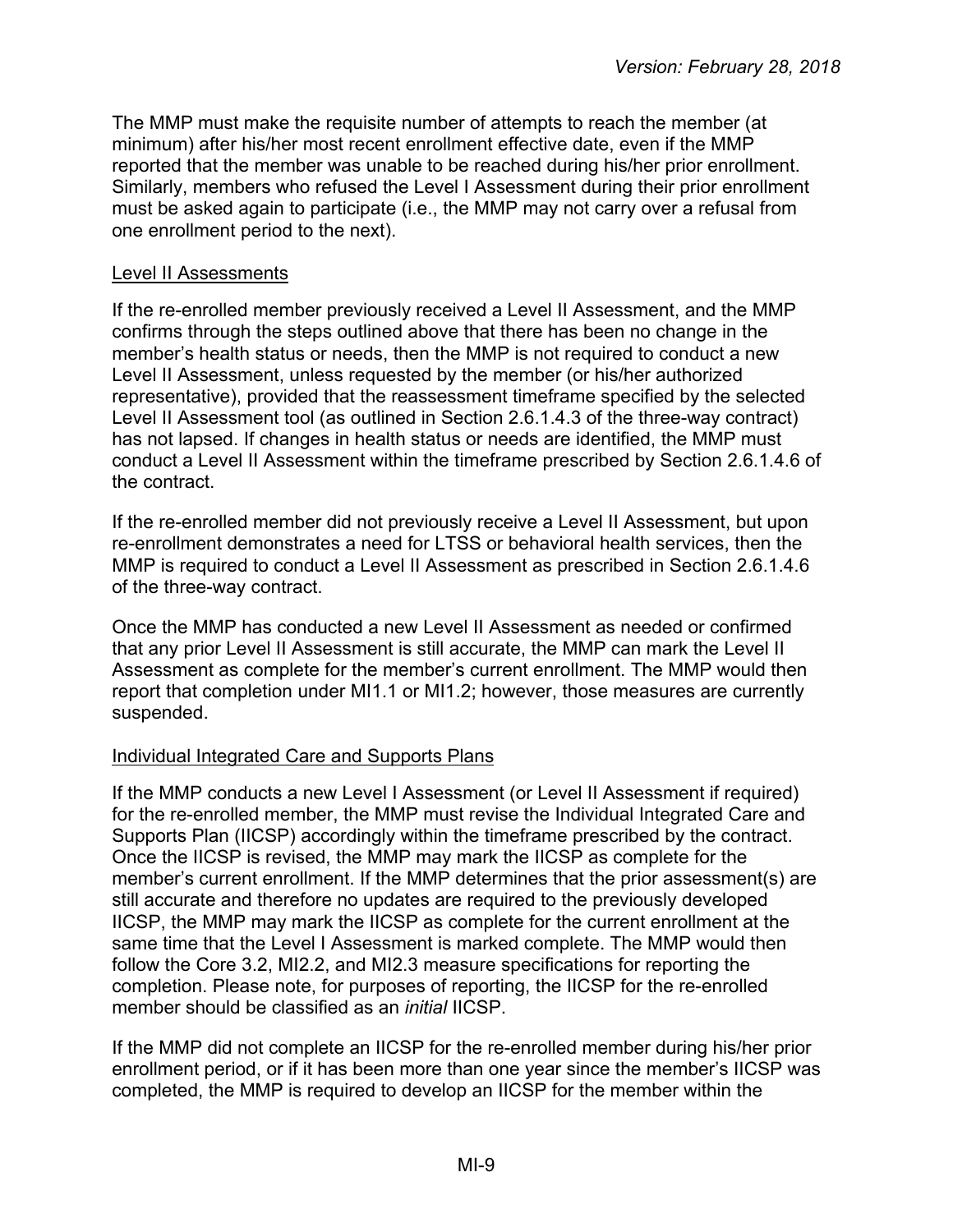The MMP must make the requisite number of attempts to reach the member (at minimum) after his/her most recent enrollment effective date, even if the MMP reported that the member was unable to be reached during his/her prior enrollment. Similarly, members who refused the Level I Assessment during their prior enrollment must be asked again to participate (i.e., the MMP may not carry over a refusal from one enrollment period to the next).

<u>Level II Assessments</u>

If the re-enrolled member previously received a Level II Assessment, and the MMP confirms through the steps outlined above that there has been no change in the member's health status or needs, then the MMP is not required to conduct a new Level II Assessment, unless requested by the member (or his/her authorized representative), provided that the reassessment timeframe specified by the selected Level II Assessment tool (as outlined in Section 2.6.1.4.3 of the three-way contract) has not lapsed. If changes in health status or needs are identified, the MMP must conduct a Level II Assessment within the timeframe prescribed by Section 2.6.1.4.6 of the contract.

If the re-enrolled member did not previously receive a Level II Assessment, but upon re-enrollment demonstrates a need for LTSS or behavioral health services, then the MMP is required to conduct a Level II Assessment as prescribed in Section 2.6.1.4.6 of the three-way contract.

Once the MMP has conducted a new Level II Assessment as needed or confirmed that any prior Level II Assessment is still accurate, the MMP can mark the Level II Assessment as complete for the member's current enrollment. The MMP would then report that completion under MI1.1 or MI1.2; however, those measures are currently suspended.

<u>Individual Integrated Care and Supports Plans</u>

If the MMP conducts a new Level I Assessment (or Level II Assessment if required) for the re-enrolled member, the MMP must revise the Individual Integrated Care and Supports Plan (IICSP) accordingly within the timeframe prescribed by the contract. Once the IICSP is revised, the MMP may mark the IICSP as complete for the member's current enrollment. If the MMP determines that the prior assessment(s) are still accurate and therefore no updates are required to the previously developed IICSP, the MMP may mark the IICSP as complete for the current enrollment at the same time that the Level I Assessment is marked complete. The MMP would then follow the Core 3.2, MI2.2, and MI2.3 measure specifications for reporting the completion. Please note, for purposes of reporting, the IICSP for the re-enrolled member should be classified as an *initial* IICSP.

If the MMP did not complete an IICSP for the re-enrolled member during his/her prior enrollment period, or if it has been more than one year since the member's IICSP was completed, the MMP is required to develop an IICSP for the member within the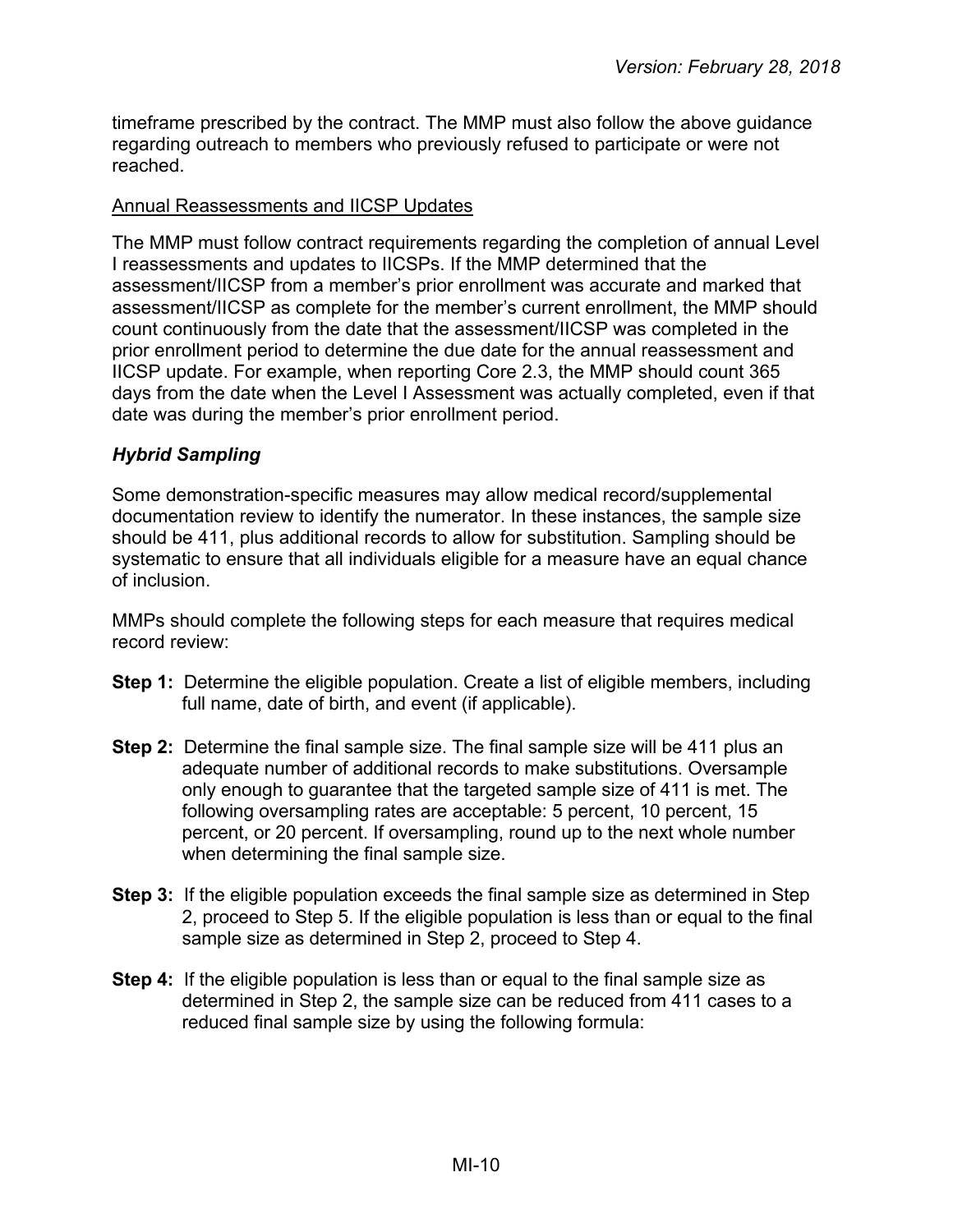timeframe prescribed by the contract. The MMP must also follow the above guidance regarding outreach to members who previously refused to participate or were not reached.

Annual Reassessments and IICSP Updates

The MMP must follow contract requirements regarding the completion of annual Level I reassessments and updates to IICSPs. If the MMP determined that the assessment/IICSP from a member's prior enrollment was accurate and marked that assessment/IICSP as complete for the member's current enrollment, the MMP should count continuously from the date that the assessment/IICSP was completed in the prior enrollment period to determine the due date for the annual reassessment and IICSP update. For example, when reporting Core 2.3, the MMP should count 365 days from the date when the Level I Assessment was actually completed, even if that date was during the member's prior enrollment period.

### *Hybrid Sampling*

Some demonstration-specific measures may allow medical record/supplemental documentation review to identify the numerator. In these instances, the sample size should be 411, plus additional records to allow for substitution. Sampling should be systematic to ensure that all individuals eligible for a measure have an equal chance of inclusion.

MMPs should complete the following steps for each measure that requires medical record review:

**Step 1:** Determine the eligible population. Create a list of eligible members, including full name, date of birth, and event (if applicable).

**Step 2:** Determine the final sample size. The final sample size will be 411 plus an adequate number of additional records to make substitutions. Oversample only enough to guarantee that the targeted sample size of 411 is met. The following oversampling rates are acceptable: 5 percent, 10 percent, 15 percent, or 20 percent. If oversampling, round up to the next whole number when determining the final sample size.

**Step 3:** If the eligible population exceeds the final sample size as determined in Step 2, proceed to Step 5. If the eligible population is less than or equal to the final sample size as determined in Step 2, proceed to Step 4.

**Step 4:** If the eligible population is less than or equal to the final sample size as determined in Step 2, the sample size can be reduced from 411 cases to a reduced final sample size by using the following formula: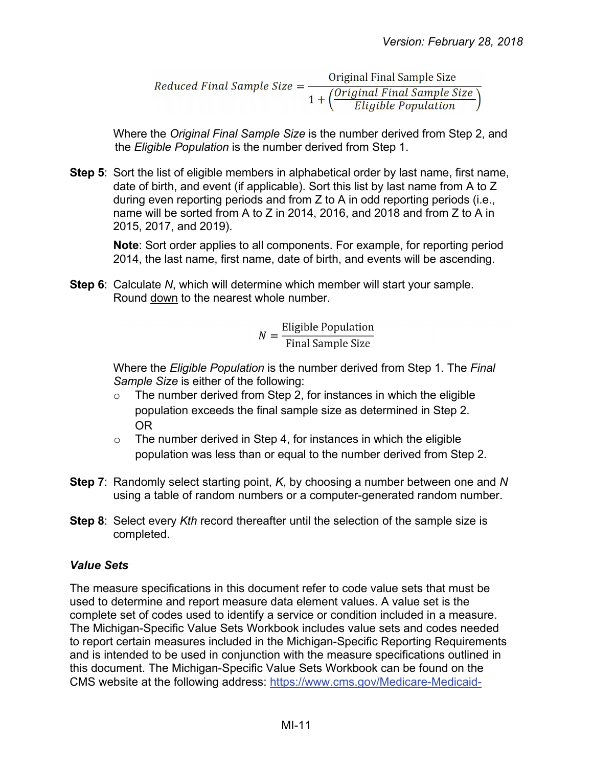$$Reduced\ Final\ Sample\ Size = \frac{\text{Original Final Sample Size}}{1 + \left(\frac{Original\ Final\ Sample\ Size}{Eligible\ Population}\right)}$$

Where the *Original Final Sample Size* is the number derived from Step 2, and the *Eligible Population* is the number derived from Step 1.

**Step 5**: Sort the list of eligible members in alphabetical order by last name, first name, date of birth, and event (if applicable). Sort this list by last name from A to Z during even reporting periods and from Z to A in odd reporting periods (i.e., name will be sorted from A to Z in 2014, 2016, and 2018 and from Z to A in 2015, 2017, and 2019).

**Note**: Sort order applies to all components. For example, for reporting period 2014, the last name, first name, date of birth, and events will be ascending.

**Step 6**: Calculate *N*, which will determine which member will start your sample. Round down to the nearest whole number.

$$N = \frac{\text{Eligible Population}}{\text{Final Sample Size}}$$

Where the *Eligible Population* is the number derived from Step 1. The *Final Sample Size* is either of the following:

- The number derived from Step 2, for instances in which the eligible population exceeds the final sample size as determined in Step 2.
  OR
- The number derived in Step 4, for instances in which the eligible population was less than or equal to the number derived from Step 2.

**Step 7**: Randomly select starting point, *K*, by choosing a number between one and *N* using a table of random numbers or a computer-generated random number.

**Step 8**: Select every *Kth* record thereafter until the selection of the sample size is completed.

### *Value Sets*

The measure specifications in this document refer to code value sets that must be used to determine and report measure data element values. A value set is the complete set of codes used to identify a service or condition included in a measure. The Michigan-Specific Value Sets Workbook includes value sets and codes needed to report certain measures included in the Michigan-Specific Reporting Requirements and is intended to be used in conjunction with the measure specifications outlined in this document. The Michigan-Specific Value Sets Workbook can be found on the CMS website at the following address: https://www.cms.gov/Medicare-Medicaid-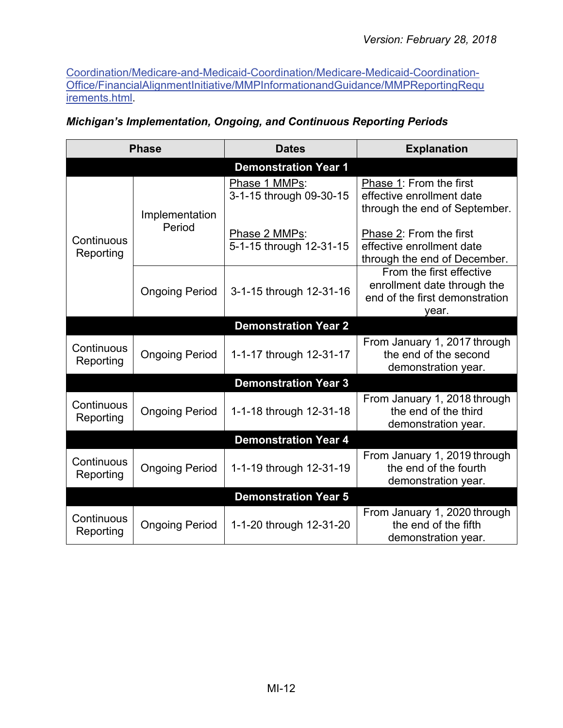Coordination/Medicare-and-Medicaid-Coordination/Medicare-Medicaid-Coordination-Office/FinancialAlignmentInitiative/MMPInformationandGuidance/MMPReportingRequirements.html.

***Michigan's Implementation, Ongoing, and Continuous Reporting Periods***

| Phase | | Dates | Explanation |
|---|---|---|---|
| **Demonstration Year 1** | | | |
| Continuous Reporting | Implementation Period | Phase 1 MMPs: 3-1-15 through 09-30-15<br><br>Phase 2 MMPs: 5-1-15 through 12-31-15 | Phase 1: From the first effective enrollment date through the end of September.<br><br>Phase 2: From the first effective enrollment date through the end of December. |
| | Ongoing Period | 3-1-15 through 12-31-16 | From the first effective enrollment date through the end of the first demonstration year. |
| **Demonstration Year 2** | | | |
| Continuous Reporting | Ongoing Period | 1-1-17 through 12-31-17 | From January 1, 2017 through the end of the second demonstration year. |
| **Demonstration Year 3** | | | |
| Continuous Reporting | Ongoing Period | 1-1-18 through 12-31-18 | From January 1, 2018 through the end of the third demonstration year. |
| **Demonstration Year 4** | | | |
| Continuous Reporting | Ongoing Period | 1-1-19 through 12-31-19 | From January 1, 2019 through the end of the fourth demonstration year. |
| **Demonstration Year 5** | | | |
| Continuous Reporting | Ongoing Period | 1-1-20 through 12-31-20 | From January 1, 2020 through the end of the fifth demonstration year. |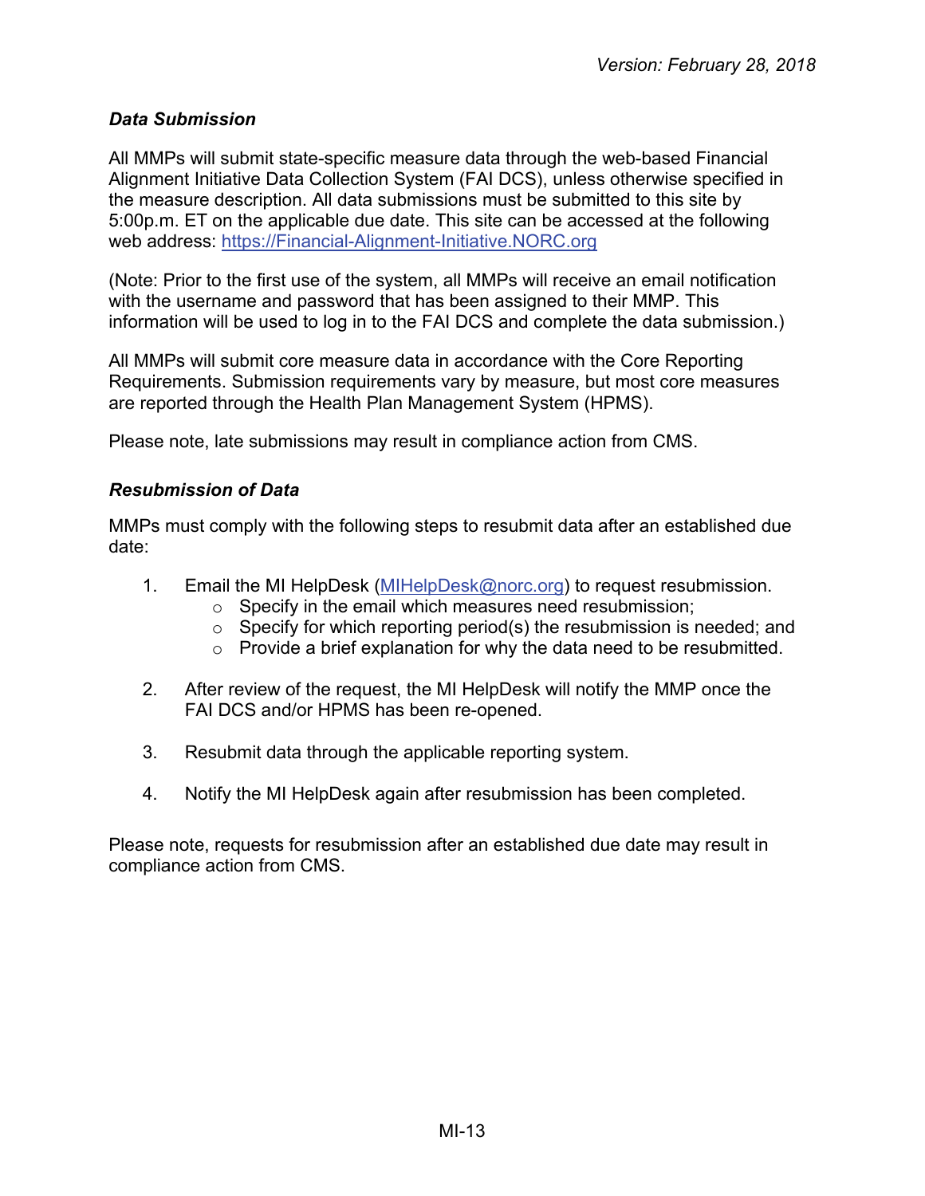### *Data Submission*

All MMPs will submit state-specific measure data through the web-based Financial Alignment Initiative Data Collection System (FAI DCS), unless otherwise specified in the measure description. All data submissions must be submitted to this site by 5:00p.m. ET on the applicable due date. This site can be accessed at the following web address: https://Financial-Alignment-Initiative.NORC.org

(Note: Prior to the first use of the system, all MMPs will receive an email notification with the username and password that has been assigned to their MMP. This information will be used to log in to the FAI DCS and complete the data submission.)

All MMPs will submit core measure data in accordance with the Core Reporting Requirements. Submission requirements vary by measure, but most core measures are reported through the Health Plan Management System (HPMS).

Please note, late submissions may result in compliance action from CMS.

### *Resubmission of Data*

MMPs must comply with the following steps to resubmit data after an established due date:

1. Email the MI HelpDesk (MIHelpDesk@norc.org) to request resubmission.
   - Specify in the email which measures need resubmission;
   - Specify for which reporting period(s) the resubmission is needed; and
   - Provide a brief explanation for why the data need to be resubmitted.

2. After review of the request, the MI HelpDesk will notify the MMP once the FAI DCS and/or HPMS has been re-opened.

3. Resubmit data through the applicable reporting system.

4. Notify the MI HelpDesk again after resubmission has been completed.

Please note, requests for resubmission after an established due date may result in compliance action from CMS.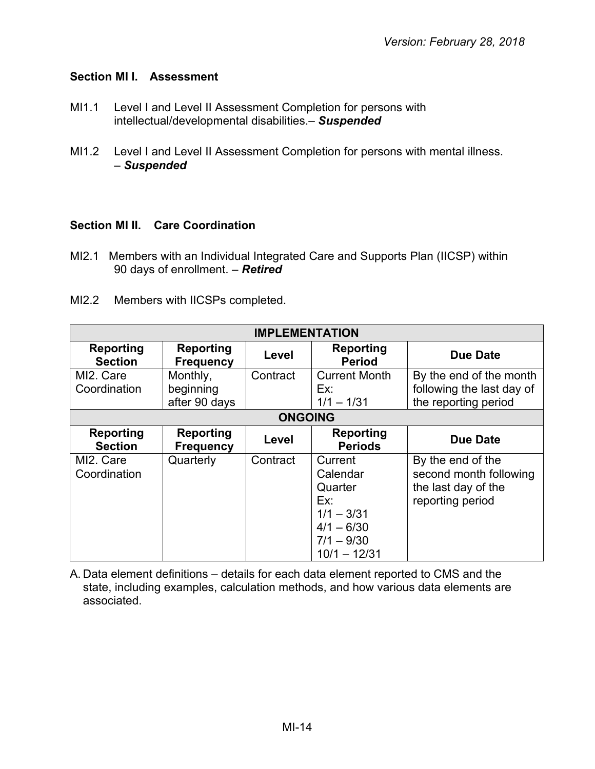### Section MI I. Assessment

MI1.1 Level I and Level II Assessment Completion for persons with intellectual/developmental disabilities.– ***Suspended***

MI1.2 Level I and Level II Assessment Completion for persons with mental illness. – ***Suspended***

### Section MI II. Care Coordination

MI2.1 Members with an Individual Integrated Care and Supports Plan (IICSP) within 90 days of enrollment. – ***Retired***

MI2.2 Members with IICSPs completed.

| **IMPLEMENTATION** | | | | |
|---|---|---|---|---|
| **Reporting Section** | **Reporting Frequency** | **Level** | **Reporting Period** | **Due Date** |
| MI2. Care Coordination | Monthly, beginning after 90 days | Contract | Current Month<br>Ex:<br>1/1 – 1/31 | By the end of the month following the last day of the reporting period |
| **ONGOING** | | | | |
| **Reporting Section** | **Reporting Frequency** | **Level** | **Reporting Periods** | **Due Date** |
| MI2. Care Coordination | Quarterly | Contract | Current Calendar Quarter<br>Ex:<br>1/1 – 3/31<br>4/1 – 6/30<br>7/1 – 9/30<br>10/1 – 12/31 | By the end of the second month following the last day of the reporting period |

A. Data element definitions – details for each data element reported to CMS and the state, including examples, calculation methods, and how various data elements are associated.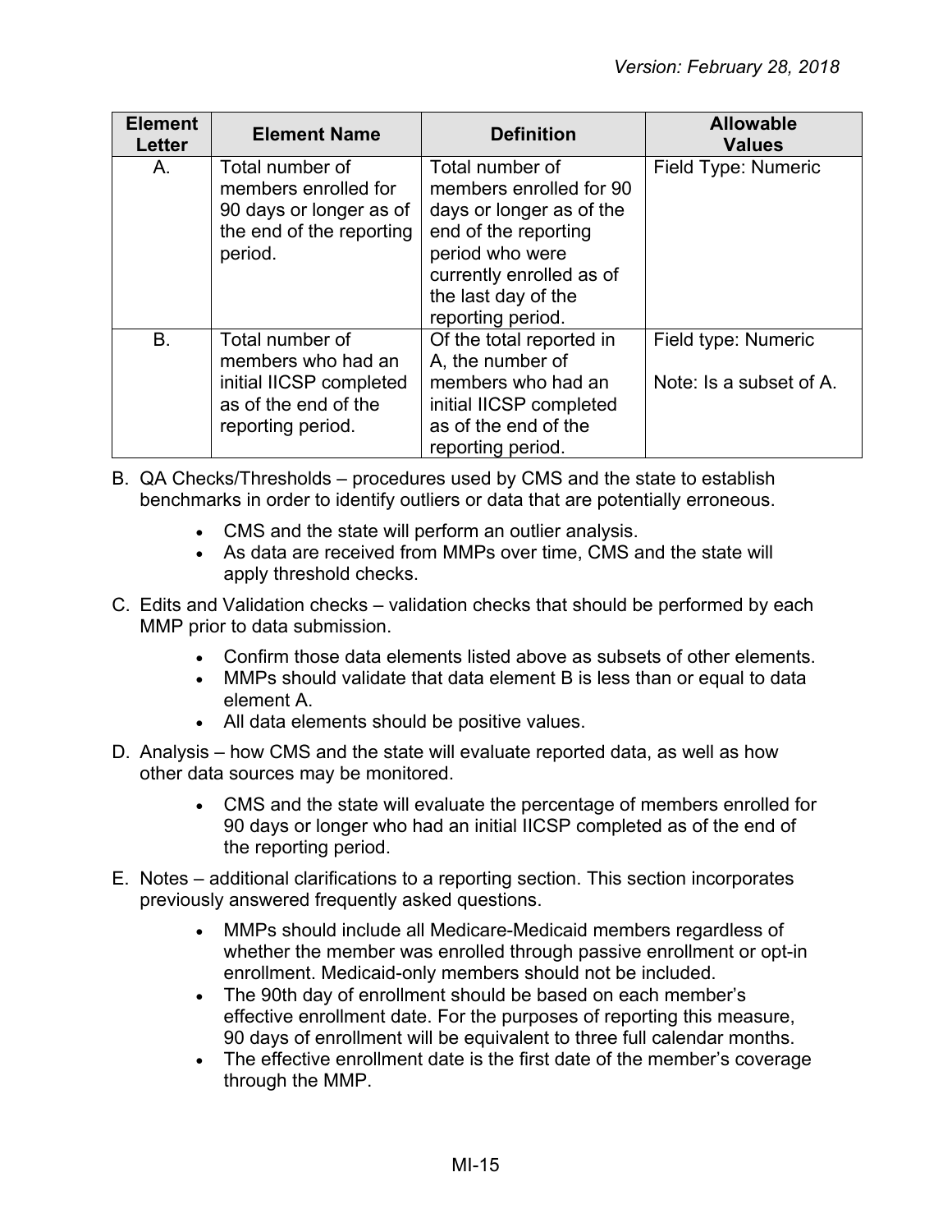| Element Letter | Element Name | Definition | Allowable Values |
| --- | --- | --- | --- |
| A. | Total number of members enrolled for 90 days or longer as of the end of the reporting period. | Total number of members enrolled for 90 days or longer as of the end of the reporting period who were currently enrolled as of the last day of the reporting period. | Field Type: Numeric |
| B. | Total number of members who had an initial IICSP completed as of the end of the reporting period. | Of the total reported in A, the number of members who had an initial IICSP completed as of the end of the reporting period. | Field type: Numeric<br><br>Note: Is a subset of A. |

B. QA Checks/Thresholds – procedures used by CMS and the state to establish benchmarks in order to identify outliers or data that are potentially erroneous.

- CMS and the state will perform an outlier analysis.
- As data are received from MMPs over time, CMS and the state will apply threshold checks.

C. Edits and Validation checks – validation checks that should be performed by each MMP prior to data submission.

- Confirm those data elements listed above as subsets of other elements.
- MMPs should validate that data element B is less than or equal to data element A.
- All data elements should be positive values.

D. Analysis – how CMS and the state will evaluate reported data, as well as how other data sources may be monitored.

- CMS and the state will evaluate the percentage of members enrolled for 90 days or longer who had an initial IICSP completed as of the end of the reporting period.

E. Notes – additional clarifications to a reporting section. This section incorporates previously answered frequently asked questions.

- MMPs should include all Medicare-Medicaid members regardless of whether the member was enrolled through passive enrollment or opt-in enrollment. Medicaid-only members should not be included.
- The 90th day of enrollment should be based on each member's effective enrollment date. For the purposes of reporting this measure, 90 days of enrollment will be equivalent to three full calendar months.
- The effective enrollment date is the first date of the member's coverage through the MMP.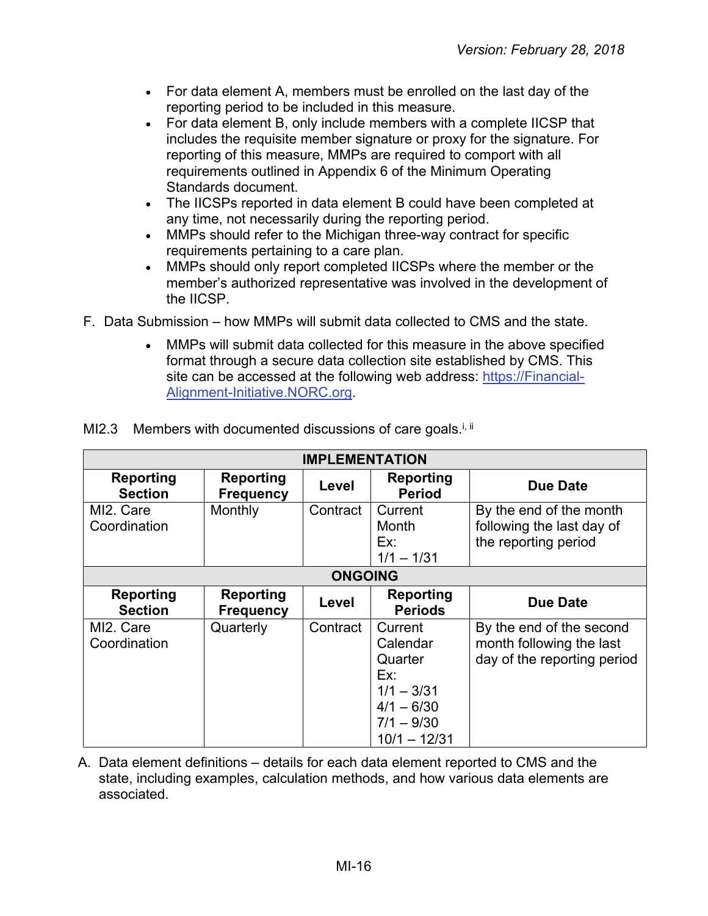- For data element A, members must be enrolled on the last day of the reporting period to be included in this measure.
- For data element B, only include members with a complete IICSP that includes the requisite member signature or proxy for the signature. For reporting of this measure, MMPs are required to comport with all requirements outlined in Appendix 6 of the Minimum Operating Standards document.
- The IICSPs reported in data element B could have been completed at any time, not necessarily during the reporting period.
- MMPs should refer to the Michigan three-way contract for specific requirements pertaining to a care plan.
- MMPs should only report completed IICSPs where the member or the member's authorized representative was involved in the development of the IICSP.

F. Data Submission – how MMPs will submit data collected to CMS and the state.

- MMPs will submit data collected for this measure in the above specified format through a secure data collection site established by CMS. This site can be accessed at the following web address: [https://Financial-Alignment-Initiative.NORC.org](https://Financial-Alignment-Initiative.NORC.org).

## MI2.3 Members with documented discussions of care goals.[i, ii]

| **IMPLEMENTATION** | | | | |
|---|---|---|---|---|
| **Reporting Section** | **Reporting Frequency** | **Level** | **Reporting Period** | **Due Date** |
| MI2. Care Coordination | Monthly | Contract | Current Month<br>Ex:<br>1/1 – 1/31 | By the end of the month following the last day of the reporting period |

| **ONGOING** | | | | |
|---|---|---|---|---|
| **Reporting Section** | **Reporting Frequency** | **Level** | **Reporting Periods** | **Due Date** |
| MI2. Care Coordination | Quarterly | Contract | Current Calendar Quarter<br>Ex:<br>1/1 – 3/31<br>4/1 – 6/30<br>7/1 – 9/30<br>10/1 – 12/31 | By the end of the second month following the last day of the reporting period |

A. Data element definitions – details for each data element reported to CMS and the state, including examples, calculation methods, and how various data elements are associated.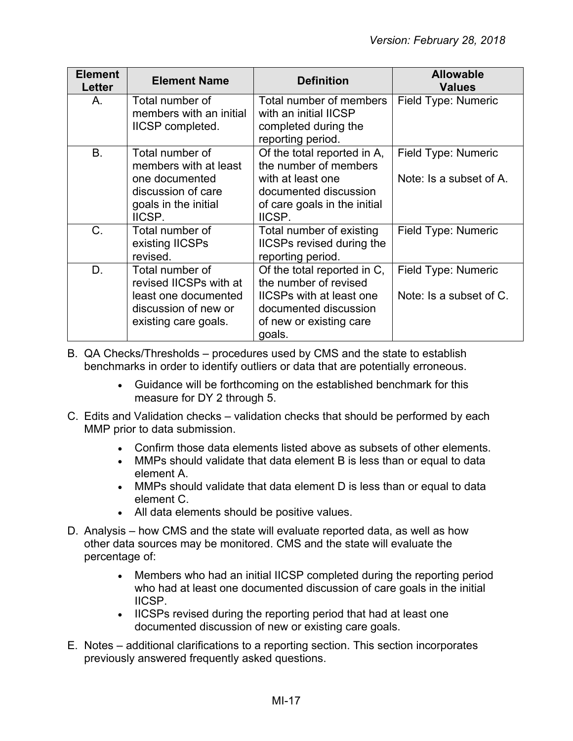| Element Letter | Element Name | Definition | Allowable Values |
|---|---|---|---|
| A. | Total number of members with an initial IICSP completed. | Total number of members with an initial IICSP completed during the reporting period. | Field Type: Numeric |
| B. | Total number of members with at least one documented discussion of care goals in the initial IICSP. | Of the total reported in A, the number of members with at least one documented discussion of care goals in the initial IICSP. | Field Type: Numeric<br><br>Note: Is a subset of A. |
| C. | Total number of existing IICSPs revised. | Total number of existing IICSPs revised during the reporting period. | Field Type: Numeric |
| D. | Total number of revised IICSPs with at least one documented discussion of new or existing care goals. | Of the total reported in C, the number of revised IICSPs with at least one documented discussion of new or existing care goals. | Field Type: Numeric<br><br>Note: Is a subset of C. |

B. QA Checks/Thresholds – procedures used by CMS and the state to establish benchmarks in order to identify outliers or data that are potentially erroneous.

- Guidance will be forthcoming on the established benchmark for this measure for DY 2 through 5.

C. Edits and Validation checks – validation checks that should be performed by each MMP prior to data submission.

- Confirm those data elements listed above as subsets of other elements.
- MMPs should validate that data element B is less than or equal to data element A.
- MMPs should validate that data element D is less than or equal to data element C.
- All data elements should be positive values.

D. Analysis – how CMS and the state will evaluate reported data, as well as how other data sources may be monitored. CMS and the state will evaluate the percentage of:

- Members who had an initial IICSP completed during the reporting period who had at least one documented discussion of care goals in the initial IICSP.
- IICSPs revised during the reporting period that had at least one documented discussion of new or existing care goals.

E. Notes – additional clarifications to a reporting section. This section incorporates previously answered frequently asked questions.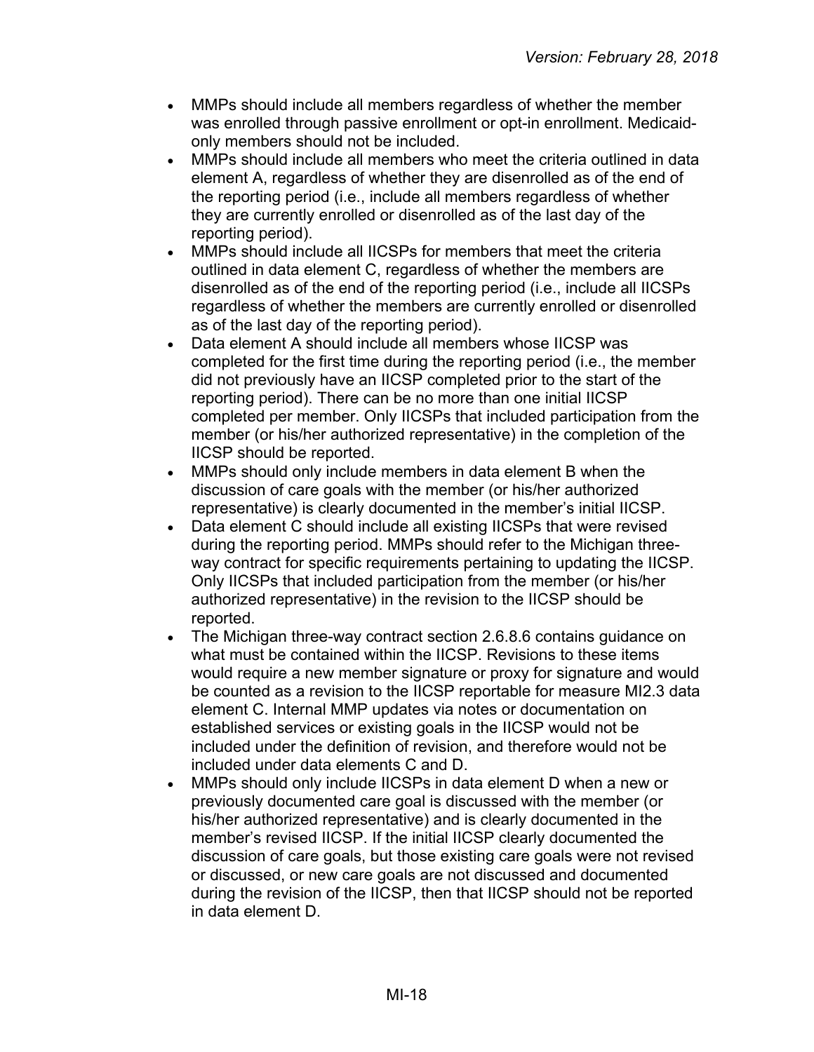- MMPs should include all members regardless of whether the member was enrolled through passive enrollment or opt-in enrollment. Medicaid-only members should not be included.
- MMPs should include all members who meet the criteria outlined in data element A, regardless of whether they are disenrolled as of the end of the reporting period (i.e., include all members regardless of whether they are currently enrolled or disenrolled as of the last day of the reporting period).
- MMPs should include all IICSPs for members that meet the criteria outlined in data element C, regardless of whether the members are disenrolled as of the end of the reporting period (i.e., include all IICSPs regardless of whether the members are currently enrolled or disenrolled as of the last day of the reporting period).
- Data element A should include all members whose IICSP was completed for the first time during the reporting period (i.e., the member did not previously have an IICSP completed prior to the start of the reporting period). There can be no more than one initial IICSP completed per member. Only IICSPs that included participation from the member (or his/her authorized representative) in the completion of the IICSP should be reported.
- MMPs should only include members in data element B when the discussion of care goals with the member (or his/her authorized representative) is clearly documented in the member's initial IICSP.
- Data element C should include all existing IICSPs that were revised during the reporting period. MMPs should refer to the Michigan three-way contract for specific requirements pertaining to updating the IICSP. Only IICSPs that included participation from the member (or his/her authorized representative) in the revision to the IICSP should be reported.
- The Michigan three-way contract section 2.6.8.6 contains guidance on what must be contained within the IICSP. Revisions to these items would require a new member signature or proxy for signature and would be counted as a revision to the IICSP reportable for measure MI2.3 data element C. Internal MMP updates via notes or documentation on established services or existing goals in the IICSP would not be included under the definition of revision, and therefore would not be included under data elements C and D.
- MMPs should only include IICSPs in data element D when a new or previously documented care goal is discussed with the member (or his/her authorized representative) and is clearly documented in the member's revised IICSP. If the initial IICSP clearly documented the discussion of care goals, but those existing care goals were not revised or discussed, or new care goals are not discussed and documented during the revision of the IICSP, then that IICSP should not be reported in data element D.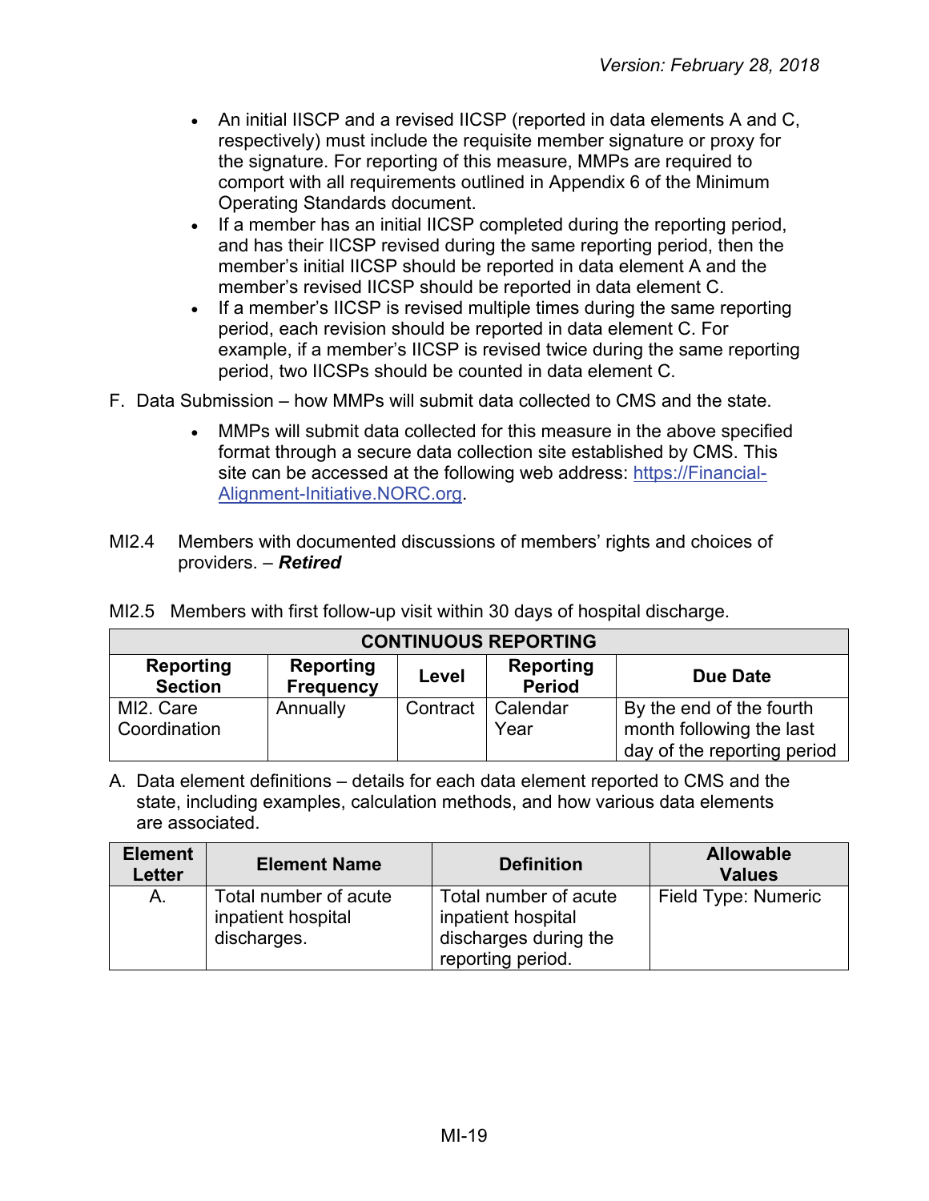- An initial IISCP and a revised IICSP (reported in data elements A and C, respectively) must include the requisite member signature or proxy for the signature. For reporting of this measure, MMPs are required to comport with all requirements outlined in Appendix 6 of the Minimum Operating Standards document.
- If a member has an initial IICSP completed during the reporting period, and has their IICSP revised during the same reporting period, then the member's initial IICSP should be reported in data element A and the member's revised IICSP should be reported in data element C.
- If a member's IICSP is revised multiple times during the same reporting period, each revision should be reported in data element C. For example, if a member's IICSP is revised twice during the same reporting period, two IICSPs should be counted in data element C.

F. Data Submission – how MMPs will submit data collected to CMS and the state.

- MMPs will submit data collected for this measure in the above specified format through a secure data collection site established by CMS. This site can be accessed at the following web address: https://Financial-Alignment-Initiative.NORC.org.

MI2.4 Members with documented discussions of members' rights and choices of providers. – ***Retired***

MI2.5 Members with first follow-up visit within 30 days of hospital discharge.

| CONTINUOUS REPORTING | | | | |
|---|---|---|---|---|
| **Reporting Section** | **Reporting Frequency** | **Level** | **Reporting Period** | **Due Date** |
| MI2. Care Coordination | Annually | Contract | Calendar Year | By the end of the fourth month following the last day of the reporting period |

A. Data element definitions – details for each data element reported to CMS and the state, including examples, calculation methods, and how various data elements are associated.

| Element Letter | Element Name | Definition | Allowable Values |
|---|---|---|---|
| A. | Total number of acute inpatient hospital discharges. | Total number of acute inpatient hospital discharges during the reporting period. | Field Type: Numeric |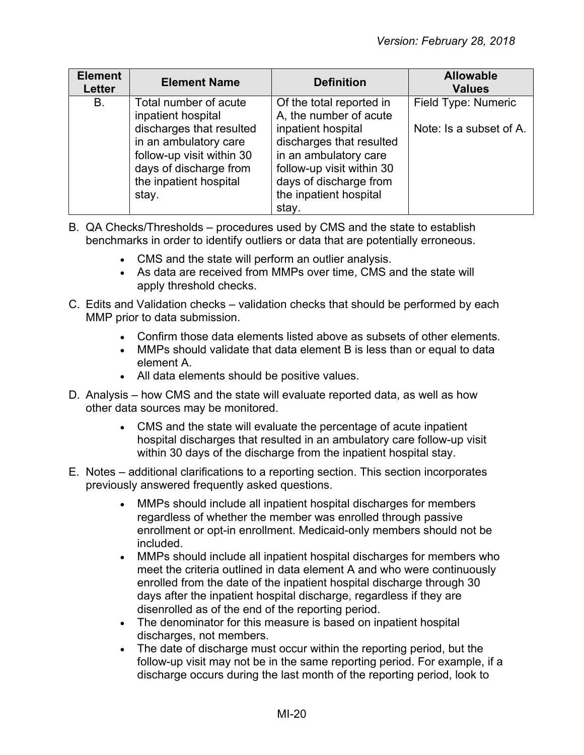| Element Letter | Element Name | Definition | Allowable Values |
|---|---|---|---|
| B. | Total number of acute inpatient hospital discharges that resulted in an ambulatory care follow-up visit within 30 days of discharge from the inpatient hospital stay. | Of the total reported in A, the number of acute inpatient hospital discharges that resulted in an ambulatory care follow-up visit within 30 days of discharge from the inpatient hospital stay. | Field Type: Numeric<br><br>Note: Is a subset of A. |

B. QA Checks/Thresholds – procedures used by CMS and the state to establish benchmarks in order to identify outliers or data that are potentially erroneous.

- CMS and the state will perform an outlier analysis.
- As data are received from MMPs over time, CMS and the state will apply threshold checks.

C. Edits and Validation checks – validation checks that should be performed by each MMP prior to data submission.

- Confirm those data elements listed above as subsets of other elements.
- MMPs should validate that data element B is less than or equal to data element A.
- All data elements should be positive values.

D. Analysis – how CMS and the state will evaluate reported data, as well as how other data sources may be monitored.

- CMS and the state will evaluate the percentage of acute inpatient hospital discharges that resulted in an ambulatory care follow-up visit within 30 days of the discharge from the inpatient hospital stay.

E. Notes – additional clarifications to a reporting section. This section incorporates previously answered frequently asked questions.

- MMPs should include all inpatient hospital discharges for members regardless of whether the member was enrolled through passive enrollment or opt-in enrollment. Medicaid-only members should not be included.
- MMPs should include all inpatient hospital discharges for members who meet the criteria outlined in data element A and who were continuously enrolled from the date of the inpatient hospital discharge through 30 days after the inpatient hospital discharge, regardless if they are disenrolled as of the end of the reporting period.
- The denominator for this measure is based on inpatient hospital discharges, not members.
- The date of discharge must occur within the reporting period, but the follow-up visit may not be in the same reporting period. For example, if a discharge occurs during the last month of the reporting period, look to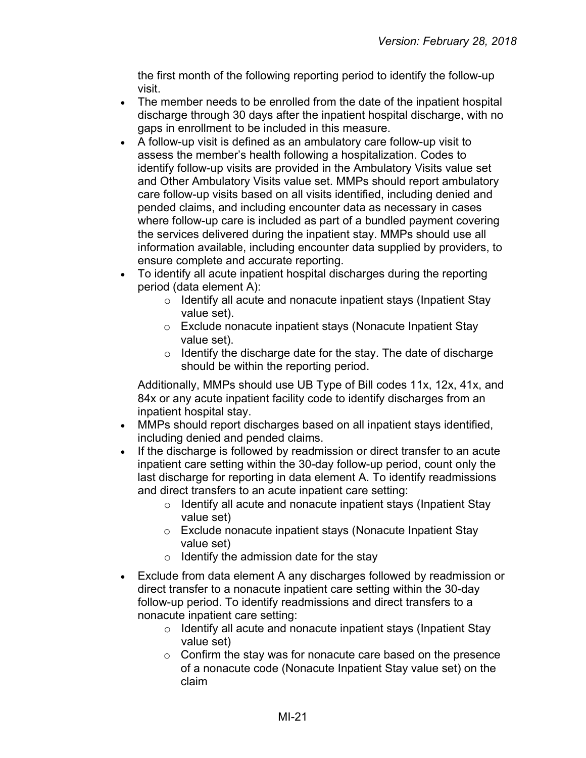the first month of the following reporting period to identify the follow-up visit.

- The member needs to be enrolled from the date of the inpatient hospital discharge through 30 days after the inpatient hospital discharge, with no gaps in enrollment to be included in this measure.
- A follow-up visit is defined as an ambulatory care follow-up visit to assess the member's health following a hospitalization. Codes to identify follow-up visits are provided in the Ambulatory Visits value set and Other Ambulatory Visits value set. MMPs should report ambulatory care follow-up visits based on all visits identified, including denied and pended claims, and including encounter data as necessary in cases where follow-up care is included as part of a bundled payment covering the services delivered during the inpatient stay. MMPs should use all information available, including encounter data supplied by providers, to ensure complete and accurate reporting.
- To identify all acute inpatient hospital discharges during the reporting period (data element A):
    - Identify all acute and nonacute inpatient stays (Inpatient Stay value set).
    - Exclude nonacute inpatient stays (Nonacute Inpatient Stay value set).
    - Identify the discharge date for the stay. The date of discharge should be within the reporting period.

  Additionally, MMPs should use UB Type of Bill codes 11x, 12x, 41x, and 84x or any acute inpatient facility code to identify discharges from an inpatient hospital stay.
- MMPs should report discharges based on all inpatient stays identified, including denied and pended claims.
- If the discharge is followed by readmission or direct transfer to an acute inpatient care setting within the 30-day follow-up period, count only the last discharge for reporting in data element A. To identify readmissions and direct transfers to an acute inpatient care setting:
    - Identify all acute and nonacute inpatient stays (Inpatient Stay value set)
    - Exclude nonacute inpatient stays (Nonacute Inpatient Stay value set)
    - Identify the admission date for the stay
- Exclude from data element A any discharges followed by readmission or direct transfer to a nonacute inpatient care setting within the 30-day follow-up period. To identify readmissions and direct transfers to a nonacute inpatient care setting:
    - Identify all acute and nonacute inpatient stays (Inpatient Stay value set)
    - Confirm the stay was for nonacute care based on the presence of a nonacute code (Nonacute Inpatient Stay value set) on the claim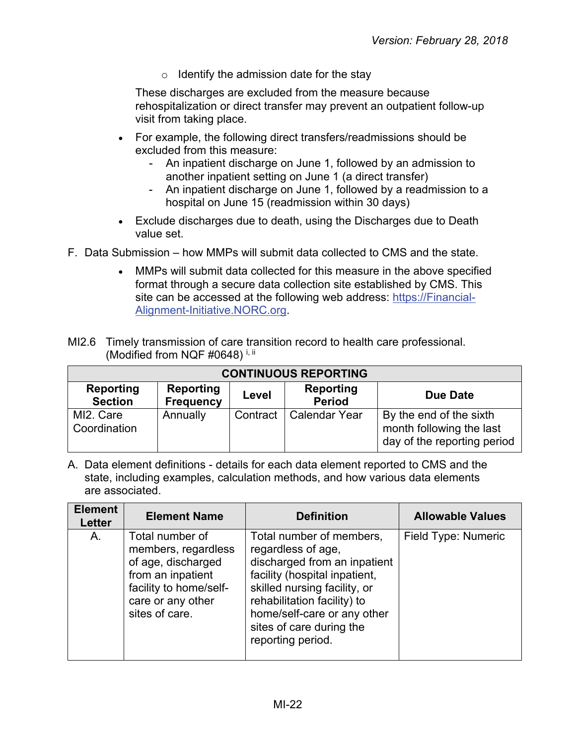- Identify the admission date for the stay

These discharges are excluded from the measure because rehospitalization or direct transfer may prevent an outpatient follow-up visit from taking place.

- For example, the following direct transfers/readmissions should be excluded from this measure:
  - An inpatient discharge on June 1, followed by an admission to another inpatient setting on June 1 (a direct transfer)
  - An inpatient discharge on June 1, followed by a readmission to a hospital on June 15 (readmission within 30 days)
- Exclude discharges due to death, using the Discharges due to Death value set.

F. Data Submission – how MMPs will submit data collected to CMS and the state.

- MMPs will submit data collected for this measure in the above specified format through a secure data collection site established by CMS. This site can be accessed at the following web address: [https://Financial-Alignment-Initiative.NORC.org](https://Financial-Alignment-Initiative.NORC.org).

MI2.6 Timely transmission of care transition record to health care professional. (Modified from NQF #0648) [i, ii]

| CONTINUOUS REPORTING | | | | |
|---|---|---|---|---|
| Reporting Section | Reporting Frequency | Level | Reporting Period | Due Date |
| MI2. Care Coordination | Annually | Contract | Calendar Year | By the end of the sixth month following the last day of the reporting period |

A. Data element definitions - details for each data element reported to CMS and the state, including examples, calculation methods, and how various data elements are associated.

| Element Letter | Element Name | Definition | Allowable Values |
|---|---|---|---|
| A. | Total number of members, regardless of age, discharged from an inpatient facility to home/self-care or any other sites of care. | Total number of members, regardless of age, discharged from an inpatient facility (hospital inpatient, skilled nursing facility, or rehabilitation facility) to home/self-care or any other sites of care during the reporting period. | Field Type: Numeric |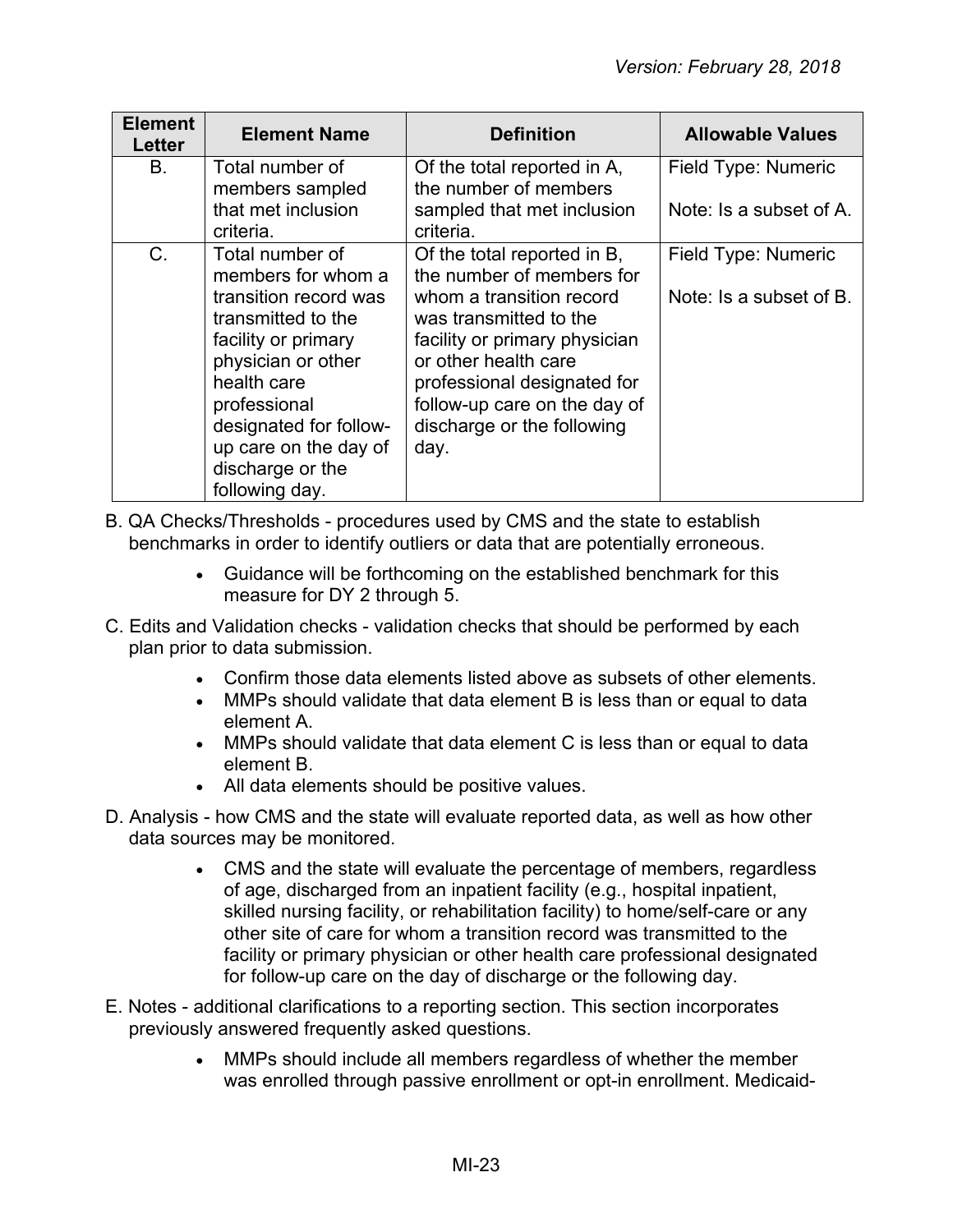| Element Letter | Element Name | Definition | Allowable Values |
|---|---|---|---|
| B. | Total number of members sampled that met inclusion criteria. | Of the total reported in A, the number of members sampled that met inclusion criteria. | Field Type: Numeric<br><br>Note: Is a subset of A. |
| C. | Total number of members for whom a transition record was transmitted to the facility or primary physician or other health care professional designated for follow-up care on the day of discharge or the following day. | Of the total reported in B, the number of members for whom a transition record was transmitted to the facility or primary physician or other health care professional designated for follow-up care on the day of discharge or the following day. | Field Type: Numeric<br><br>Note: Is a subset of B. |

B. QA Checks/Thresholds - procedures used by CMS and the state to establish benchmarks in order to identify outliers or data that are potentially erroneous.

- Guidance will be forthcoming on the established benchmark for this measure for DY 2 through 5.

C. Edits and Validation checks - validation checks that should be performed by each plan prior to data submission.

- Confirm those data elements listed above as subsets of other elements.
- MMPs should validate that data element B is less than or equal to data element A.
- MMPs should validate that data element C is less than or equal to data element B.
- All data elements should be positive values.

D. Analysis - how CMS and the state will evaluate reported data, as well as how other data sources may be monitored.

- CMS and the state will evaluate the percentage of members, regardless of age, discharged from an inpatient facility (e.g., hospital inpatient, skilled nursing facility, or rehabilitation facility) to home/self-care or any other site of care for whom a transition record was transmitted to the facility or primary physician or other health care professional designated for follow-up care on the day of discharge or the following day.

E. Notes - additional clarifications to a reporting section. This section incorporates previously answered frequently asked questions.

- MMPs should include all members regardless of whether the member was enrolled through passive enrollment or opt-in enrollment. Medicaid-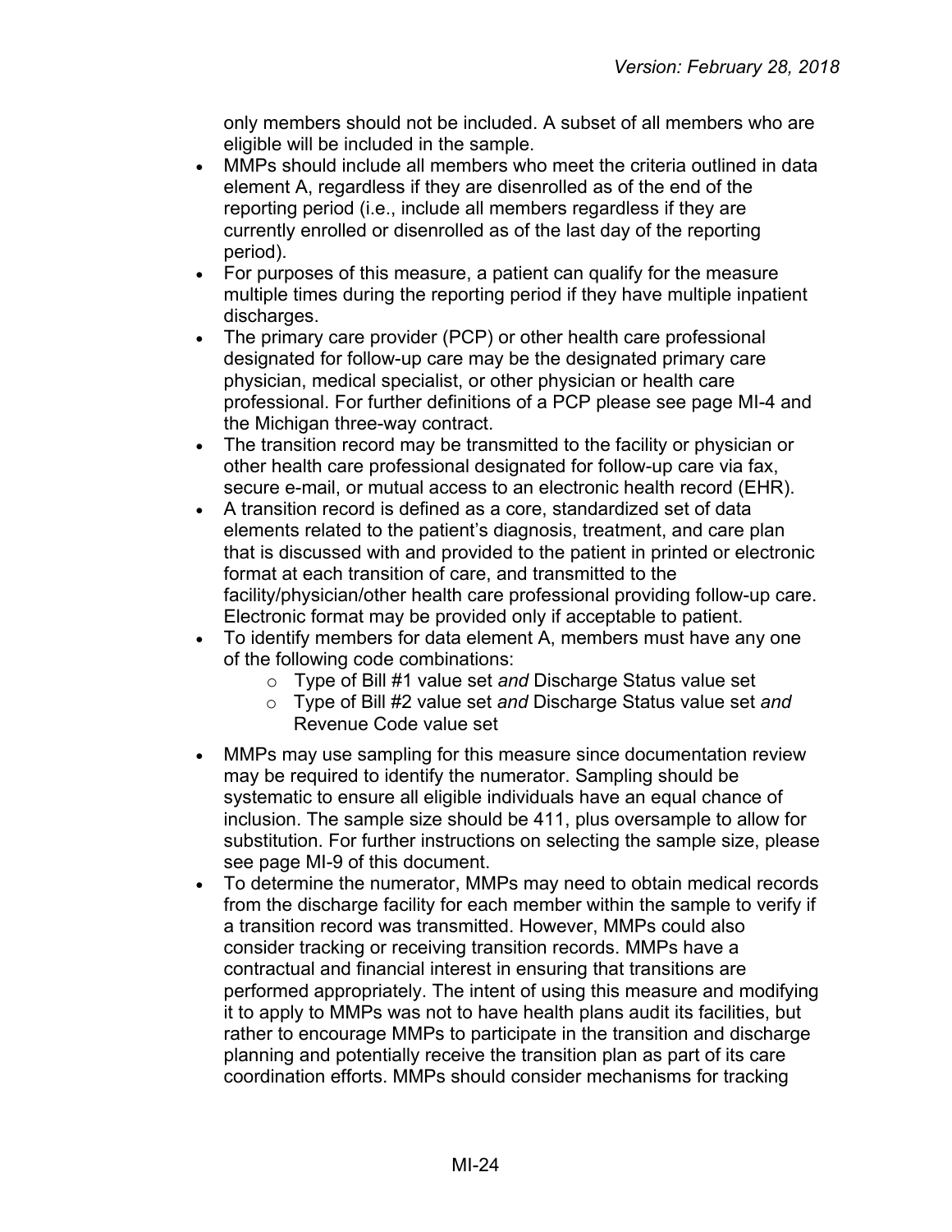only members should not be included. A subset of all members who are eligible will be included in the sample.

- MMPs should include all members who meet the criteria outlined in data element A, regardless if they are disenrolled as of the end of the reporting period (i.e., include all members regardless if they are currently enrolled or disenrolled as of the last day of the reporting period).
- For purposes of this measure, a patient can qualify for the measure multiple times during the reporting period if they have multiple inpatient discharges.
- The primary care provider (PCP) or other health care professional designated for follow-up care may be the designated primary care physician, medical specialist, or other physician or health care professional. For further definitions of a PCP please see page MI-4 and the Michigan three-way contract.
- The transition record may be transmitted to the facility or physician or other health care professional designated for follow-up care via fax, secure e-mail, or mutual access to an electronic health record (EHR).
- A transition record is defined as a core, standardized set of data elements related to the patient's diagnosis, treatment, and care plan that is discussed with and provided to the patient in printed or electronic format at each transition of care, and transmitted to the facility/physician/other health care professional providing follow-up care. Electronic format may be provided only if acceptable to patient.
- To identify members for data element A, members must have any one of the following code combinations:
  - Type of Bill #1 value set *and* Discharge Status value set
  - Type of Bill #2 value set *and* Discharge Status value set *and* Revenue Code value set
- MMPs may use sampling for this measure since documentation review may be required to identify the numerator. Sampling should be systematic to ensure all eligible individuals have an equal chance of inclusion. The sample size should be 411, plus oversample to allow for substitution. For further instructions on selecting the sample size, please see page MI-9 of this document.
- To determine the numerator, MMPs may need to obtain medical records from the discharge facility for each member within the sample to verify if a transition record was transmitted. However, MMPs could also consider tracking or receiving transition records. MMPs have a contractual and financial interest in ensuring that transitions are performed appropriately. The intent of using this measure and modifying it to apply to MMPs was not to have health plans audit its facilities, but rather to encourage MMPs to participate in the transition and discharge planning and potentially receive the transition plan as part of its care coordination efforts. MMPs should consider mechanisms for tracking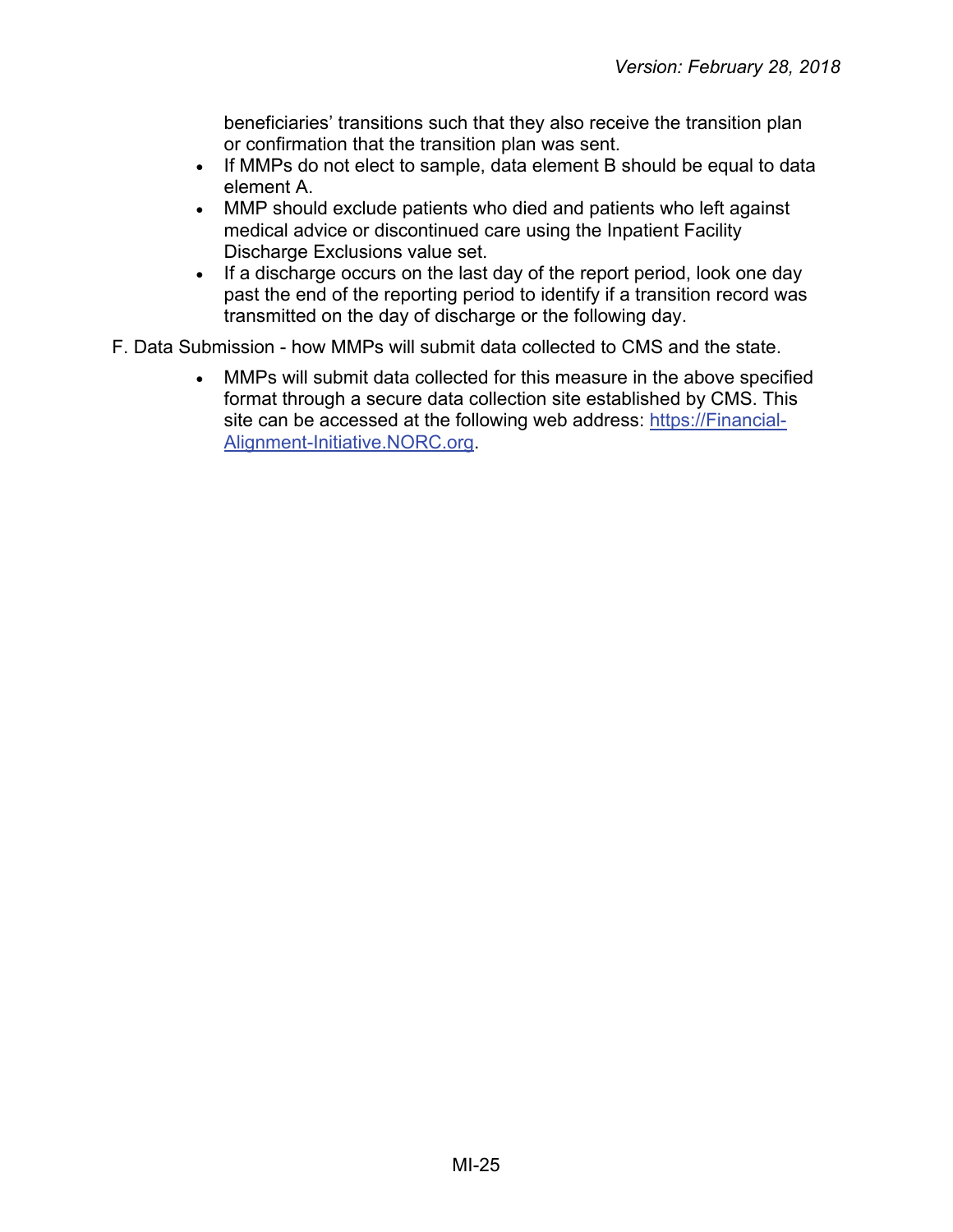beneficiaries' transitions such that they also receive the transition plan or confirmation that the transition plan was sent.

- If MMPs do not elect to sample, data element B should be equal to data element A.
- MMP should exclude patients who died and patients who left against medical advice or discontinued care using the Inpatient Facility Discharge Exclusions value set.
- If a discharge occurs on the last day of the report period, look one day past the end of the reporting period to identify if a transition record was transmitted on the day of discharge or the following day.

F. Data Submission - how MMPs will submit data collected to CMS and the state.

- MMPs will submit data collected for this measure in the above specified format through a secure data collection site established by CMS. This site can be accessed at the following web address: [https://Financial-Alignment-Initiative.NORC.org](https://Financial-Alignment-Initiative.NORC.org).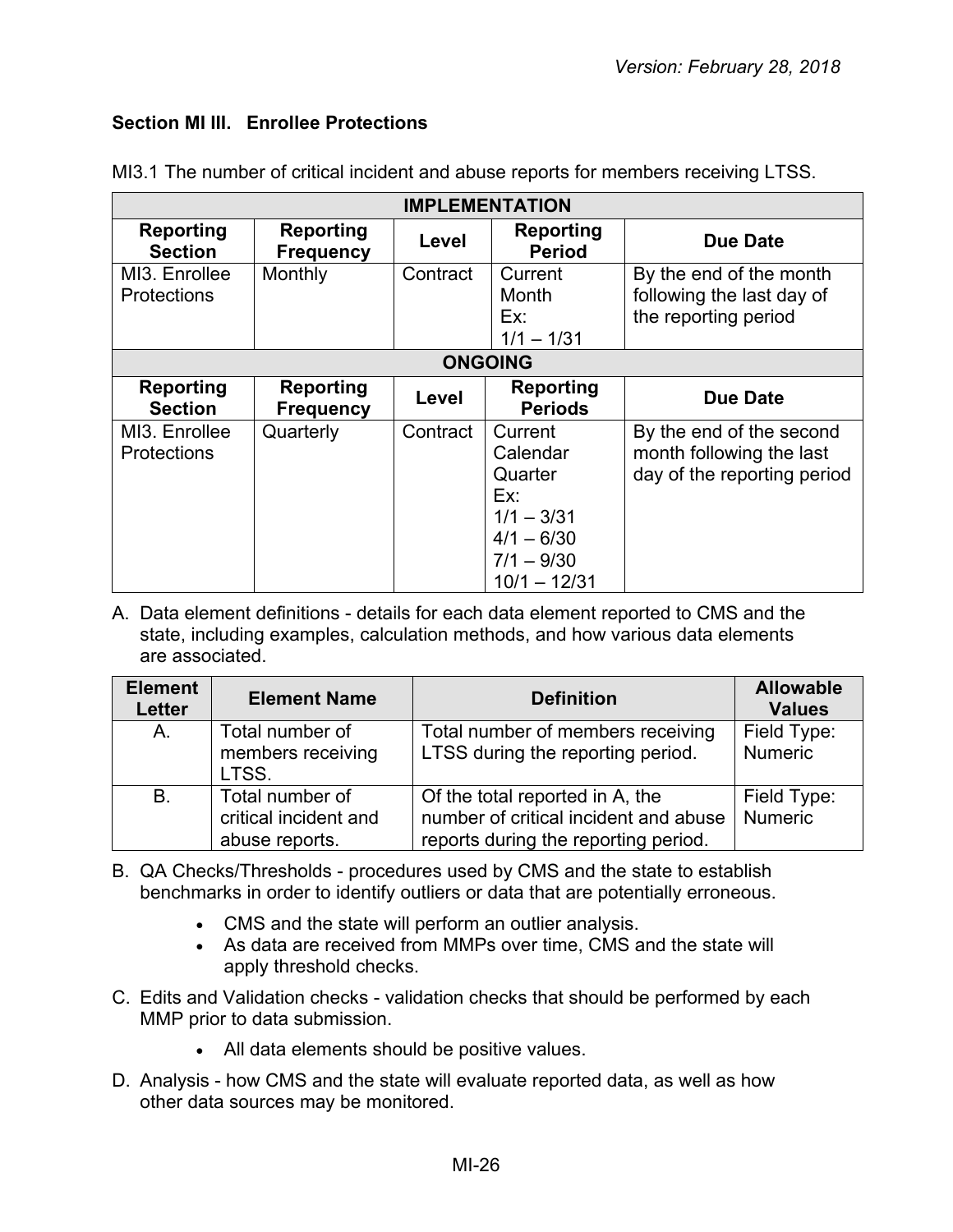### Section MI III. Enrollee Protections

MI3.1 The number of critical incident and abuse reports for members receiving LTSS.

| IMPLEMENTATION | | | | |
|---|---|---|---|---|
| **Reporting Section** | **Reporting Frequency** | **Level** | **Reporting Period** | **Due Date** |
| MI3. Enrollee Protections | Monthly | Contract | Current Month<br>Ex:<br>1/1 – 1/31 | By the end of the month following the last day of the reporting period |
| **ONGOING** | | | | |
| **Reporting Section** | **Reporting Frequency** | **Level** | **Reporting Periods** | **Due Date** |
| MI3. Enrollee Protections | Quarterly | Contract | Current Calendar Quarter<br>Ex:<br>1/1 – 3/31<br>4/1 – 6/30<br>7/1 – 9/30<br>10/1 – 12/31 | By the end of the second month following the last day of the reporting period |

A. Data element definitions - details for each data element reported to CMS and the state, including examples, calculation methods, and how various data elements are associated.

| Element Letter | Element Name | Definition | Allowable Values |
|---|---|---|---|
| A. | Total number of members receiving LTSS. | Total number of members receiving LTSS during the reporting period. | Field Type: Numeric |
| B. | Total number of critical incident and abuse reports. | Of the total reported in A, the number of critical incident and abuse reports during the reporting period. | Field Type: Numeric |

B. QA Checks/Thresholds - procedures used by CMS and the state to establish benchmarks in order to identify outliers or data that are potentially erroneous.

- CMS and the state will perform an outlier analysis.
- As data are received from MMPs over time, CMS and the state will apply threshold checks.

C. Edits and Validation checks - validation checks that should be performed by each MMP prior to data submission.

- All data elements should be positive values.

D. Analysis - how CMS and the state will evaluate reported data, as well as how other data sources may be monitored.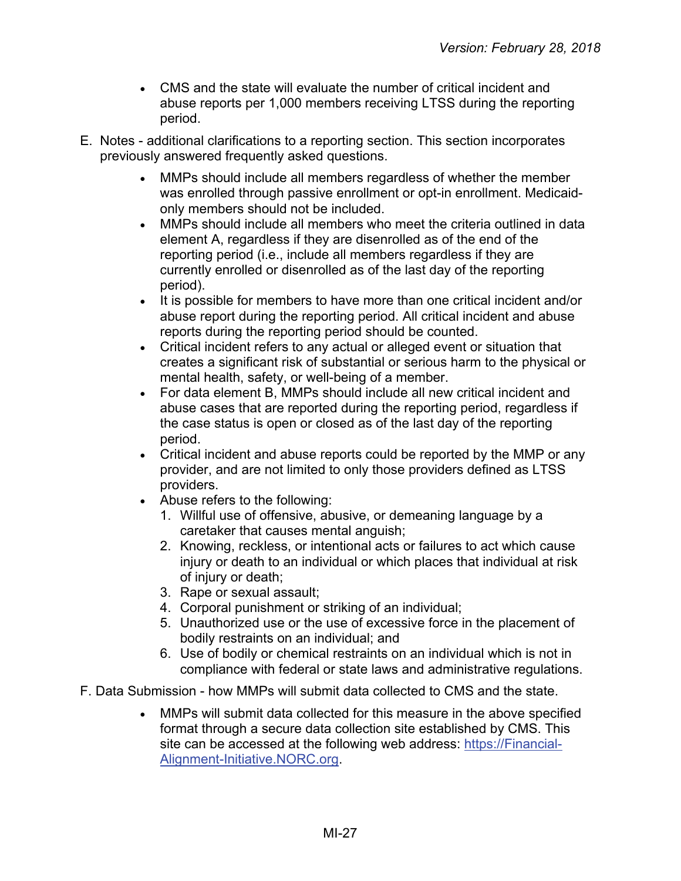- CMS and the state will evaluate the number of critical incident and abuse reports per 1,000 members receiving LTSS during the reporting period.

E. Notes - additional clarifications to a reporting section. This section incorporates previously answered frequently asked questions.

- MMPs should include all members regardless of whether the member was enrolled through passive enrollment or opt-in enrollment. Medicaid-only members should not be included.
- MMPs should include all members who meet the criteria outlined in data element A, regardless if they are disenrolled as of the end of the reporting period (i.e., include all members regardless if they are currently enrolled or disenrolled as of the last day of the reporting period).
- It is possible for members to have more than one critical incident and/or abuse report during the reporting period. All critical incident and abuse reports during the reporting period should be counted.
- Critical incident refers to any actual or alleged event or situation that creates a significant risk of substantial or serious harm to the physical or mental health, safety, or well-being of a member.
- For data element B, MMPs should include all new critical incident and abuse cases that are reported during the reporting period, regardless if the case status is open or closed as of the last day of the reporting period.
- Critical incident and abuse reports could be reported by the MMP or any provider, and are not limited to only those providers defined as LTSS providers.
- Abuse refers to the following:
  1. Willful use of offensive, abusive, or demeaning language by a caretaker that causes mental anguish;
  2. Knowing, reckless, or intentional acts or failures to act which cause injury or death to an individual or which places that individual at risk of injury or death;
  3. Rape or sexual assault;
  4. Corporal punishment or striking of an individual;
  5. Unauthorized use or the use of excessive force in the placement of bodily restraints on an individual; and
  6. Use of bodily or chemical restraints on an individual which is not in compliance with federal or state laws and administrative regulations.

F. Data Submission - how MMPs will submit data collected to CMS and the state.

- MMPs will submit data collected for this measure in the above specified format through a secure data collection site established by CMS. This site can be accessed at the following web address: [https://Financial-Alignment-Initiative.NORC.org](https://Financial-Alignment-Initiative.NORC.org).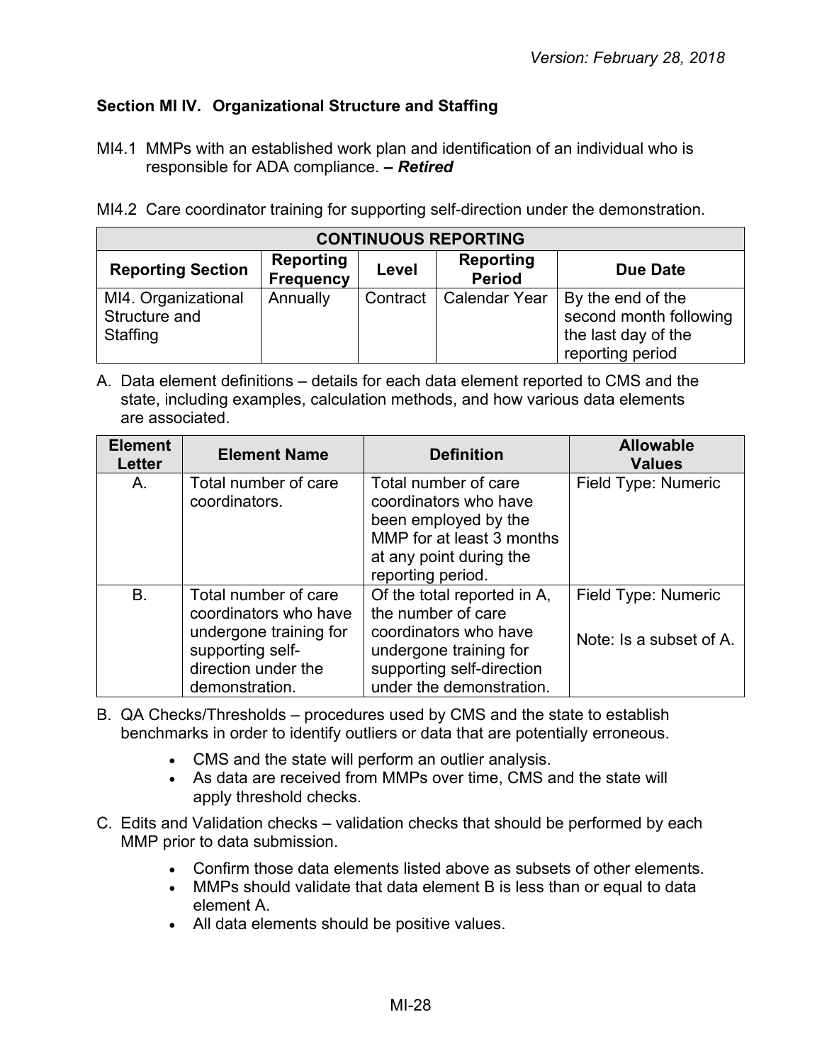### Section MI IV. Organizational Structure and Staffing

MI4.1 MMPs with an established work plan and identification of an individual who is responsible for ADA compliance. **– *Retired***

MI4.2 Care coordinator training for supporting self-direction under the demonstration.

| **CONTINUOUS REPORTING** | | | | |
|---|---|---|---|---|
| **Reporting Section** | **Reporting Frequency** | **Level** | **Reporting Period** | **Due Date** |
| MI4. Organizational Structure and Staffing | Annually | Contract | Calendar Year | By the end of the second month following the last day of the reporting period |

A. Data element definitions – details for each data element reported to CMS and the state, including examples, calculation methods, and how various data elements are associated.

| Element Letter | Element Name | Definition | Allowable Values |
|---|---|---|---|
| A. | Total number of care coordinators. | Total number of care coordinators who have been employed by the MMP for at least 3 months at any point during the reporting period. | Field Type: Numeric |
| B. | Total number of care coordinators who have undergone training for supporting self-direction under the demonstration. | Of the total reported in A, the number of care coordinators who have undergone training for supporting self-direction under the demonstration. | Field Type: Numeric<br><br>Note: Is a subset of A. |

B. QA Checks/Thresholds – procedures used by CMS and the state to establish benchmarks in order to identify outliers or data that are potentially erroneous.

- CMS and the state will perform an outlier analysis.
- As data are received from MMPs over time, CMS and the state will apply threshold checks.

C. Edits and Validation checks – validation checks that should be performed by each MMP prior to data submission.

- Confirm those data elements listed above as subsets of other elements.
- MMPs should validate that data element B is less than or equal to data element A.
- All data elements should be positive values.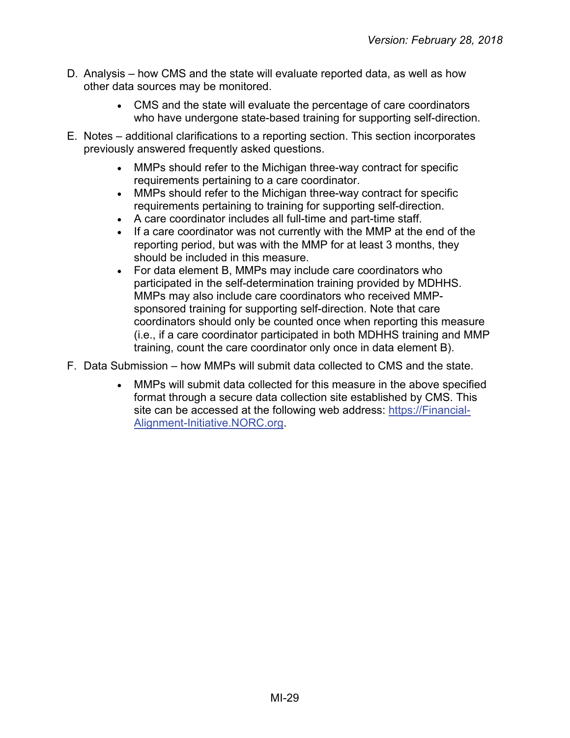D. Analysis – how CMS and the state will evaluate reported data, as well as how other data sources may be monitored.

- CMS and the state will evaluate the percentage of care coordinators who have undergone state-based training for supporting self-direction.

E. Notes – additional clarifications to a reporting section. This section incorporates previously answered frequently asked questions.

- MMPs should refer to the Michigan three-way contract for specific requirements pertaining to a care coordinator.
- MMPs should refer to the Michigan three-way contract for specific requirements pertaining to training for supporting self-direction.
- A care coordinator includes all full-time and part-time staff.
- If a care coordinator was not currently with the MMP at the end of the reporting period, but was with the MMP for at least 3 months, they should be included in this measure.
- For data element B, MMPs may include care coordinators who participated in the self-determination training provided by MDHHS. MMPs may also include care coordinators who received MMP-sponsored training for supporting self-direction. Note that care coordinators should only be counted once when reporting this measure (i.e., if a care coordinator participated in both MDHHS training and MMP training, count the care coordinator only once in data element B).

F. Data Submission – how MMPs will submit data collected to CMS and the state.

- MMPs will submit data collected for this measure in the above specified format through a secure data collection site established by CMS. This site can be accessed at the following web address: [https://Financial-Alignment-Initiative.NORC.org](https://Financial-Alignment-Initiative.NORC.org).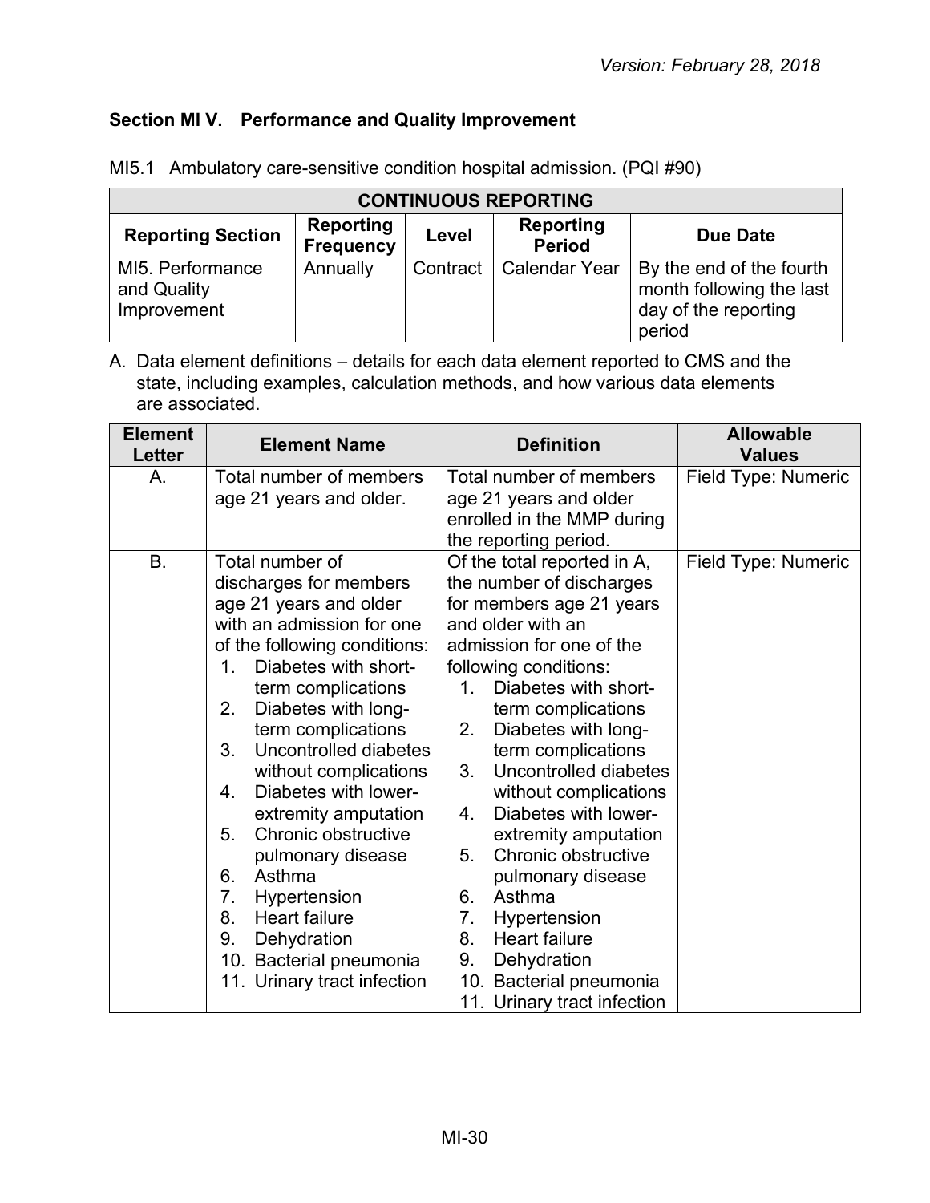*Version: February 28, 2018*

## Section MI V. Performance and Quality Improvement

MI5.1 Ambulatory care-sensitive condition hospital admission. (PQI #90)

| CONTINUOUS REPORTING | | | | |
|---|---|---|---|---|
| **Reporting Section** | **Reporting Frequency** | **Level** | **Reporting Period** | **Due Date** |
| MI5. Performance and Quality Improvement | Annually | Contract | Calendar Year | By the end of the fourth month following the last day of the reporting period |

A. Data element definitions – details for each data element reported to CMS and the state, including examples, calculation methods, and how various data elements are associated.

| Element Letter | Element Name | Definition | Allowable Values |
|---|---|---|---|
| A. | Total number of members age 21 years and older. | Total number of members age 21 years and older enrolled in the MMP during the reporting period. | Field Type: Numeric |
| B. | Total number of discharges for members age 21 years and older with an admission for one of the following conditions:<br>1. Diabetes with short-term complications<br>2. Diabetes with long-term complications<br>3. Uncontrolled diabetes without complications<br>4. Diabetes with lower-extremity amputation<br>5. Chronic obstructive pulmonary disease<br>6. Asthma<br>7. Hypertension<br>8. Heart failure<br>9. Dehydration<br>10. Bacterial pneumonia<br>11. Urinary tract infection | Of the total reported in A, the number of discharges for members age 21 years and older with an admission for one of the following conditions:<br>1. Diabetes with short-term complications<br>2. Diabetes with long-term complications<br>3. Uncontrolled diabetes without complications<br>4. Diabetes with lower-extremity amputation<br>5. Chronic obstructive pulmonary disease<br>6. Asthma<br>7. Hypertension<br>8. Heart failure<br>9. Dehydration<br>10. Bacterial pneumonia<br>11. Urinary tract infection | Field Type: Numeric |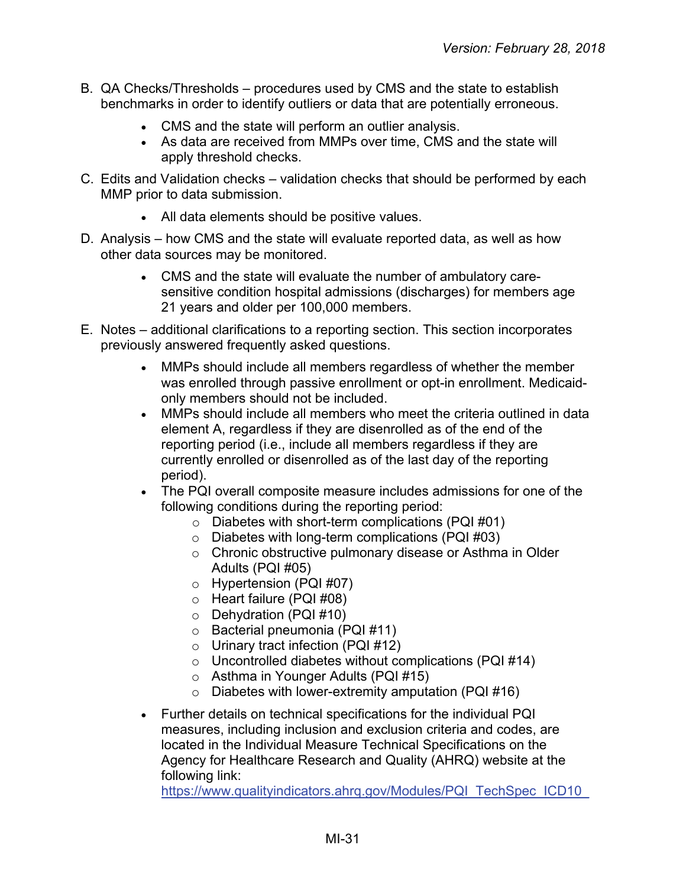B. QA Checks/Thresholds – procedures used by CMS and the state to establish benchmarks in order to identify outliers or data that are potentially erroneous.

- CMS and the state will perform an outlier analysis.
- As data are received from MMPs over time, CMS and the state will apply threshold checks.

C. Edits and Validation checks – validation checks that should be performed by each MMP prior to data submission.

- All data elements should be positive values.

D. Analysis – how CMS and the state will evaluate reported data, as well as how other data sources may be monitored.

- CMS and the state will evaluate the number of ambulatory care-sensitive condition hospital admissions (discharges) for members age 21 years and older per 100,000 members.

E. Notes – additional clarifications to a reporting section. This section incorporates previously answered frequently asked questions.

- MMPs should include all members regardless of whether the member was enrolled through passive enrollment or opt-in enrollment. Medicaid-only members should not be included.
- MMPs should include all members who meet the criteria outlined in data element A, regardless if they are disenrolled as of the end of the reporting period (i.e., include all members regardless if they are currently enrolled or disenrolled as of the last day of the reporting period).
- The PQI overall composite measure includes admissions for one of the following conditions during the reporting period:
  - Diabetes with short-term complications (PQI #01)
  - Diabetes with long-term complications (PQI #03)
  - Chronic obstructive pulmonary disease or Asthma in Older Adults (PQI #05)
  - Hypertension (PQI #07)
  - Heart failure (PQI #08)
  - Dehydration (PQI #10)
  - Bacterial pneumonia (PQI #11)
  - Urinary tract infection (PQI #12)
  - Uncontrolled diabetes without complications (PQI #14)
  - Asthma in Younger Adults (PQI #15)
  - Diabetes with lower-extremity amputation (PQI #16)
- Further details on technical specifications for the individual PQI measures, including inclusion and exclusion criteria and codes, are located in the Individual Measure Technical Specifications on the Agency for Healthcare Research and Quality (AHRQ) website at the following link: https://www.qualityindicators.ahrq.gov/Modules/PQI_TechSpec_ICD10_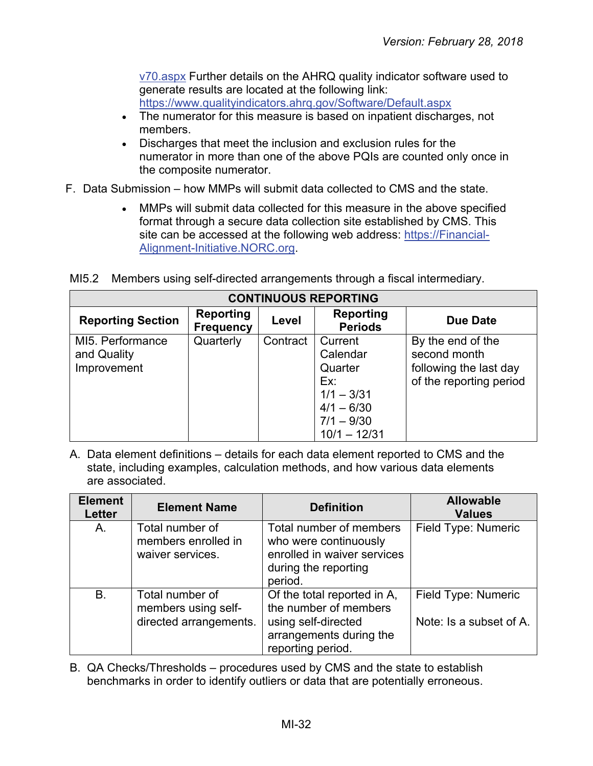v70.aspx Further details on the AHRQ quality indicator software used to generate results are located at the following link: https://www.qualityindicators.ahrq.gov/Software/Default.aspx

- The numerator for this measure is based on inpatient discharges, not members.
- Discharges that meet the inclusion and exclusion rules for the numerator in more than one of the above PQIs are counted only once in the composite numerator.

F. Data Submission – how MMPs will submit data collected to CMS and the state.

- MMPs will submit data collected for this measure in the above specified format through a secure data collection site established by CMS. This site can be accessed at the following web address: https://Financial-Alignment-Initiative.NORC.org.

MI5.2 Members using self-directed arrangements through a fiscal intermediary.

| CONTINUOUS REPORTING | | | | |
|---|---|---|---|---|
| **Reporting Section** | **Reporting Frequency** | **Level** | **Reporting Periods** | **Due Date** |
| MI5. Performance and Quality Improvement | Quarterly | Contract | Current Calendar Quarter<br>Ex:<br>1/1 – 3/31<br>4/1 – 6/30<br>7/1 – 9/30<br>10/1 – 12/31 | By the end of the second month following the last day of the reporting period |

A. Data element definitions – details for each data element reported to CMS and the state, including examples, calculation methods, and how various data elements are associated.

| Element Letter | Element Name | Definition | Allowable Values |
|---|---|---|---|
| A. | Total number of members enrolled in waiver services. | Total number of members who were continuously enrolled in waiver services during the reporting period. | Field Type: Numeric |
| B. | Total number of members using self-directed arrangements. | Of the total reported in A, the number of members using self-directed arrangements during the reporting period. | Field Type: Numeric<br><br>Note: Is a subset of A. |

B. QA Checks/Thresholds – procedures used by CMS and the state to establish benchmarks in order to identify outliers or data that are potentially erroneous.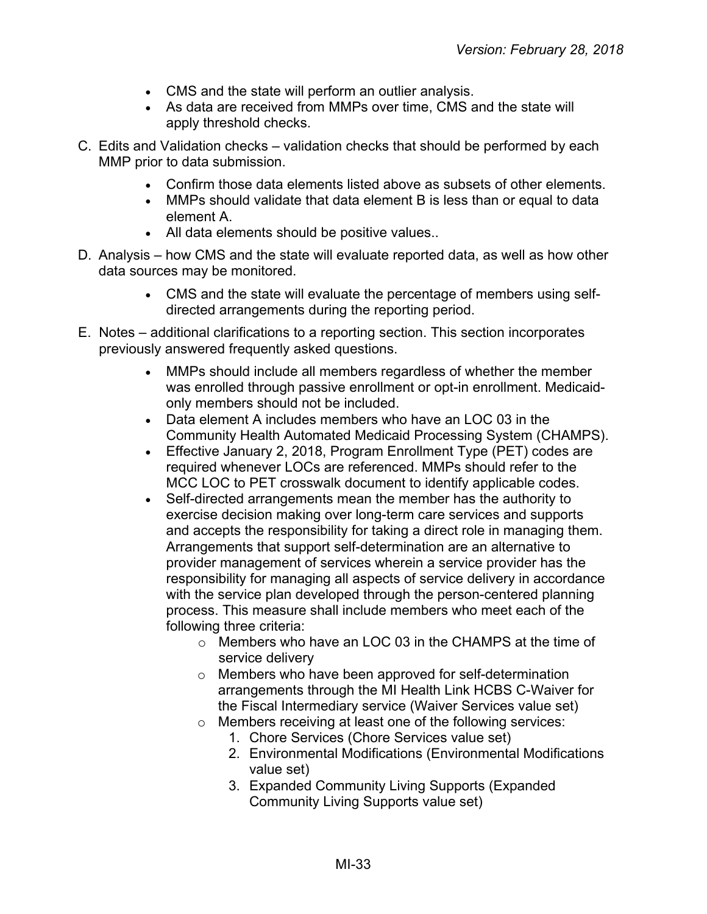- CMS and the state will perform an outlier analysis.
- As data are received from MMPs over time, CMS and the state will apply threshold checks.

C. Edits and Validation checks – validation checks that should be performed by each MMP prior to data submission.

- Confirm those data elements listed above as subsets of other elements.
- MMPs should validate that data element B is less than or equal to data element A.
- All data elements should be positive values..

D. Analysis – how CMS and the state will evaluate reported data, as well as how other data sources may be monitored.

- CMS and the state will evaluate the percentage of members using self-directed arrangements during the reporting period.

E. Notes – additional clarifications to a reporting section. This section incorporates previously answered frequently asked questions.

- MMPs should include all members regardless of whether the member was enrolled through passive enrollment or opt-in enrollment. Medicaid-only members should not be included.
- Data element A includes members who have an LOC 03 in the Community Health Automated Medicaid Processing System (CHAMPS).
- Effective January 2, 2018, Program Enrollment Type (PET) codes are required whenever LOCs are referenced. MMPs should refer to the MCC LOC to PET crosswalk document to identify applicable codes.
- Self-directed arrangements mean the member has the authority to exercise decision making over long-term care services and supports and accepts the responsibility for taking a direct role in managing them. Arrangements that support self-determination are an alternative to provider management of services wherein a service provider has the responsibility for managing all aspects of service delivery in accordance with the service plan developed through the person-centered planning process. This measure shall include members who meet each of the following three criteria:
  - Members who have an LOC 03 in the CHAMPS at the time of service delivery
  - Members who have been approved for self-determination arrangements through the MI Health Link HCBS C-Waiver for the Fiscal Intermediary service (Waiver Services value set)
  - Members receiving at least one of the following services:
    1. Chore Services (Chore Services value set)
    2. Environmental Modifications (Environmental Modifications value set)
    3. Expanded Community Living Supports (Expanded Community Living Supports value set)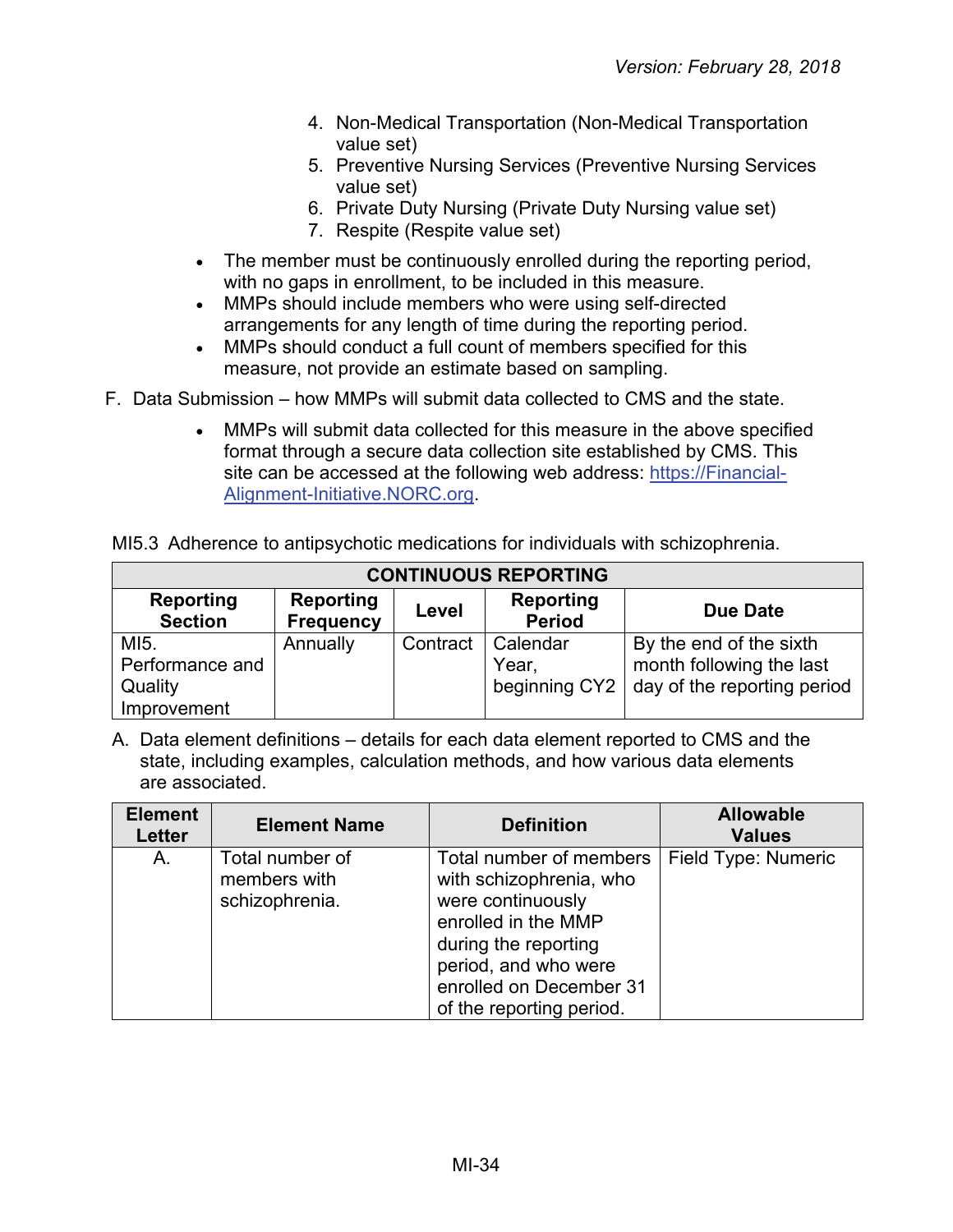4. Non-Medical Transportation (Non-Medical Transportation value set)
5. Preventive Nursing Services (Preventive Nursing Services value set)
6. Private Duty Nursing (Private Duty Nursing value set)
7. Respite (Respite value set)

- The member must be continuously enrolled during the reporting period, with no gaps in enrollment, to be included in this measure.
- MMPs should include members who were using self-directed arrangements for any length of time during the reporting period.
- MMPs should conduct a full count of members specified for this measure, not provide an estimate based on sampling.

F. Data Submission – how MMPs will submit data collected to CMS and the state.

- MMPs will submit data collected for this measure in the above specified format through a secure data collection site established by CMS. This site can be accessed at the following web address: [https://Financial-Alignment-Initiative.NORC.org](https://Financial-Alignment-Initiative.NORC.org).

MI5.3 Adherence to antipsychotic medications for individuals with schizophrenia.

| CONTINUOUS REPORTING | | | | |
|---|---|---|---|---|
| **Reporting Section** | **Reporting Frequency** | **Level** | **Reporting Period** | **Due Date** |
| MI5. Performance and Quality Improvement | Annually | Contract | Calendar Year, beginning CY2 | By the end of the sixth month following the last day of the reporting period |

A. Data element definitions – details for each data element reported to CMS and the state, including examples, calculation methods, and how various data elements are associated.

| Element Letter | Element Name | Definition | Allowable Values |
|---|---|---|---|
| A. | Total number of members with schizophrenia. | Total number of members with schizophrenia, who were continuously enrolled in the MMP during the reporting period, and who were enrolled on December 31 of the reporting period. | Field Type: Numeric |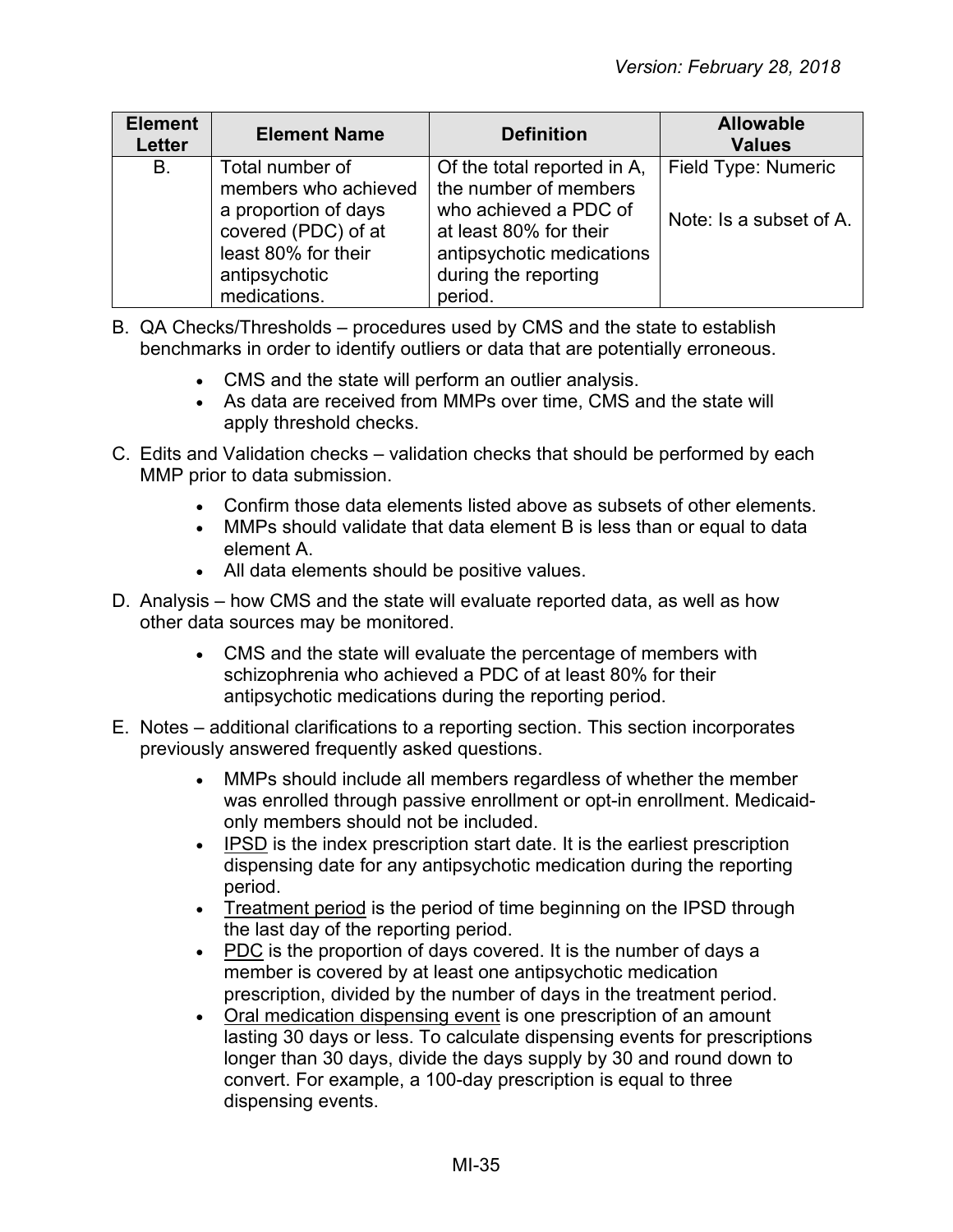| Element Letter | Element Name | Definition | Allowable Values |
|---|---|---|---|
| B. | Total number of members who achieved a proportion of days covered (PDC) of at least 80% for their antipsychotic medications. | Of the total reported in A, the number of members who achieved a PDC of at least 80% for their antipsychotic medications during the reporting period. | Field Type: Numeric<br><br>Note: Is a subset of A. |

B. QA Checks/Thresholds – procedures used by CMS and the state to establish benchmarks in order to identify outliers or data that are potentially erroneous.

- CMS and the state will perform an outlier analysis.
- As data are received from MMPs over time, CMS and the state will apply threshold checks.

C. Edits and Validation checks – validation checks that should be performed by each MMP prior to data submission.

- Confirm those data elements listed above as subsets of other elements.
- MMPs should validate that data element B is less than or equal to data element A.
- All data elements should be positive values.

D. Analysis – how CMS and the state will evaluate reported data, as well as how other data sources may be monitored.

- CMS and the state will evaluate the percentage of members with schizophrenia who achieved a PDC of at least 80% for their antipsychotic medications during the reporting period.

E. Notes – additional clarifications to a reporting section. This section incorporates previously answered frequently asked questions.

- MMPs should include all members regardless of whether the member was enrolled through passive enrollment or opt-in enrollment. Medicaid-only members should not be included.
- IPSD is the index prescription start date. It is the earliest prescription dispensing date for any antipsychotic medication during the reporting period.
- Treatment period is the period of time beginning on the IPSD through the last day of the reporting period.
- PDC is the proportion of days covered. It is the number of days a member is covered by at least one antipsychotic medication prescription, divided by the number of days in the treatment period.
- Oral medication dispensing event is one prescription of an amount lasting 30 days or less. To calculate dispensing events for prescriptions longer than 30 days, divide the days supply by 30 and round down to convert. For example, a 100-day prescription is equal to three dispensing events.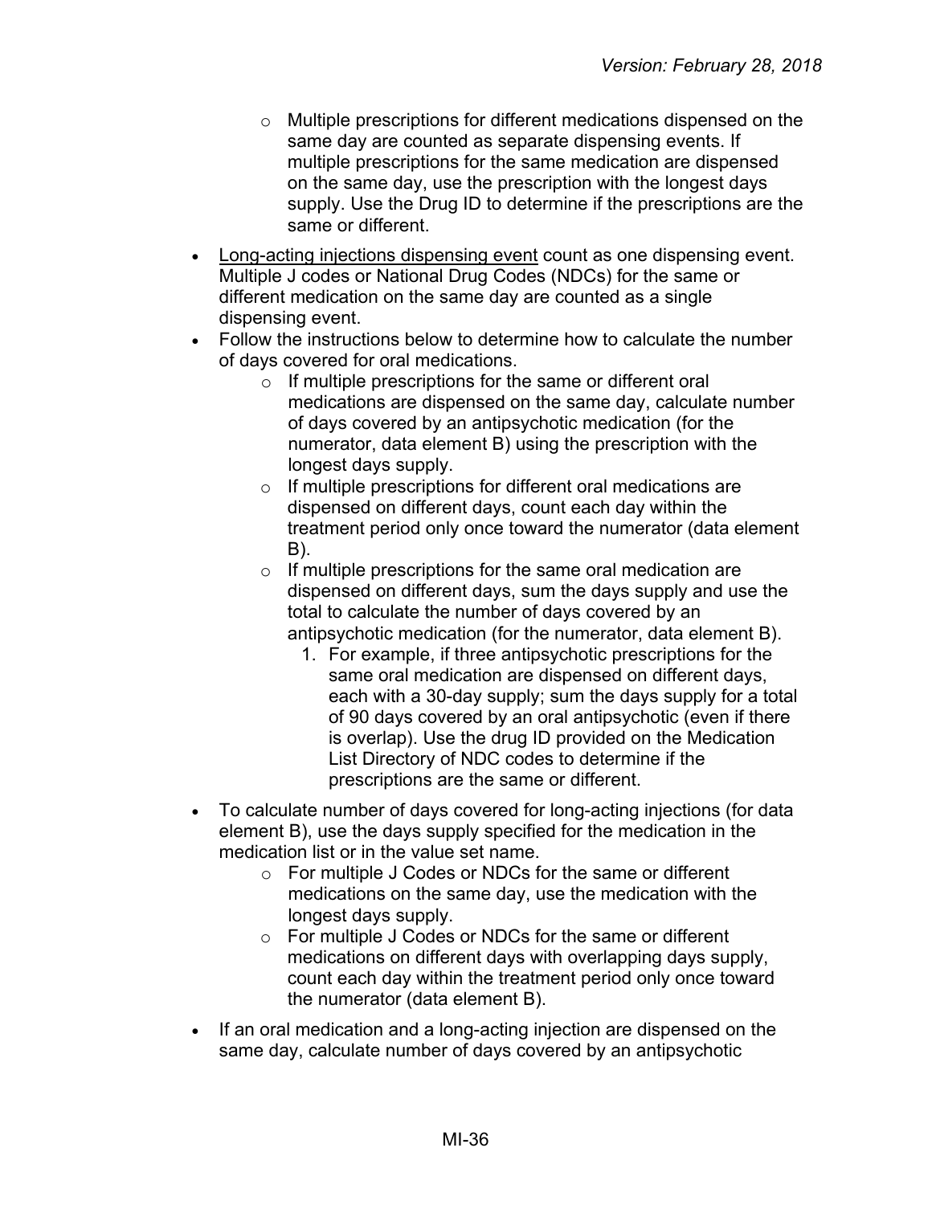- Multiple prescriptions for different medications dispensed on the same day are counted as separate dispensing events. If multiple prescriptions for the same medication are dispensed on the same day, use the prescription with the longest days supply. Use the Drug ID to determine if the prescriptions are the same or different.
- <u>Long-acting injections dispensing event</u> count as one dispensing event. Multiple J codes or National Drug Codes (NDCs) for the same or different medication on the same day are counted as a single dispensing event.
- Follow the instructions below to determine how to calculate the number of days covered for oral medications.
  - If multiple prescriptions for the same or different oral medications are dispensed on the same day, calculate number of days covered by an antipsychotic medication (for the numerator, data element B) using the prescription with the longest days supply.
  - If multiple prescriptions for different oral medications are dispensed on different days, count each day within the treatment period only once toward the numerator (data element B).
  - If multiple prescriptions for the same oral medication are dispensed on different days, sum the days supply and use the total to calculate the number of days covered by an antipsychotic medication (for the numerator, data element B).
    1. For example, if three antipsychotic prescriptions for the same oral medication are dispensed on different days, each with a 30-day supply; sum the days supply for a total of 90 days covered by an oral antipsychotic (even if there is overlap). Use the drug ID provided on the Medication List Directory of NDC codes to determine if the prescriptions are the same or different.
- To calculate number of days covered for long-acting injections (for data element B), use the days supply specified for the medication in the medication list or in the value set name.
  - For multiple J Codes or NDCs for the same or different medications on the same day, use the medication with the longest days supply.
  - For multiple J Codes or NDCs for the same or different medications on different days with overlapping days supply, count each day within the treatment period only once toward the numerator (data element B).
- If an oral medication and a long-acting injection are dispensed on the same day, calculate number of days covered by an antipsychotic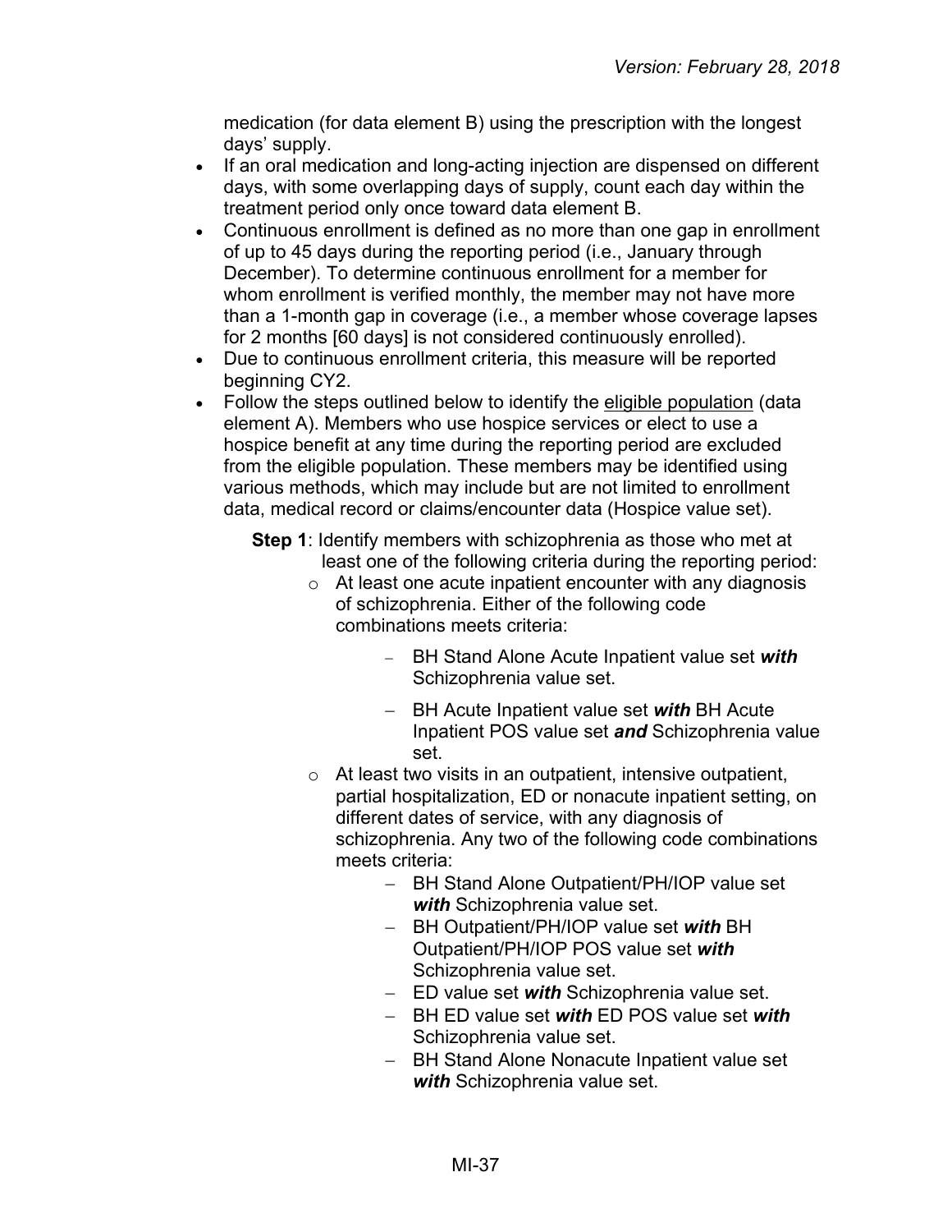medication (for data element B) using the prescription with the longest days' supply.

- If an oral medication and long-acting injection are dispensed on different days, with some overlapping days of supply, count each day within the treatment period only once toward data element B.
- Continuous enrollment is defined as no more than one gap in enrollment of up to 45 days during the reporting period (i.e., January through December). To determine continuous enrollment for a member for whom enrollment is verified monthly, the member may not have more than a 1-month gap in coverage (i.e., a member whose coverage lapses for 2 months [60 days] is not considered continuously enrolled).
- Due to continuous enrollment criteria, this measure will be reported beginning CY2.
- Follow the steps outlined below to identify the eligible population (data element A). Members who use hospice services or elect to use a hospice benefit at any time during the reporting period are excluded from the eligible population. These members may be identified using various methods, which may include but are not limited to enrollment data, medical record or claims/encounter data (Hospice value set).

  **Step 1**: Identify members with schizophrenia as those who met at least one of the following criteria during the reporting period:

  - At least one acute inpatient encounter with any diagnosis of schizophrenia. Either of the following code combinations meets criteria:
    - BH Stand Alone Acute Inpatient value set ***with*** Schizophrenia value set.
    - BH Acute Inpatient value set ***with*** BH Acute Inpatient POS value set ***and*** Schizophrenia value set.
  - At least two visits in an outpatient, intensive outpatient, partial hospitalization, ED or nonacute inpatient setting, on different dates of service, with any diagnosis of schizophrenia. Any two of the following code combinations meets criteria:
    - BH Stand Alone Outpatient/PH/IOP value set ***with*** Schizophrenia value set.
    - BH Outpatient/PH/IOP value set ***with*** BH Outpatient/PH/IOP POS value set ***with*** Schizophrenia value set.
    - ED value set ***with*** Schizophrenia value set.
    - BH ED value set ***with*** ED POS value set ***with*** Schizophrenia value set.
    - BH Stand Alone Nonacute Inpatient value set ***with*** Schizophrenia value set.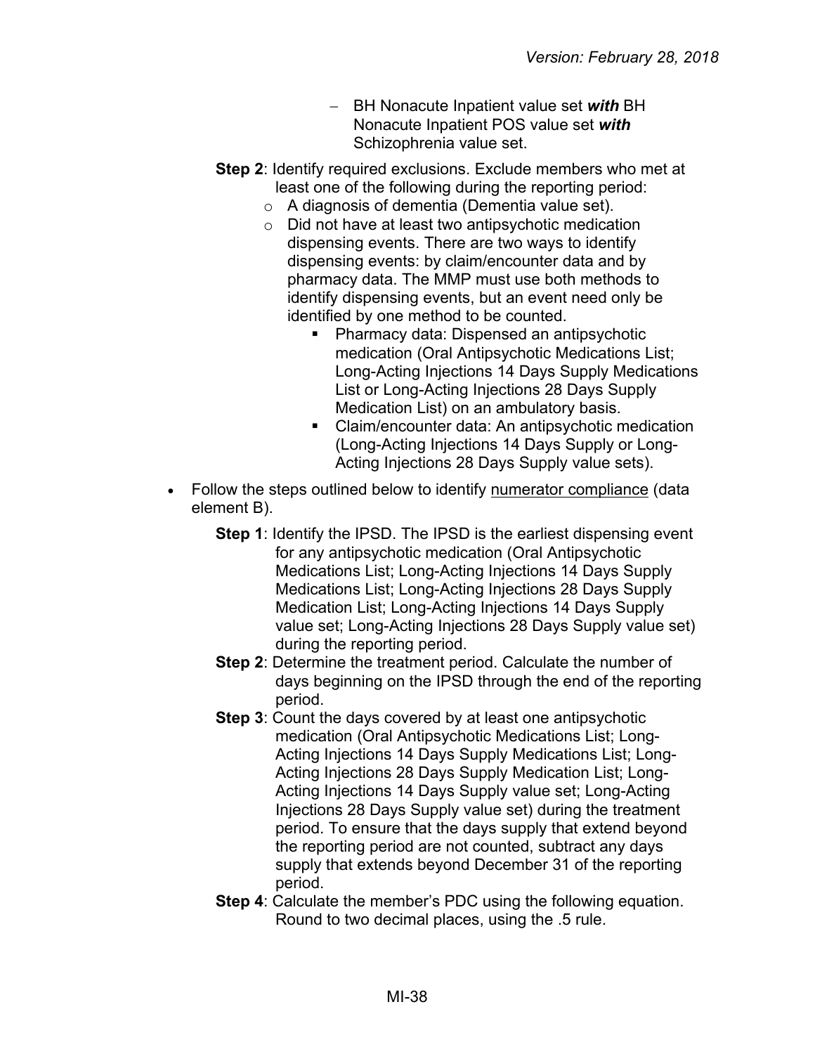- BH Nonacute Inpatient value set ***with*** BH Nonacute Inpatient POS value set ***with*** Schizophrenia value set.

**Step 2**: Identify required exclusions. Exclude members who met at least one of the following during the reporting period:

- A diagnosis of dementia (Dementia value set).
- Did not have at least two antipsychotic medication dispensing events. There are two ways to identify dispensing events: by claim/encounter data and by pharmacy data. The MMP must use both methods to identify dispensing events, but an event need only be identified by one method to be counted.
  - Pharmacy data: Dispensed an antipsychotic medication (Oral Antipsychotic Medications List; Long-Acting Injections 14 Days Supply Medications List or Long-Acting Injections 28 Days Supply Medication List) on an ambulatory basis.
  - Claim/encounter data: An antipsychotic medication (Long-Acting Injections 14 Days Supply or Long-Acting Injections 28 Days Supply value sets).

- Follow the steps outlined below to identify numerator compliance (data element B).

  **Step 1**: Identify the IPSD. The IPSD is the earliest dispensing event for any antipsychotic medication (Oral Antipsychotic Medications List; Long-Acting Injections 14 Days Supply Medications List; Long-Acting Injections 28 Days Supply Medication List; Long-Acting Injections 14 Days Supply value set; Long-Acting Injections 28 Days Supply value set) during the reporting period.

  **Step 2**: Determine the treatment period. Calculate the number of days beginning on the IPSD through the end of the reporting period.

  **Step 3**: Count the days covered by at least one antipsychotic medication (Oral Antipsychotic Medications List; Long-Acting Injections 14 Days Supply Medications List; Long-Acting Injections 28 Days Supply Medication List; Long-Acting Injections 14 Days Supply value set; Long-Acting Injections 28 Days Supply value set) during the treatment period. To ensure that the days supply that extend beyond the reporting period are not counted, subtract any days supply that extends beyond December 31 of the reporting period.

  **Step 4**: Calculate the member's PDC using the following equation. Round to two decimal places, using the .5 rule.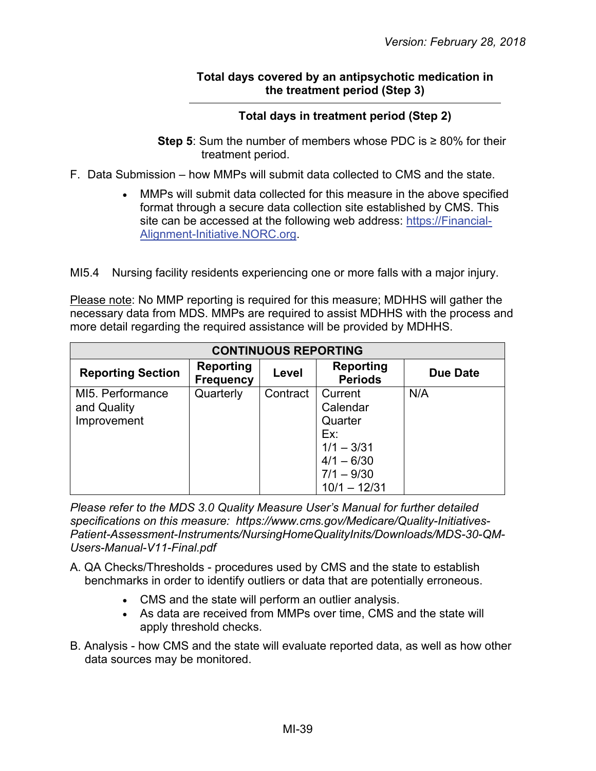$$\frac{\textbf{Total days covered by an antipsychotic medication in the treatment period (Step 3)}}{\textbf{Total days in treatment period (Step 2)}}$$

**Step 5**: Sum the number of members whose PDC is ≥ 80% for their treatment period.

F. Data Submission – how MMPs will submit data collected to CMS and the state.

- MMPs will submit data collected for this measure in the above specified format through a secure data collection site established by CMS. This site can be accessed at the following web address: [https://Financial-Alignment-Initiative.NORC.org](https://Financial-Alignment-Initiative.NORC.org).

MI5.4 Nursing facility residents experiencing one or more falls with a major injury.

Please note: No MMP reporting is required for this measure; MDHHS will gather the necessary data from MDS. MMPs are required to assist MDHHS with the process and more detail regarding the required assistance will be provided by MDHHS.

| CONTINUOUS REPORTING | | | | |
|---|---|---|---|---|
| **Reporting Section** | **Reporting Frequency** | **Level** | **Reporting Periods** | **Due Date** |
| MI5. Performance and Quality Improvement | Quarterly | Contract | Current Calendar Quarter<br>Ex:<br>1/1 – 3/31<br>4/1 – 6/30<br>7/1 – 9/30<br>10/1 – 12/31 | N/A |

*Please refer to the MDS 3.0 Quality Measure User's Manual for further detailed specifications on this measure: https://www.cms.gov/Medicare/Quality-Initiatives-Patient-Assessment-Instruments/NursingHomeQualityInits/Downloads/MDS-30-QM-Users-Manual-V11-Final.pdf*

A. QA Checks/Thresholds - procedures used by CMS and the state to establish benchmarks in order to identify outliers or data that are potentially erroneous.

- CMS and the state will perform an outlier analysis.
- As data are received from MMPs over time, CMS and the state will apply threshold checks.

B. Analysis - how CMS and the state will evaluate reported data, as well as how other data sources may be monitored.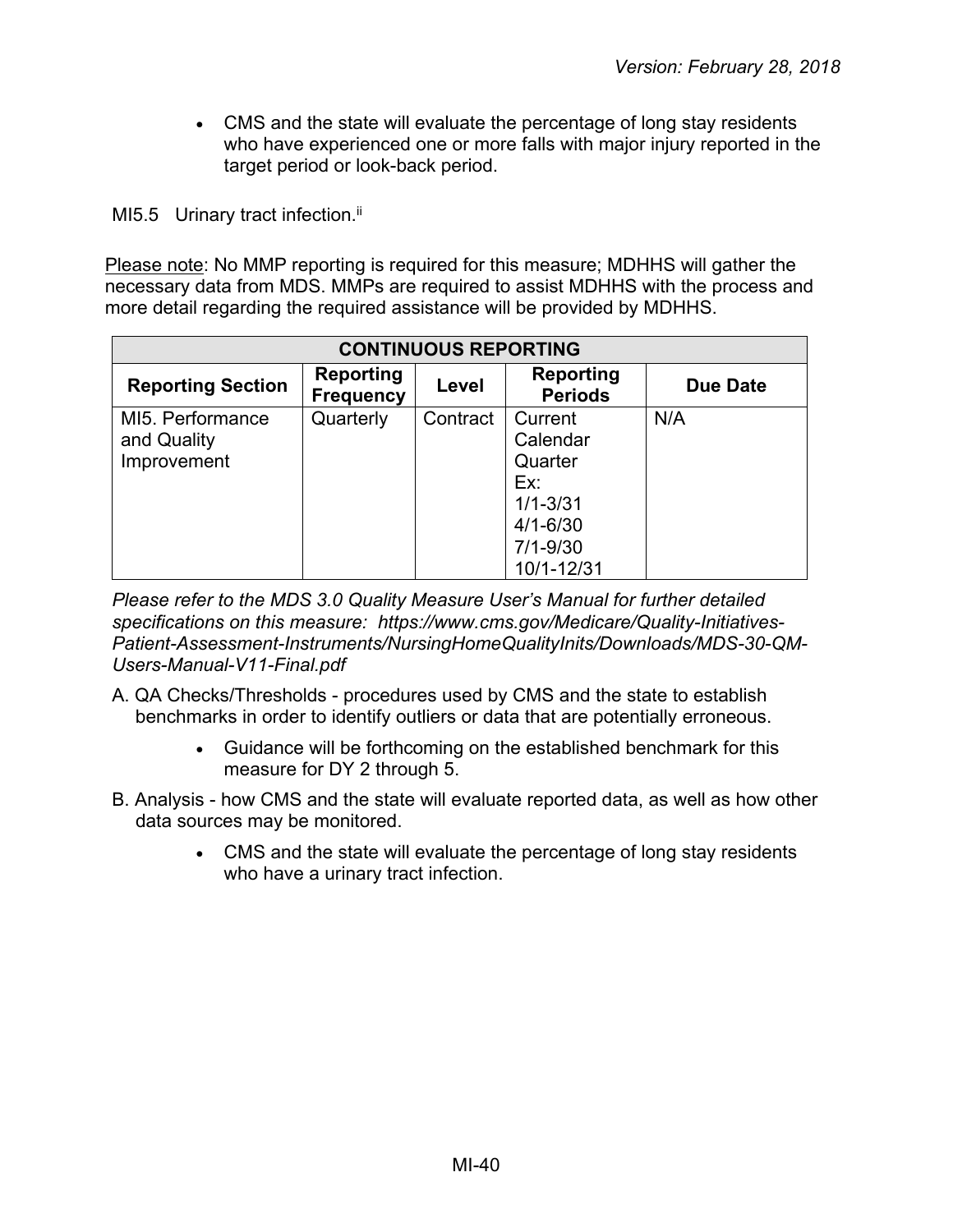- CMS and the state will evaluate the percentage of long stay residents who have experienced one or more falls with major injury reported in the target period or look-back period.

MI5.5 Urinary tract infection.[ii]

Please note: No MMP reporting is required for this measure; MDHHS will gather the necessary data from MDS. MMPs are required to assist MDHHS with the process and more detail regarding the required assistance will be provided by MDHHS.

| CONTINUOUS REPORTING | | | | |
|---|---|---|---|---|
| **Reporting Section** | **Reporting Frequency** | **Level** | **Reporting Periods** | **Due Date** |
| MI5. Performance and Quality Improvement | Quarterly | Contract | Current Calendar Quarter Ex: 1/1-3/31 4/1-6/30 7/1-9/30 10/1-12/31 | N/A |

*Please refer to the MDS 3.0 Quality Measure User's Manual for further detailed specifications on this measure: https://www.cms.gov/Medicare/Quality-Initiatives-Patient-Assessment-Instruments/NursingHomeQualityInits/Downloads/MDS-30-QM-Users-Manual-V11-Final.pdf*

A. QA Checks/Thresholds - procedures used by CMS and the state to establish benchmarks in order to identify outliers or data that are potentially erroneous.
   - Guidance will be forthcoming on the established benchmark for this measure for DY 2 through 5.

B. Analysis - how CMS and the state will evaluate reported data, as well as how other data sources may be monitored.
   - CMS and the state will evaluate the percentage of long stay residents who have a urinary tract infection.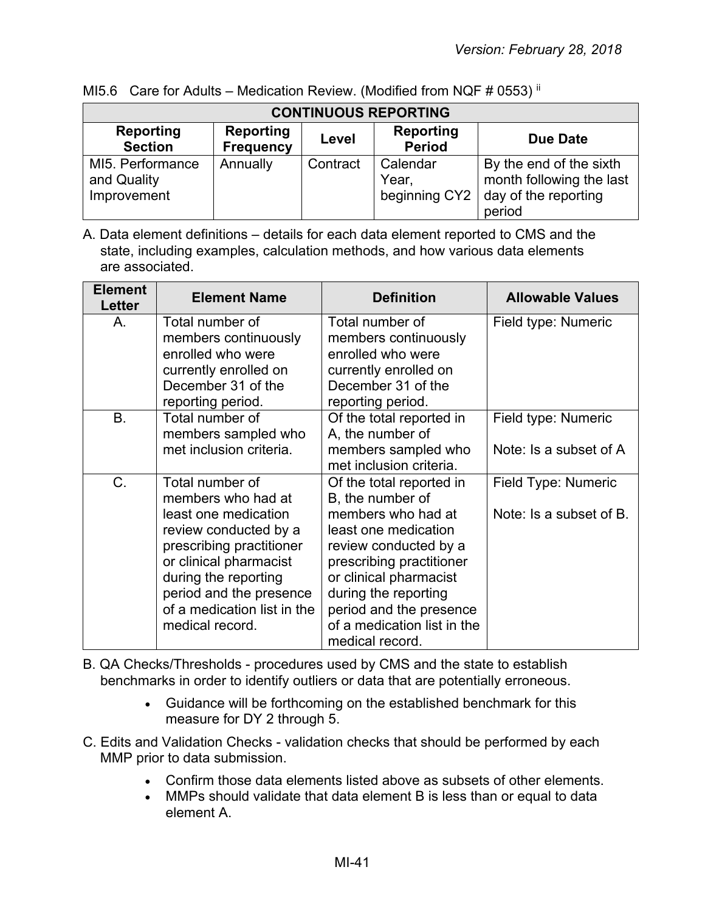MI5.6 Care for Adults – Medication Review. (Modified from NQF # 0553) [ii]

| CONTINUOUS REPORTING | | | | |
|---|---|---|---|---|
| **Reporting Section** | **Reporting Frequency** | **Level** | **Reporting Period** | **Due Date** |
| MI5. Performance and Quality Improvement | Annually | Contract | Calendar Year, beginning CY2 | By the end of the sixth month following the last day of the reporting period |

A. Data element definitions – details for each data element reported to CMS and the state, including examples, calculation methods, and how various data elements are associated.

| Element Letter | Element Name | Definition | Allowable Values |
|---|---|---|---|
| A. | Total number of members continuously enrolled who were currently enrolled on December 31 of the reporting period. | Total number of members continuously enrolled who were currently enrolled on December 31 of the reporting period. | Field type: Numeric |
| B. | Total number of members sampled who met inclusion criteria. | Of the total reported in A, the number of members sampled who met inclusion criteria. | Field type: Numeric<br><br>Note: Is a subset of A |
| C. | Total number of members who had at least one medication review conducted by a prescribing practitioner or clinical pharmacist during the reporting period and the presence of a medication list in the medical record. | Of the total reported in B, the number of members who had at least one medication review conducted by a prescribing practitioner or clinical pharmacist during the reporting period and the presence of a medication list in the medical record. | Field Type: Numeric<br><br>Note: Is a subset of B. |

B. QA Checks/Thresholds - procedures used by CMS and the state to establish benchmarks in order to identify outliers or data that are potentially erroneous.

- Guidance will be forthcoming on the established benchmark for this measure for DY 2 through 5.

C. Edits and Validation Checks - validation checks that should be performed by each MMP prior to data submission.

- Confirm those data elements listed above as subsets of other elements.
- MMPs should validate that data element B is less than or equal to data element A.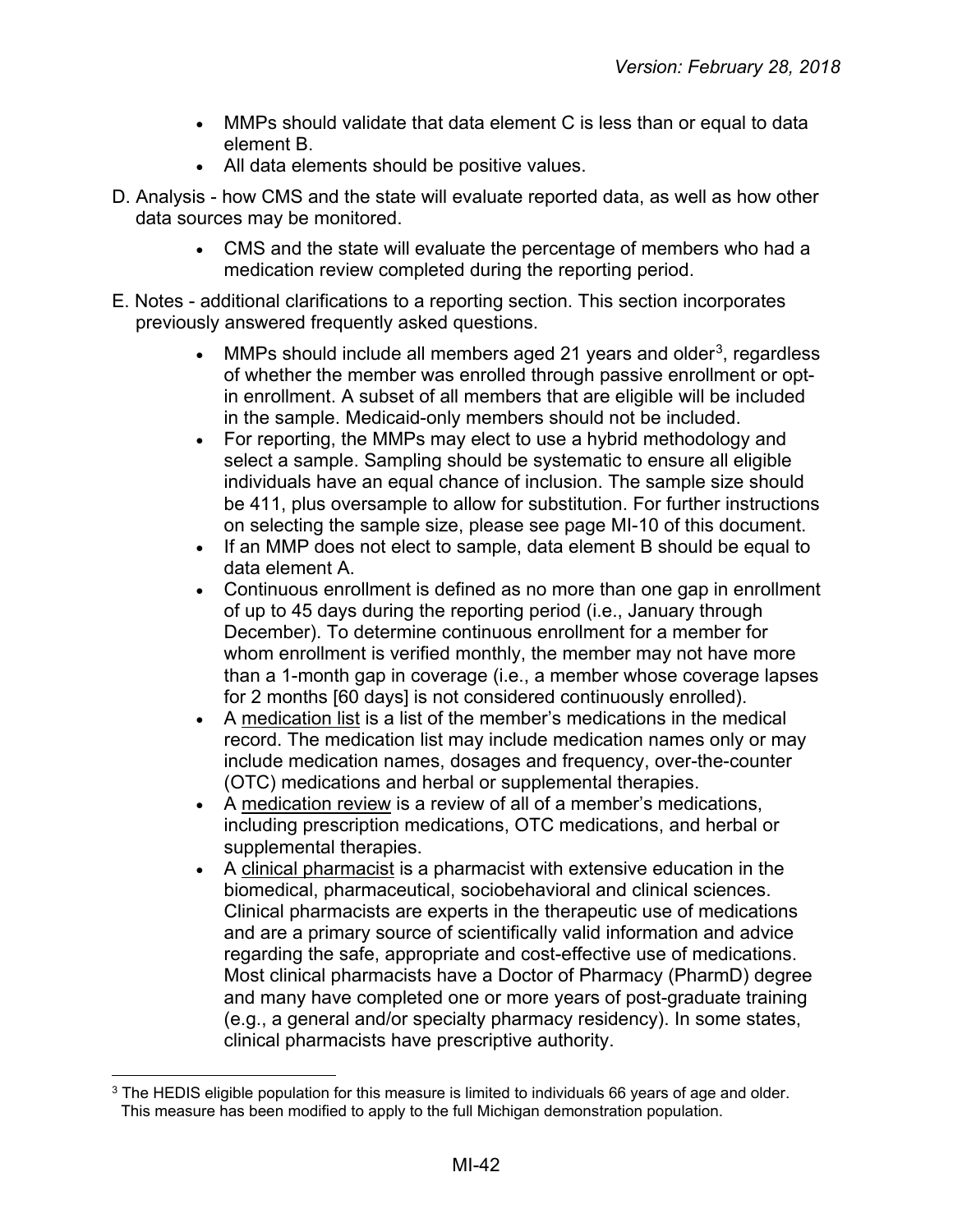- MMPs should validate that data element C is less than or equal to data element B.
- All data elements should be positive values.

D. Analysis - how CMS and the state will evaluate reported data, as well as how other data sources may be monitored.

- CMS and the state will evaluate the percentage of members who had a medication review completed during the reporting period.

E. Notes - additional clarifications to a reporting section. This section incorporates previously answered frequently asked questions.

- MMPs should include all members aged 21 years and older[3], regardless of whether the member was enrolled through passive enrollment or opt-in enrollment. A subset of all members that are eligible will be included in the sample. Medicaid-only members should not be included.
- For reporting, the MMPs may elect to use a hybrid methodology and select a sample. Sampling should be systematic to ensure all eligible individuals have an equal chance of inclusion. The sample size should be 411, plus oversample to allow for substitution. For further instructions on selecting the sample size, please see page MI-10 of this document.
- If an MMP does not elect to sample, data element B should be equal to data element A.
- Continuous enrollment is defined as no more than one gap in enrollment of up to 45 days during the reporting period (i.e., January through December). To determine continuous enrollment for a member for whom enrollment is verified monthly, the member may not have more than a 1-month gap in coverage (i.e., a member whose coverage lapses for 2 months [60 days] is not considered continuously enrolled).
- A medication list is a list of the member's medications in the medical record. The medication list may include medication names only or may include medication names, dosages and frequency, over-the-counter (OTC) medications and herbal or supplemental therapies.
- A medication review is a review of all of a member's medications, including prescription medications, OTC medications, and herbal or supplemental therapies.
- A clinical pharmacist is a pharmacist with extensive education in the biomedical, pharmaceutical, sociobehavioral and clinical sciences. Clinical pharmacists are experts in the therapeutic use of medications and are a primary source of scientifically valid information and advice regarding the safe, appropriate and cost-effective use of medications. Most clinical pharmacists have a Doctor of Pharmacy (PharmD) degree and many have completed one or more years of post-graduate training (e.g., a general and/or specialty pharmacy residency). In some states, clinical pharmacists have prescriptive authority.

[3] The HEDIS eligible population for this measure is limited to individuals 66 years of age and older. This measure has been modified to apply to the full Michigan demonstration population.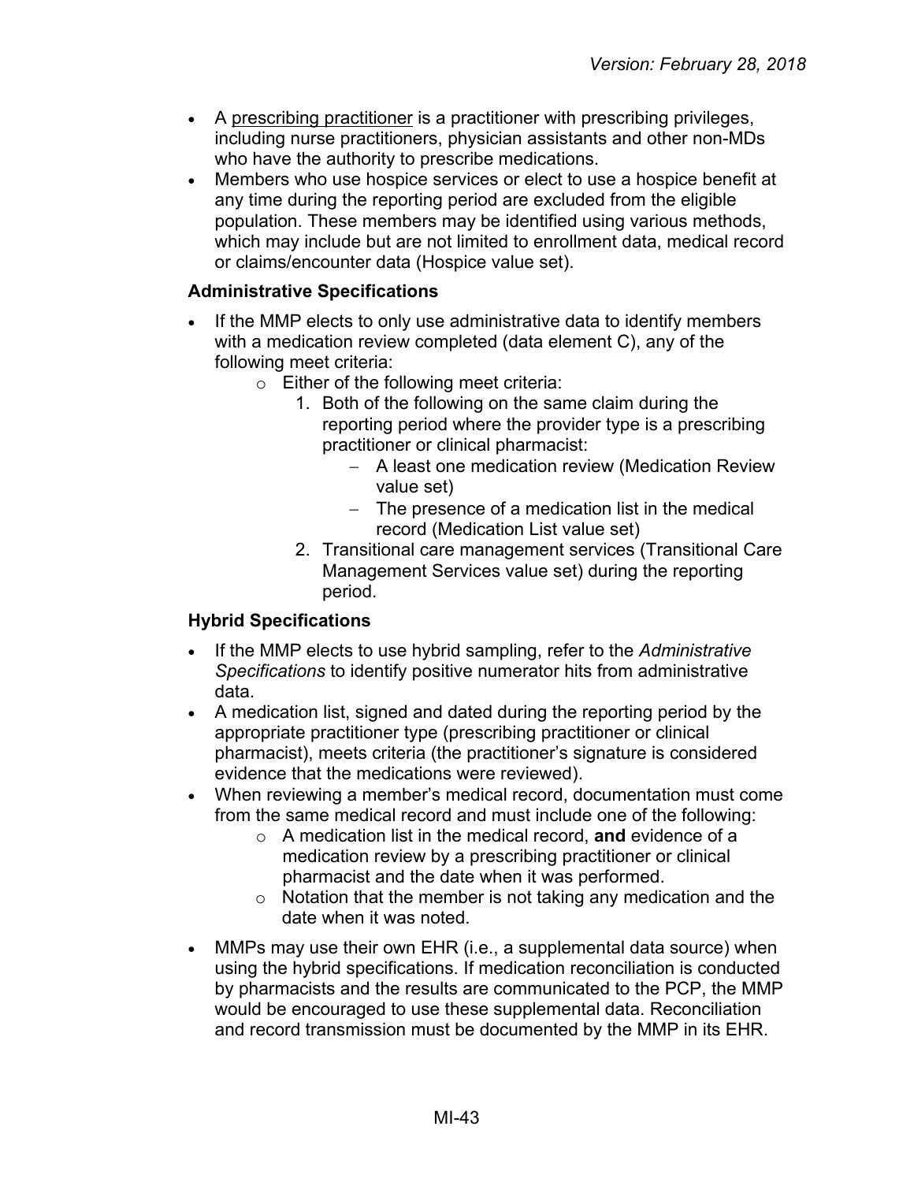- A <u>prescribing practitioner</u> is a practitioner with prescribing privileges, including nurse practitioners, physician assistants and other non-MDs who have the authority to prescribe medications.
- Members who use hospice services or elect to use a hospice benefit at any time during the reporting period are excluded from the eligible population. These members may be identified using various methods, which may include but are not limited to enrollment data, medical record or claims/encounter data (Hospice value set).

### Administrative Specifications

- If the MMP elects to only use administrative data to identify members with a medication review completed (data element C), any of the following meet criteria:
  - Either of the following meet criteria:
    1. Both of the following on the same claim during the reporting period where the provider type is a prescribing practitioner or clinical pharmacist:
       - A least one medication review (Medication Review value set)
       - The presence of a medication list in the medical record (Medication List value set)
    2. Transitional care management services (Transitional Care Management Services value set) during the reporting period.

### Hybrid Specifications

- If the MMP elects to use hybrid sampling, refer to the *Administrative Specifications* to identify positive numerator hits from administrative data.
- A medication list, signed and dated during the reporting period by the appropriate practitioner type (prescribing practitioner or clinical pharmacist), meets criteria (the practitioner's signature is considered evidence that the medications were reviewed).
- When reviewing a member's medical record, documentation must come from the same medical record and must include one of the following:
  - A medication list in the medical record, **and** evidence of a medication review by a prescribing practitioner or clinical pharmacist and the date when it was performed.
  - Notation that the member is not taking any medication and the date when it was noted.
- MMPs may use their own EHR (i.e., a supplemental data source) when using the hybrid specifications. If medication reconciliation is conducted by pharmacists and the results are communicated to the PCP, the MMP would be encouraged to use these supplemental data. Reconciliation and record transmission must be documented by the MMP in its EHR.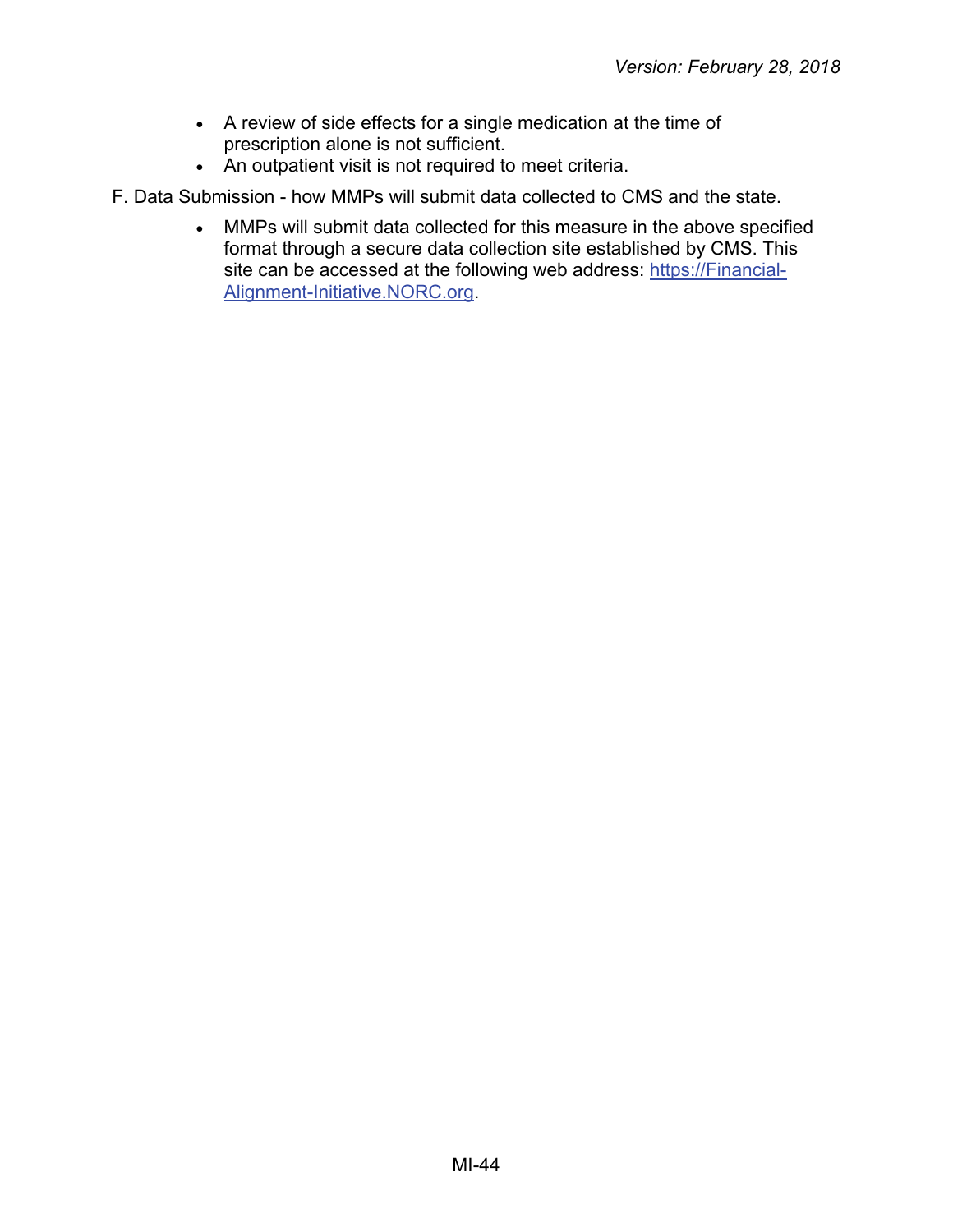- A review of side effects for a single medication at the time of prescription alone is not sufficient.
- An outpatient visit is not required to meet criteria.

F. Data Submission - how MMPs will submit data collected to CMS and the state.

- MMPs will submit data collected for this measure in the above specified format through a secure data collection site established by CMS. This site can be accessed at the following web address: [https://Financial-Alignment-Initiative.NORC.org](https://Financial-Alignment-Initiative.NORC.org).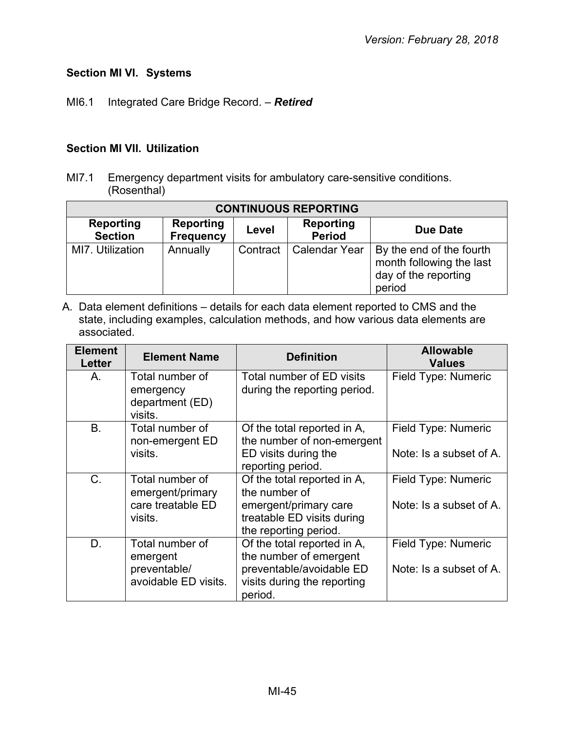## Section MI VI. Systems

MI6.1 Integrated Care Bridge Record. – ***Retired***

## Section MI VII. Utilization

MI7.1 Emergency department visits for ambulatory care-sensitive conditions. (Rosenthal)

| CONTINUOUS REPORTING | | | | |
|---|---|---|---|---|
| **Reporting Section** | **Reporting Frequency** | **Level** | **Reporting Period** | **Due Date** |
| MI7. Utilization | Annually | Contract | Calendar Year | By the end of the fourth month following the last day of the reporting period |

A. Data element definitions – details for each data element reported to CMS and the state, including examples, calculation methods, and how various data elements are associated.

| Element Letter | Element Name | Definition | Allowable Values |
|---|---|---|---|
| A. | Total number of emergency department (ED) visits. | Total number of ED visits during the reporting period. | Field Type: Numeric |
| B. | Total number of non-emergent ED visits. | Of the total reported in A, the number of non-emergent ED visits during the reporting period. | Field Type: Numeric<br><br>Note: Is a subset of A. |
| C. | Total number of emergent/primary care treatable ED visits. | Of the total reported in A, the number of emergent/primary care treatable ED visits during the reporting period. | Field Type: Numeric<br><br>Note: Is a subset of A. |
| D. | Total number of emergent preventable/ avoidable ED visits. | Of the total reported in A, the number of emergent preventable/avoidable ED visits during the reporting period. | Field Type: Numeric<br><br>Note: Is a subset of A. |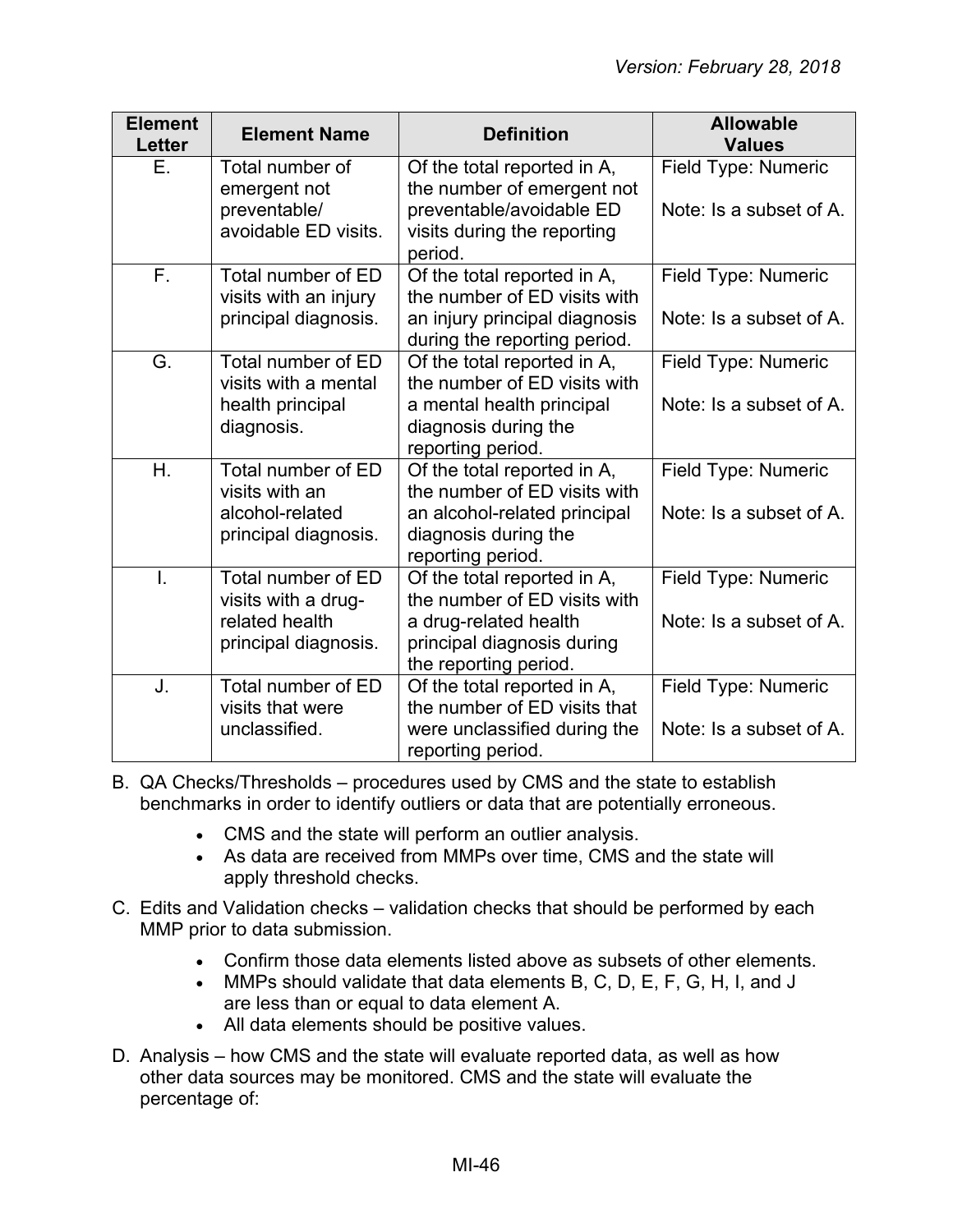| Element Letter | Element Name | Definition | Allowable Values |
|---|---|---|---|
| E. | Total number of emergent not preventable/ avoidable ED visits. | Of the total reported in A, the number of emergent not preventable/avoidable ED visits during the reporting period. | Field Type: Numeric<br><br>Note: Is a subset of A. |
| F. | Total number of ED visits with an injury principal diagnosis. | Of the total reported in A, the number of ED visits with an injury principal diagnosis during the reporting period. | Field Type: Numeric<br><br>Note: Is a subset of A. |
| G. | Total number of ED visits with a mental health principal diagnosis. | Of the total reported in A, the number of ED visits with a mental health principal diagnosis during the reporting period. | Field Type: Numeric<br><br>Note: Is a subset of A. |
| H. | Total number of ED visits with an alcohol-related principal diagnosis. | Of the total reported in A, the number of ED visits with an alcohol-related principal diagnosis during the reporting period. | Field Type: Numeric<br><br>Note: Is a subset of A. |
| I. | Total number of ED visits with a drug-related health principal diagnosis. | Of the total reported in A, the number of ED visits with a drug-related health principal diagnosis during the reporting period. | Field Type: Numeric<br><br>Note: Is a subset of A. |
| J. | Total number of ED visits that were unclassified. | Of the total reported in A, the number of ED visits that were unclassified during the reporting period. | Field Type: Numeric<br><br>Note: Is a subset of A. |

B. QA Checks/Thresholds – procedures used by CMS and the state to establish benchmarks in order to identify outliers or data that are potentially erroneous.

- CMS and the state will perform an outlier analysis.
- As data are received from MMPs over time, CMS and the state will apply threshold checks.

C. Edits and Validation checks – validation checks that should be performed by each MMP prior to data submission.

- Confirm those data elements listed above as subsets of other elements.
- MMPs should validate that data elements B, C, D, E, F, G, H, I, and J are less than or equal to data element A.
- All data elements should be positive values.

D. Analysis – how CMS and the state will evaluate reported data, as well as how other data sources may be monitored. CMS and the state will evaluate the percentage of: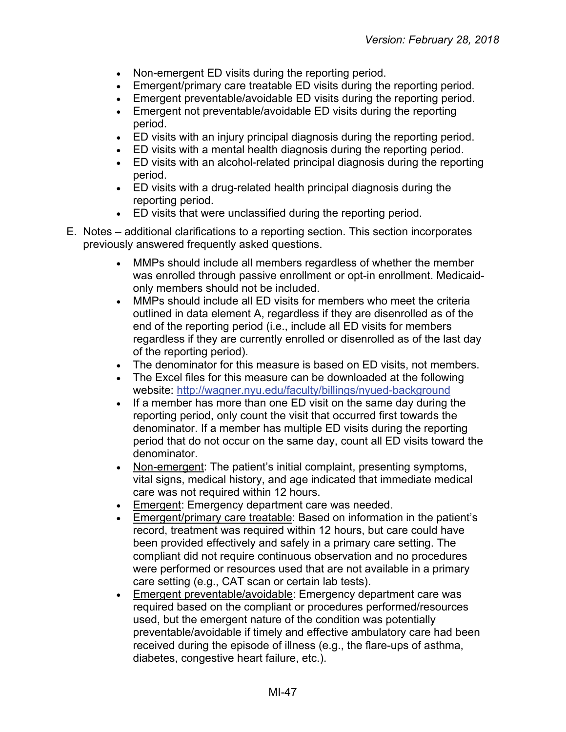- Non-emergent ED visits during the reporting period.
- Emergent/primary care treatable ED visits during the reporting period.
- Emergent preventable/avoidable ED visits during the reporting period.
- Emergent not preventable/avoidable ED visits during the reporting period.
- ED visits with an injury principal diagnosis during the reporting period.
- ED visits with a mental health diagnosis during the reporting period.
- ED visits with an alcohol-related principal diagnosis during the reporting period.
- ED visits with a drug-related health principal diagnosis during the reporting period.
- ED visits that were unclassified during the reporting period.

E. Notes – additional clarifications to a reporting section. This section incorporates previously answered frequently asked questions.

- MMPs should include all members regardless of whether the member was enrolled through passive enrollment or opt-in enrollment. Medicaid-only members should not be included.
- MMPs should include all ED visits for members who meet the criteria outlined in data element A, regardless if they are disenrolled as of the end of the reporting period (i.e., include all ED visits for members regardless if they are currently enrolled or disenrolled as of the last day of the reporting period).
- The denominator for this measure is based on ED visits, not members.
- The Excel files for this measure can be downloaded at the following website: [http://wagner.nyu.edu/faculty/billings/nyued-background](http://wagner.nyu.edu/faculty/billings/nyued-background)
- If a member has more than one ED visit on the same day during the reporting period, only count the visit that occurred first towards the denominator. If a member has multiple ED visits during the reporting period that do not occur on the same day, count all ED visits toward the denominator.
- <u>Non-emergent</u>: The patient's initial complaint, presenting symptoms, vital signs, medical history, and age indicated that immediate medical care was not required within 12 hours.
- <u>Emergent</u>: Emergency department care was needed.
- <u>Emergent/primary care treatable</u>: Based on information in the patient's record, treatment was required within 12 hours, but care could have been provided effectively and safely in a primary care setting. The compliant did not require continuous observation and no procedures were performed or resources used that are not available in a primary care setting (e.g., CAT scan or certain lab tests).
- <u>Emergent preventable/avoidable</u>: Emergency department care was required based on the compliant or procedures performed/resources used, but the emergent nature of the condition was potentially preventable/avoidable if timely and effective ambulatory care had been received during the episode of illness (e.g., the flare-ups of asthma, diabetes, congestive heart failure, etc.).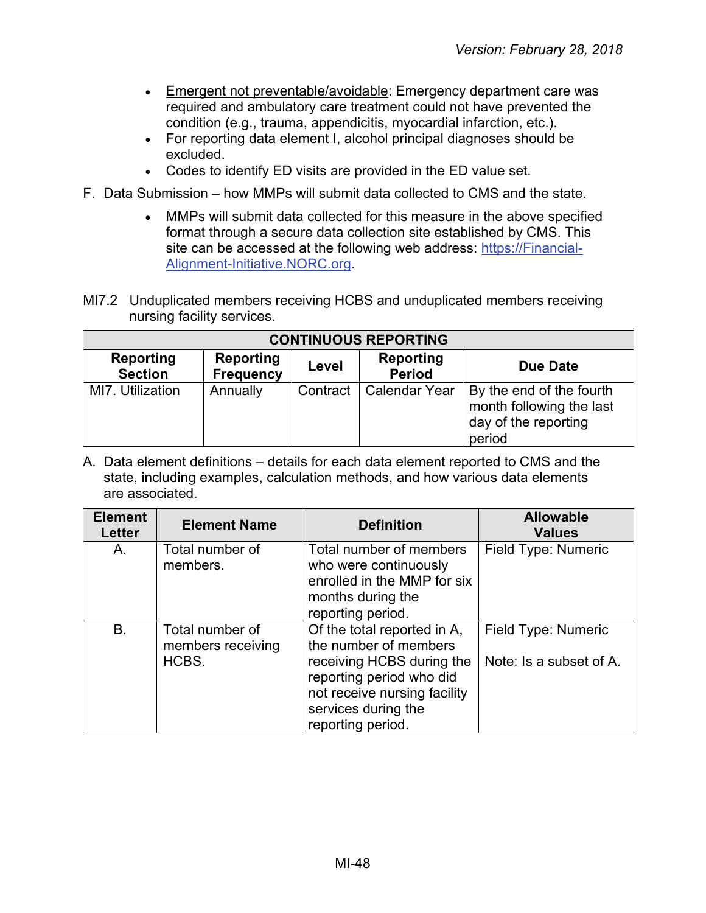- Emergent not preventable/avoidable: Emergency department care was required and ambulatory care treatment could not have prevented the condition (e.g., trauma, appendicitis, myocardial infarction, etc.).
- For reporting data element I, alcohol principal diagnoses should be excluded.
- Codes to identify ED visits are provided in the ED value set.

F. Data Submission – how MMPs will submit data collected to CMS and the state.

- MMPs will submit data collected for this measure in the above specified format through a secure data collection site established by CMS. This site can be accessed at the following web address: [https://Financial-Alignment-Initiative.NORC.org](https://Financial-Alignment-Initiative.NORC.org).

MI7.2 Unduplicated members receiving HCBS and unduplicated members receiving nursing facility services.

| CONTINUOUS REPORTING | | | | |
|---|---|---|---|---|
| **Reporting Section** | **Reporting Frequency** | **Level** | **Reporting Period** | **Due Date** |
| MI7. Utilization | Annually | Contract | Calendar Year | By the end of the fourth month following the last day of the reporting period |

A. Data element definitions – details for each data element reported to CMS and the state, including examples, calculation methods, and how various data elements are associated.

| Element Letter | Element Name | Definition | Allowable Values |
|---|---|---|---|
| A. | Total number of members. | Total number of members who were continuously enrolled in the MMP for six months during the reporting period. | Field Type: Numeric |
| B. | Total number of members receiving HCBS. | Of the total reported in A, the number of members receiving HCBS during the reporting period who did not receive nursing facility services during the reporting period. | Field Type: Numeric<br><br>Note: Is a subset of A. |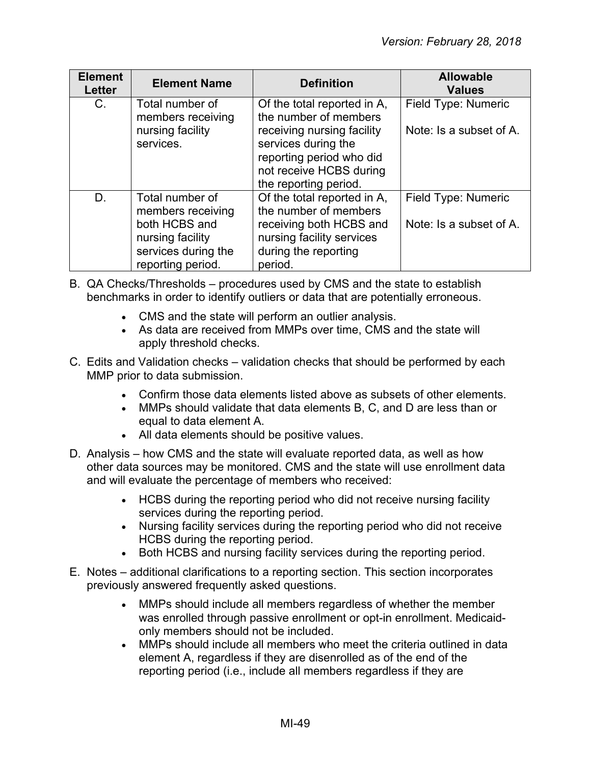| Element Letter | Element Name | Definition | Allowable Values |
|---|---|---|---|
| C. | Total number of members receiving nursing facility services. | Of the total reported in A, the number of members receiving nursing facility services during the reporting period who did not receive HCBS during the reporting period. | Field Type: Numeric<br><br>Note: Is a subset of A. |
| D. | Total number of members receiving both HCBS and nursing facility services during the reporting period. | Of the total reported in A, the number of members receiving both HCBS and nursing facility services during the reporting period. | Field Type: Numeric<br><br>Note: Is a subset of A. |

B. QA Checks/Thresholds – procedures used by CMS and the state to establish benchmarks in order to identify outliers or data that are potentially erroneous.

- CMS and the state will perform an outlier analysis.
- As data are received from MMPs over time, CMS and the state will apply threshold checks.

C. Edits and Validation checks – validation checks that should be performed by each MMP prior to data submission.

- Confirm those data elements listed above as subsets of other elements.
- MMPs should validate that data elements B, C, and D are less than or equal to data element A.
- All data elements should be positive values.

D. Analysis – how CMS and the state will evaluate reported data, as well as how other data sources may be monitored. CMS and the state will use enrollment data and will evaluate the percentage of members who received:

- HCBS during the reporting period who did not receive nursing facility services during the reporting period.
- Nursing facility services during the reporting period who did not receive HCBS during the reporting period.
- Both HCBS and nursing facility services during the reporting period.

E. Notes – additional clarifications to a reporting section. This section incorporates previously answered frequently asked questions.

- MMPs should include all members regardless of whether the member was enrolled through passive enrollment or opt-in enrollment. Medicaid-only members should not be included.
- MMPs should include all members who meet the criteria outlined in data element A, regardless if they are disenrolled as of the end of the reporting period (i.e., include all members regardless if they are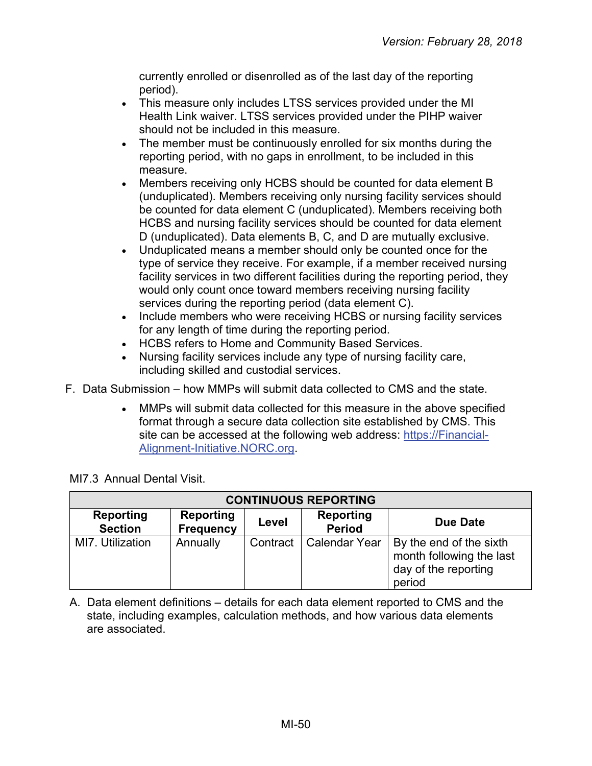currently enrolled or disenrolled as of the last day of the reporting period).

- This measure only includes LTSS services provided under the MI Health Link waiver. LTSS services provided under the PIHP waiver should not be included in this measure.
- The member must be continuously enrolled for six months during the reporting period, with no gaps in enrollment, to be included in this measure.
- Members receiving only HCBS should be counted for data element B (unduplicated). Members receiving only nursing facility services should be counted for data element C (unduplicated). Members receiving both HCBS and nursing facility services should be counted for data element D (unduplicated). Data elements B, C, and D are mutually exclusive.
- Unduplicated means a member should only be counted once for the type of service they receive. For example, if a member received nursing facility services in two different facilities during the reporting period, they would only count once toward members receiving nursing facility services during the reporting period (data element C).
- Include members who were receiving HCBS or nursing facility services for any length of time during the reporting period.
- HCBS refers to Home and Community Based Services.
- Nursing facility services include any type of nursing facility care, including skilled and custodial services.

F. Data Submission – how MMPs will submit data collected to CMS and the state.

- MMPs will submit data collected for this measure in the above specified format through a secure data collection site established by CMS. This site can be accessed at the following web address: https://Financial-Alignment-Initiative.NORC.org.

MI7.3 Annual Dental Visit.

| CONTINUOUS REPORTING | | | | |
|---|---|---|---|---|
| **Reporting Section** | **Reporting Frequency** | **Level** | **Reporting Period** | **Due Date** |
| MI7. Utilization | Annually | Contract | Calendar Year | By the end of the sixth month following the last day of the reporting period |

A. Data element definitions – details for each data element reported to CMS and the state, including examples, calculation methods, and how various data elements are associated.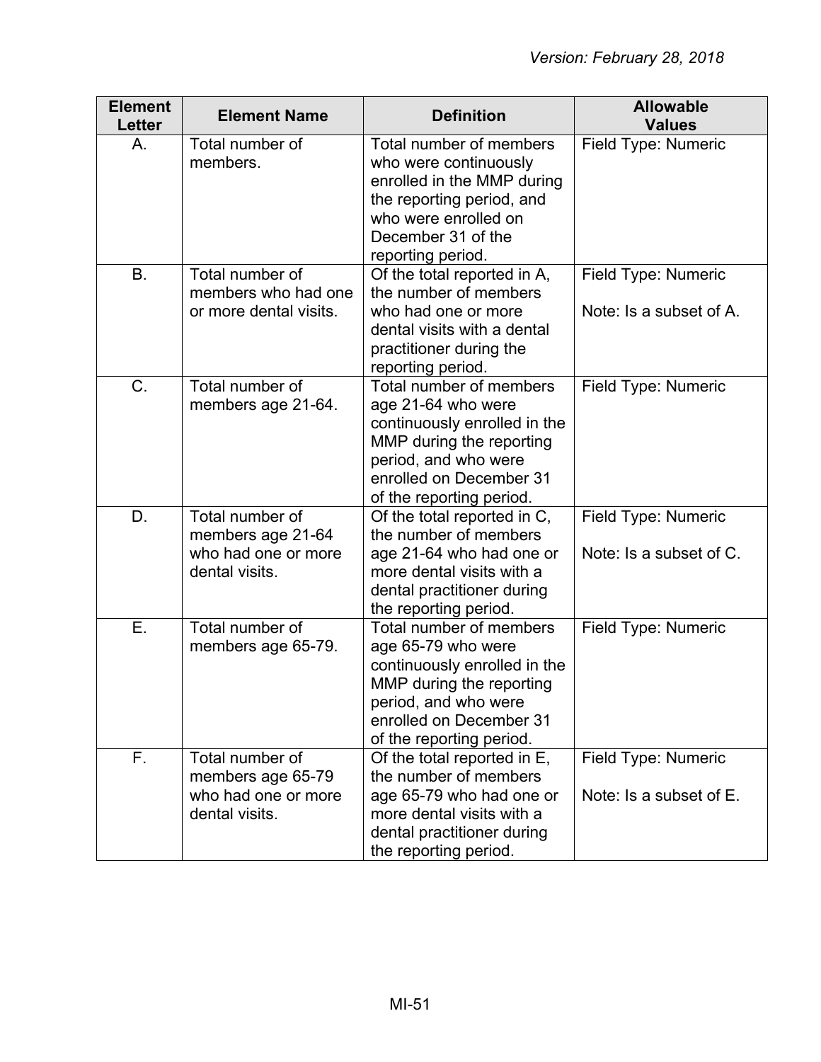| Element Letter | Element Name | Definition | Allowable Values |
|---|---|---|---|
| A. | Total number of members. | Total number of members who were continuously enrolled in the MMP during the reporting period, and who were enrolled on December 31 of the reporting period. | Field Type: Numeric |
| B. | Total number of members who had one or more dental visits. | Of the total reported in A, the number of members who had one or more dental visits with a dental practitioner during the reporting period. | Field Type: Numeric<br><br>Note: Is a subset of A. |
| C. | Total number of members age 21-64. | Total number of members age 21-64 who were continuously enrolled in the MMP during the reporting period, and who were enrolled on December 31 of the reporting period. | Field Type: Numeric |
| D. | Total number of members age 21-64 who had one or more dental visits. | Of the total reported in C, the number of members age 21-64 who had one or more dental visits with a dental practitioner during the reporting period. | Field Type: Numeric<br><br>Note: Is a subset of C. |
| E. | Total number of members age 65-79. | Total number of members age 65-79 who were continuously enrolled in the MMP during the reporting period, and who were enrolled on December 31 of the reporting period. | Field Type: Numeric |
| F. | Total number of members age 65-79 who had one or more dental visits. | Of the total reported in E, the number of members age 65-79 who had one or more dental visits with a dental practitioner during the reporting period. | Field Type: Numeric<br><br>Note: Is a subset of E. |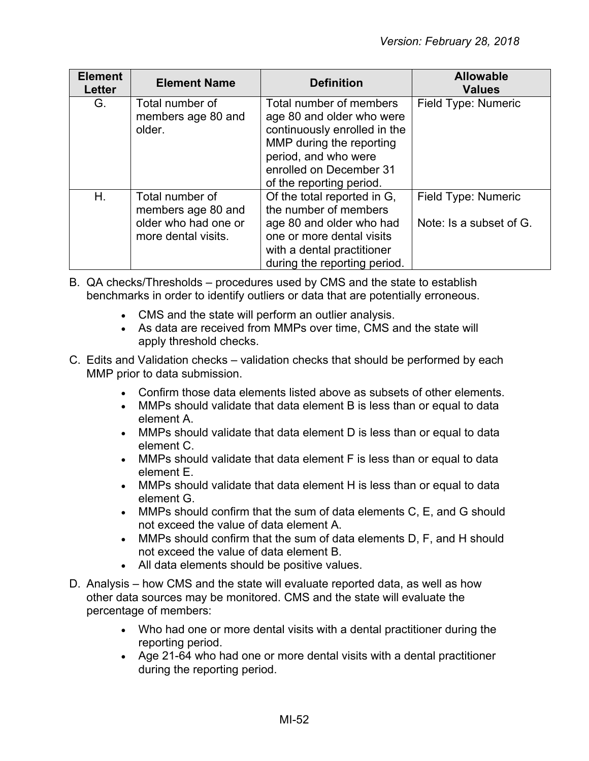| Element Letter | Element Name | Definition | Allowable Values |
|---|---|---|---|
| G. | Total number of members age 80 and older. | Total number of members age 80 and older who were continuously enrolled in the MMP during the reporting period, and who were enrolled on December 31 of the reporting period. | Field Type: Numeric |
| H. | Total number of members age 80 and older who had one or more dental visits. | Of the total reported in G, the number of members age 80 and older who had one or more dental visits with a dental practitioner during the reporting period. | Field Type: Numeric<br><br>Note: Is a subset of G. |

B. QA checks/Thresholds – procedures used by CMS and the state to establish benchmarks in order to identify outliers or data that are potentially erroneous.

- CMS and the state will perform an outlier analysis.
- As data are received from MMPs over time, CMS and the state will apply threshold checks.

C. Edits and Validation checks – validation checks that should be performed by each MMP prior to data submission.

- Confirm those data elements listed above as subsets of other elements.
- MMPs should validate that data element B is less than or equal to data element A.
- MMPs should validate that data element D is less than or equal to data element C.
- MMPs should validate that data element F is less than or equal to data element E.
- MMPs should validate that data element H is less than or equal to data element G.
- MMPs should confirm that the sum of data elements C, E, and G should not exceed the value of data element A.
- MMPs should confirm that the sum of data elements D, F, and H should not exceed the value of data element B.
- All data elements should be positive values.

D. Analysis – how CMS and the state will evaluate reported data, as well as how other data sources may be monitored. CMS and the state will evaluate the percentage of members:

- Who had one or more dental visits with a dental practitioner during the reporting period.
- Age 21-64 who had one or more dental visits with a dental practitioner during the reporting period.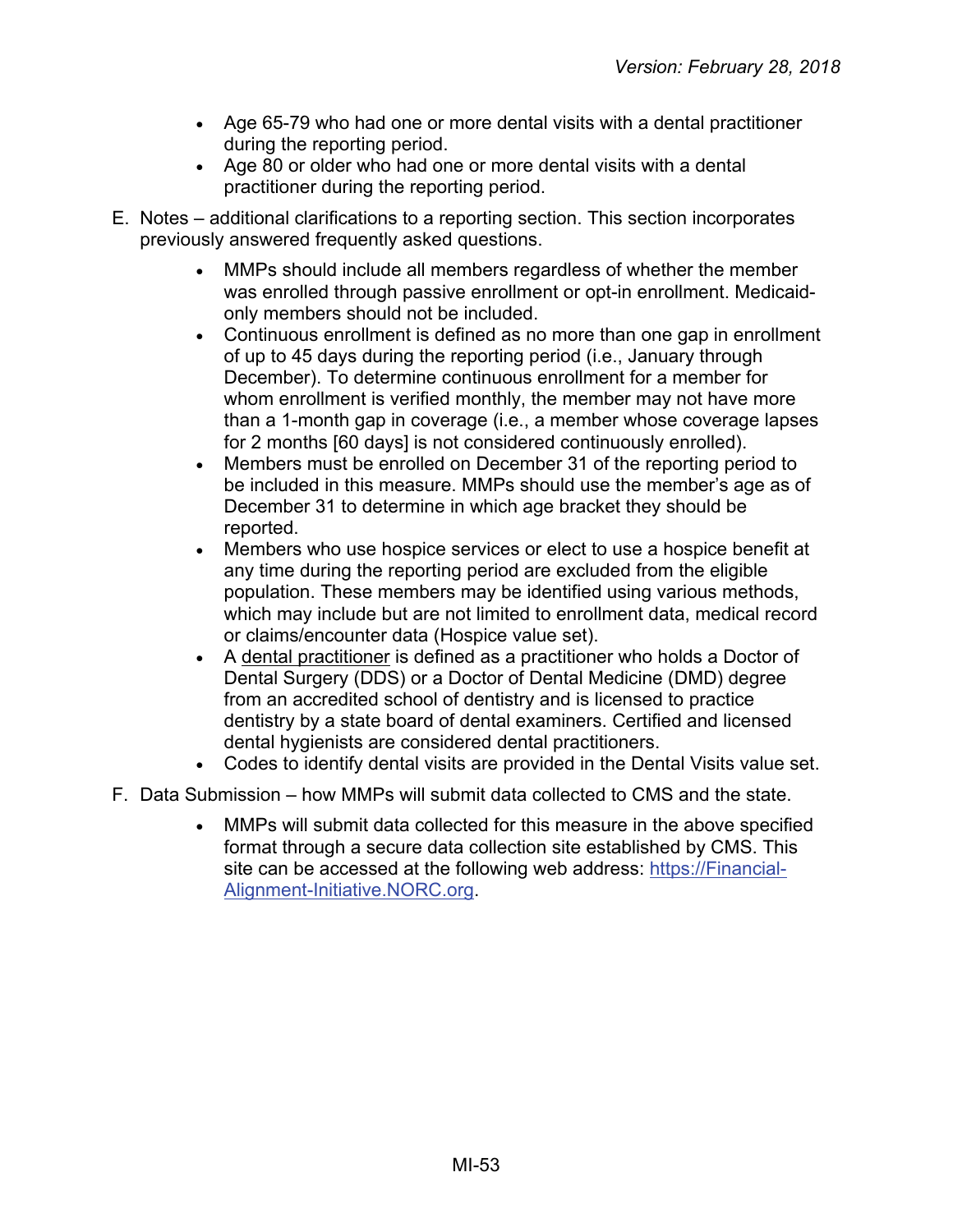- Age 65-79 who had one or more dental visits with a dental practitioner during the reporting period.
- Age 80 or older who had one or more dental visits with a dental practitioner during the reporting period.

E. Notes – additional clarifications to a reporting section. This section incorporates previously answered frequently asked questions.

- MMPs should include all members regardless of whether the member was enrolled through passive enrollment or opt-in enrollment. Medicaid-only members should not be included.
- Continuous enrollment is defined as no more than one gap in enrollment of up to 45 days during the reporting period (i.e., January through December). To determine continuous enrollment for a member for whom enrollment is verified monthly, the member may not have more than a 1-month gap in coverage (i.e., a member whose coverage lapses for 2 months [60 days] is not considered continuously enrolled).
- Members must be enrolled on December 31 of the reporting period to be included in this measure. MMPs should use the member's age as of December 31 to determine in which age bracket they should be reported.
- Members who use hospice services or elect to use a hospice benefit at any time during the reporting period are excluded from the eligible population. These members may be identified using various methods, which may include but are not limited to enrollment data, medical record or claims/encounter data (Hospice value set).
- A dental practitioner is defined as a practitioner who holds a Doctor of Dental Surgery (DDS) or a Doctor of Dental Medicine (DMD) degree from an accredited school of dentistry and is licensed to practice dentistry by a state board of dental examiners. Certified and licensed dental hygienists are considered dental practitioners.
- Codes to identify dental visits are provided in the Dental Visits value set.

F. Data Submission – how MMPs will submit data collected to CMS and the state.

- MMPs will submit data collected for this measure in the above specified format through a secure data collection site established by CMS. This site can be accessed at the following web address: https://Financial-Alignment-Initiative.NORC.org.